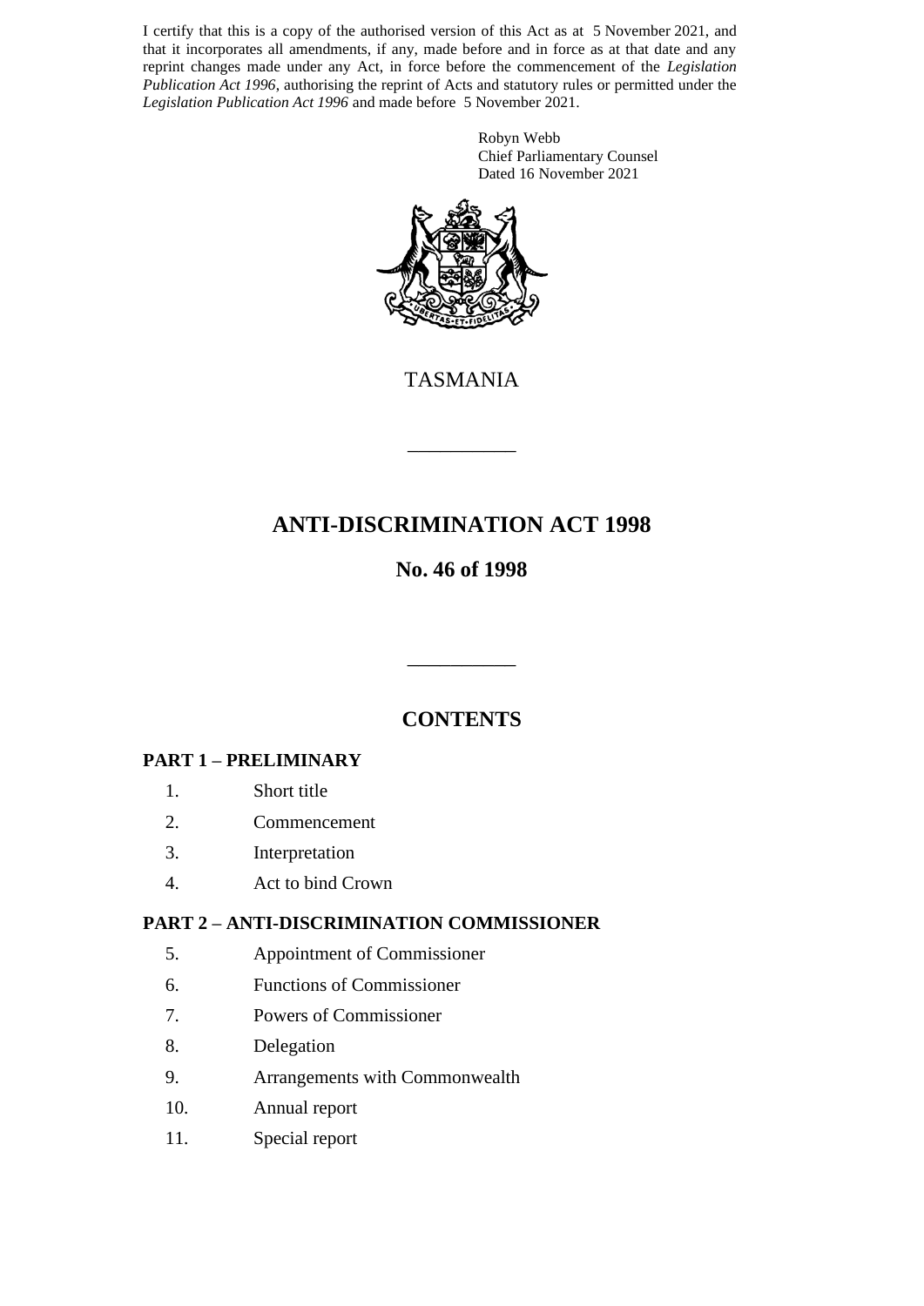I certify that this is a copy of the authorised version of this Act as at 5 November 2021, and that it incorporates all amendments, if any, made before and in force as at that date and any reprint changes made under any Act, in force before the commencement of the *Legislation Publication Act 1996*, authorising the reprint of Acts and statutory rules or permitted under the *Legislation Publication Act 1996* and made before 5 November 2021.

Robyn Webb
Chief Parliamentary Counsel
Dated 16 November 2021

TASMANIA

# ANTI-DISCRIMINATION ACT 1998

## No. 46 of 1998

## CONTENTS

**PART 1 – PRELIMINARY**

1. Short title
2. Commencement
3. Interpretation
4. Act to bind Crown

**PART 2 – ANTI-DISCRIMINATION COMMISSIONER**

5. Appointment of Commissioner
6. Functions of Commissioner
7. Powers of Commissioner
8. Delegation
9. Arrangements with Commonwealth
10. Annual report
11. Special report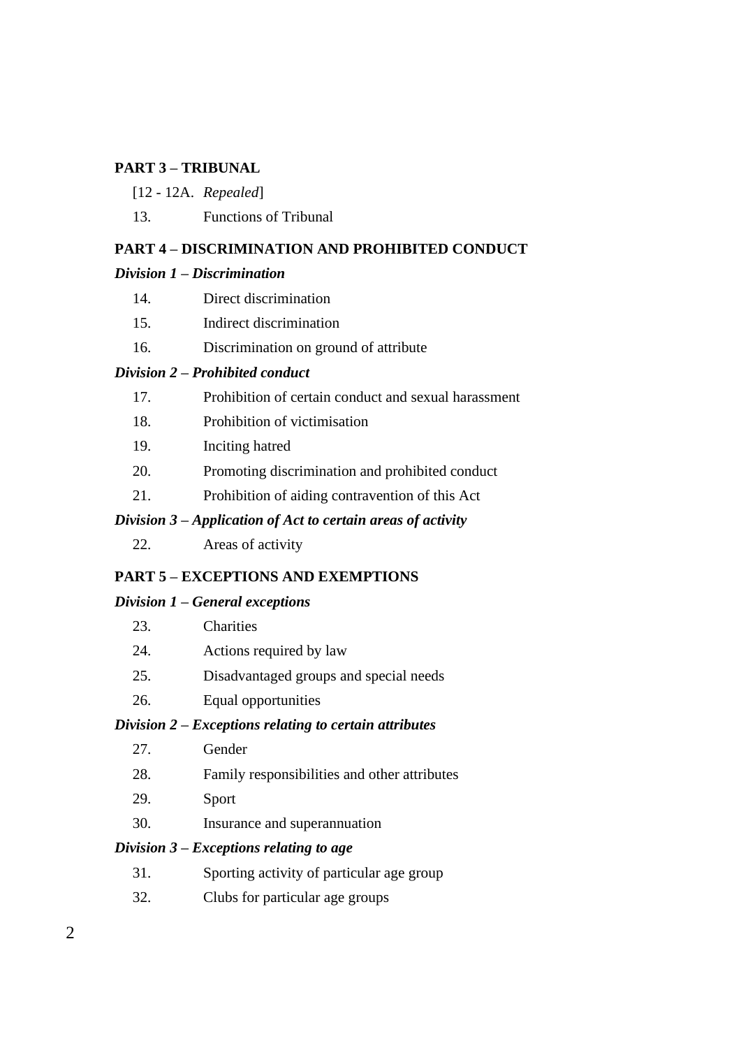**PART 3 – TRIBUNAL**

[12 - 12A. *Repealed*]

13. Functions of Tribunal

**PART 4 – DISCRIMINATION AND PROHIBITED CONDUCT**

***Division 1 – Discrimination***

14. Direct discrimination

15. Indirect discrimination

16. Discrimination on ground of attribute

***Division 2 – Prohibited conduct***

17. Prohibition of certain conduct and sexual harassment

18. Prohibition of victimisation

19. Inciting hatred

20. Promoting discrimination and prohibited conduct

21. Prohibition of aiding contravention of this Act

***Division 3 – Application of Act to certain areas of activity***

22. Areas of activity

**PART 5 – EXCEPTIONS AND EXEMPTIONS**

***Division 1 – General exceptions***

23. Charities

24. Actions required by law

25. Disadvantaged groups and special needs

26. Equal opportunities

***Division 2 – Exceptions relating to certain attributes***

27. Gender

28. Family responsibilities and other attributes

29. Sport

30. Insurance and superannuation

***Division 3 – Exceptions relating to age***

31. Sporting activity of particular age group

32. Clubs for particular age groups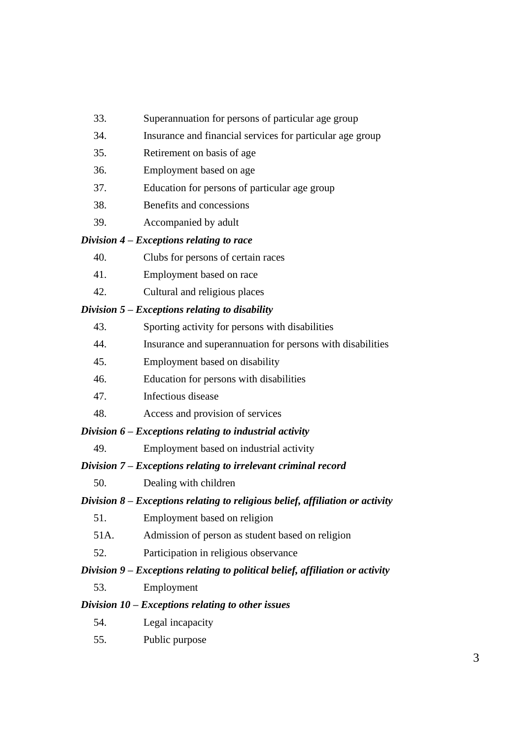33. Superannuation for persons of particular age group
34. Insurance and financial services for particular age group
35. Retirement on basis of age
36. Employment based on age
37. Education for persons of particular age group
38. Benefits and concessions
39. Accompanied by adult

***Division 4 – Exceptions relating to race***

40. Clubs for persons of certain races
41. Employment based on race
42. Cultural and religious places

***Division 5 – Exceptions relating to disability***

43. Sporting activity for persons with disabilities
44. Insurance and superannuation for persons with disabilities
45. Employment based on disability
46. Education for persons with disabilities
47. Infectious disease
48. Access and provision of services

***Division 6 – Exceptions relating to industrial activity***

49. Employment based on industrial activity

***Division 7 – Exceptions relating to irrelevant criminal record***

50. Dealing with children

***Division 8 – Exceptions relating to religious belief, affiliation or activity***

51. Employment based on religion

51A. Admission of person as student based on religion

52. Participation in religious observance

***Division 9 – Exceptions relating to political belief, affiliation or activity***

53. Employment

***Division 10 – Exceptions relating to other issues***

54. Legal incapacity
55. Public purpose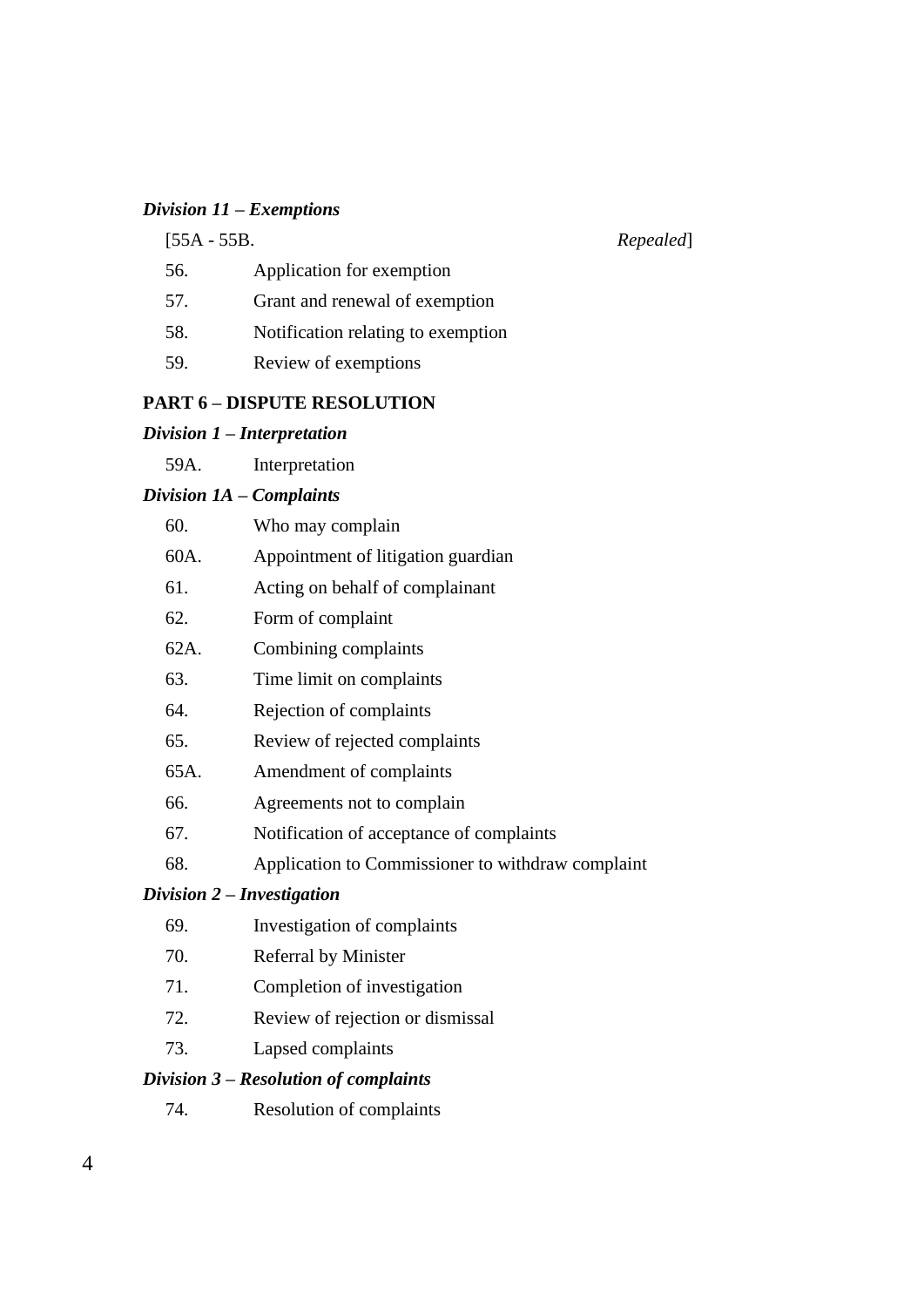***Division 11 – Exemptions***

[55A - 55B. *Repealed*]

56. Application for exemption

57. Grant and renewal of exemption

58. Notification relating to exemption

59. Review of exemptions

**PART 6 – DISPUTE RESOLUTION**

***Division 1 – Interpretation***

59A. Interpretation

***Division 1A – Complaints***

60. Who may complain

60A. Appointment of litigation guardian

61. Acting on behalf of complainant

62. Form of complaint

62A. Combining complaints

63. Time limit on complaints

64. Rejection of complaints

65. Review of rejected complaints

65A. Amendment of complaints

66. Agreements not to complain

67. Notification of acceptance of complaints

68. Application to Commissioner to withdraw complaint

***Division 2 – Investigation***

69. Investigation of complaints

70. Referral by Minister

71. Completion of investigation

72. Review of rejection or dismissal

73. Lapsed complaints

***Division 3 – Resolution of complaints***

74. Resolution of complaints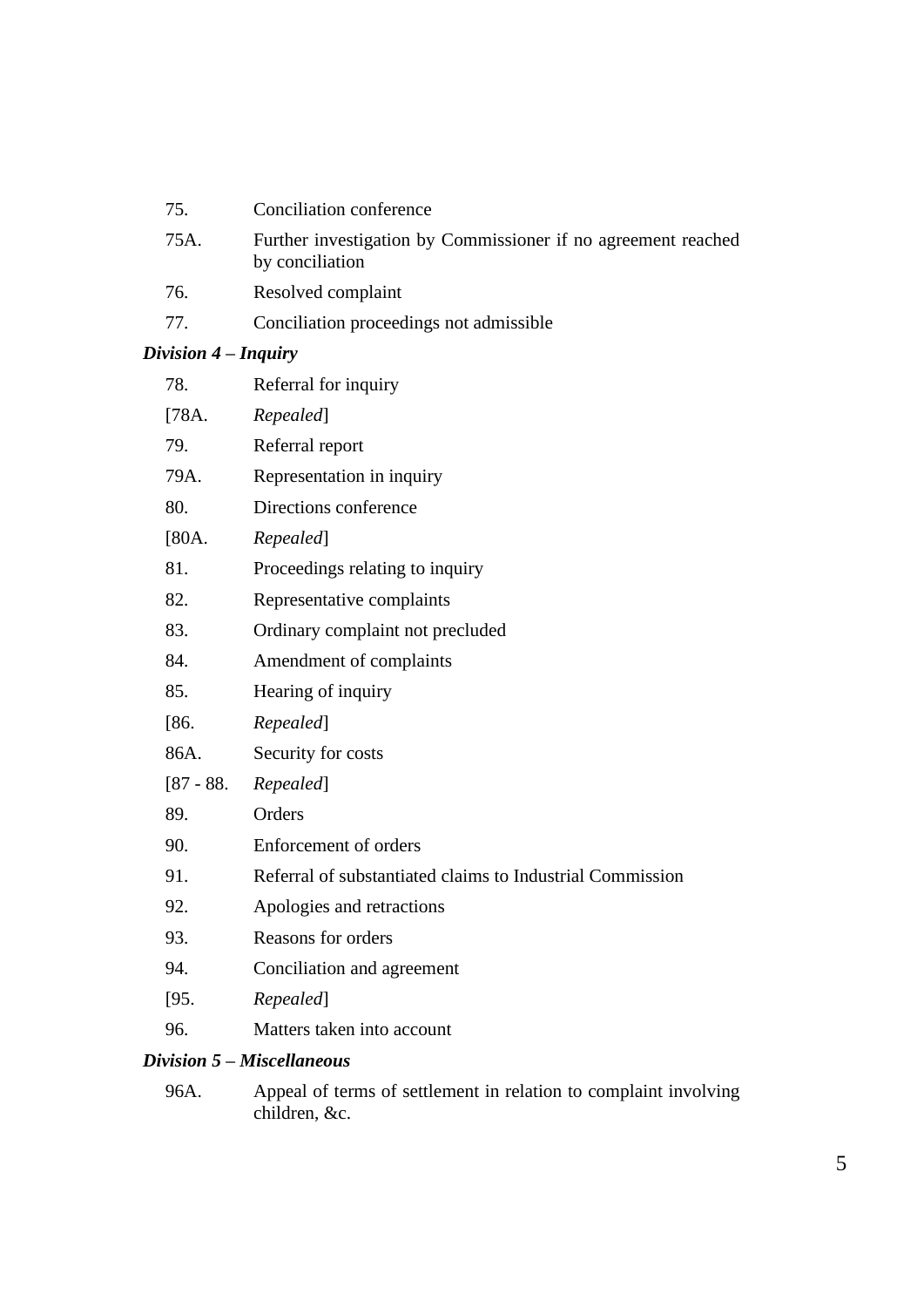75. Conciliation conference

75A. Further investigation by Commissioner if no agreement reached by conciliation

76. Resolved complaint

77. Conciliation proceedings not admissible

***Division 4 – Inquiry***

78. Referral for inquiry

[78A. *Repealed*]

79. Referral report

79A. Representation in inquiry

80. Directions conference

[80A. *Repealed*]

81. Proceedings relating to inquiry

82. Representative complaints

83. Ordinary complaint not precluded

84. Amendment of complaints

85. Hearing of inquiry

[86. *Repealed*]

86A. Security for costs

[87 - 88. *Repealed*]

89. Orders

90. Enforcement of orders

91. Referral of substantiated claims to Industrial Commission

92. Apologies and retractions

93. Reasons for orders

94. Conciliation and agreement

[95. *Repealed*]

96. Matters taken into account

***Division 5 – Miscellaneous***

96A. Appeal of terms of settlement in relation to complaint involving children, &c.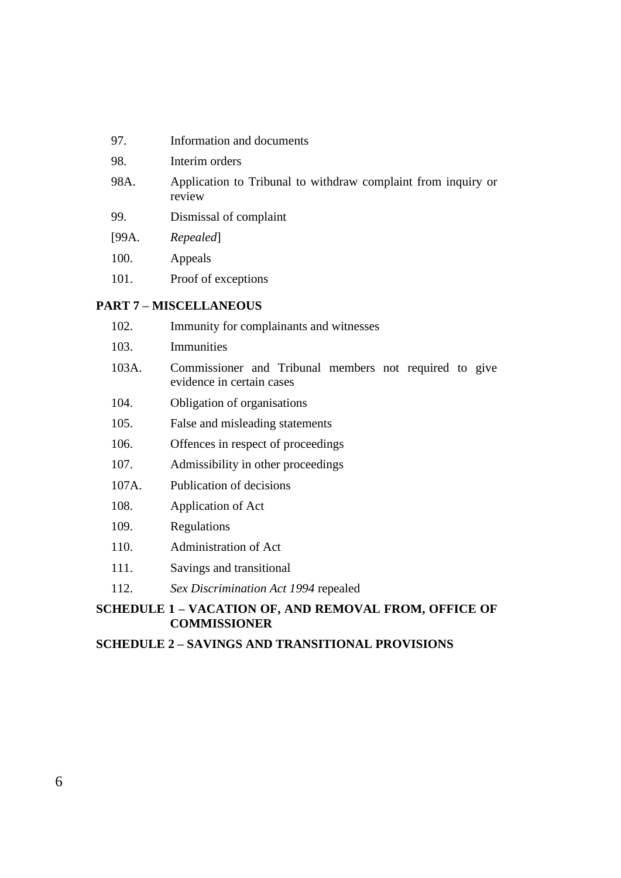97. Information and documents

98. Interim orders

98A. Application to Tribunal to withdraw complaint from inquiry or review

99. Dismissal of complaint

[99A. *Repealed*]

100. Appeals

101. Proof of exceptions

**PART 7 – MISCELLANEOUS**

102. Immunity for complainants and witnesses

103. Immunities

103A. Commissioner and Tribunal members not required to give evidence in certain cases

104. Obligation of organisations

105. False and misleading statements

106. Offences in respect of proceedings

107. Admissibility in other proceedings

107A. Publication of decisions

108. Application of Act

109. Regulations

110. Administration of Act

111. Savings and transitional

112. *Sex Discrimination Act 1994* repealed

**SCHEDULE 1 – VACATION OF, AND REMOVAL FROM, OFFICE OF COMMISSIONER**

**SCHEDULE 2 – SAVINGS AND TRANSITIONAL PROVISIONS**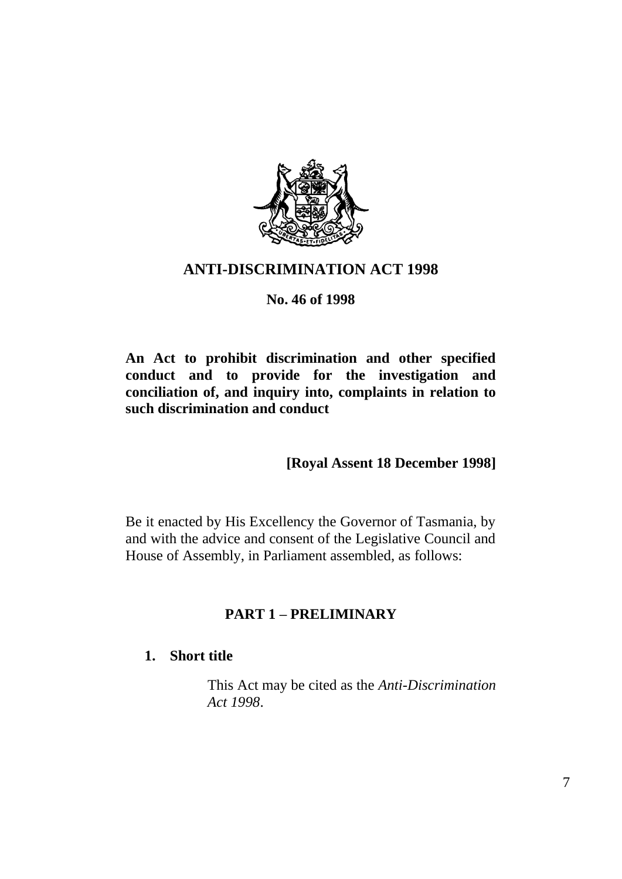# ANTI-DISCRIMINATION ACT 1998

**No. 46 of 1998**

**An Act to prohibit discrimination and other specified conduct and to provide for the investigation and conciliation of, and inquiry into, complaints in relation to such discrimination and conduct**

**[Royal Assent 18 December 1998]**

Be it enacted by His Excellency the Governor of Tasmania, by and with the advice and consent of the Legislative Council and House of Assembly, in Parliament assembled, as follows:

## PART 1 – PRELIMINARY

### 1. Short title

This Act may be cited as the *Anti-Discrimination Act 1998*.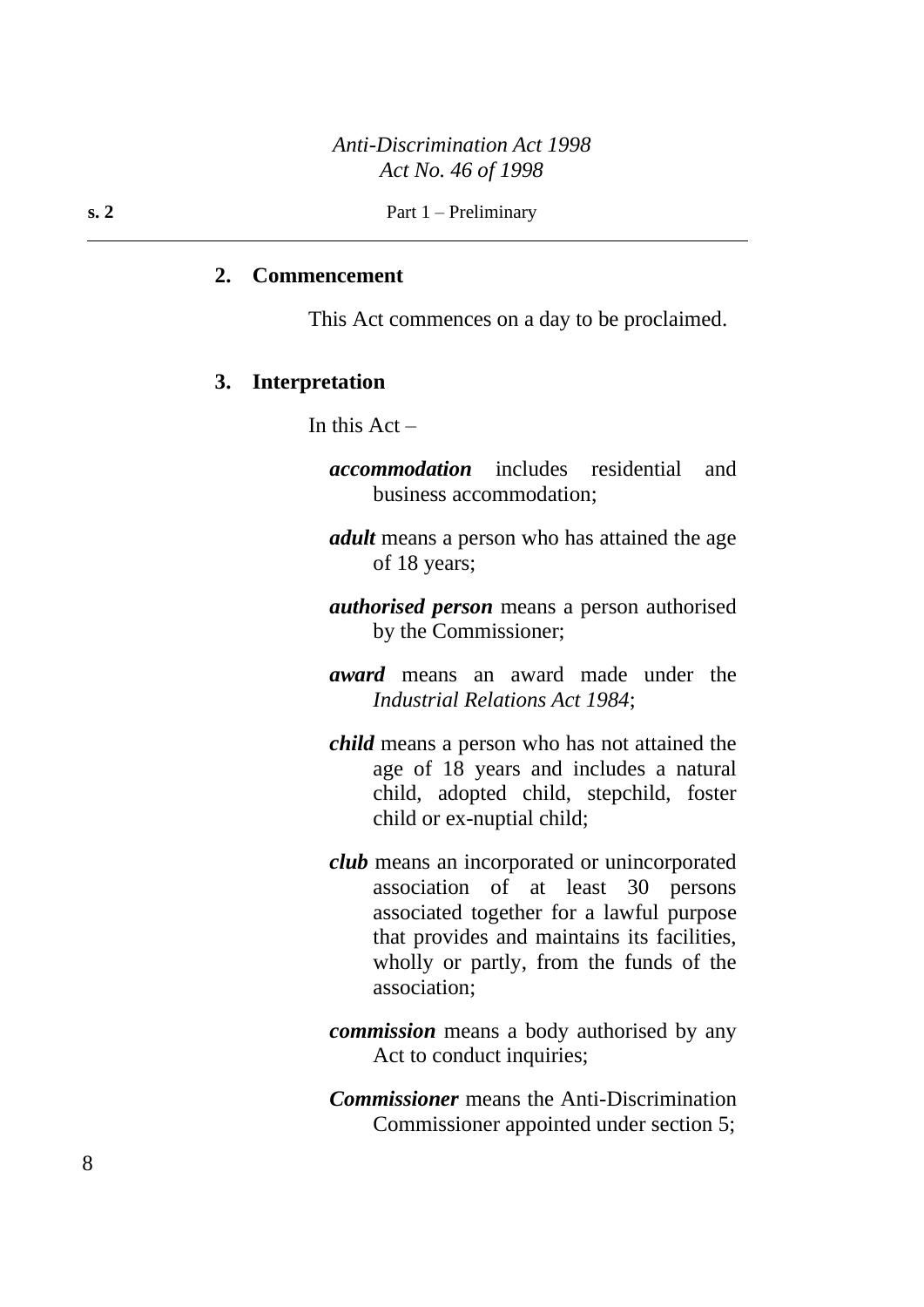## 2. Commencement

This Act commences on a day to be proclaimed.

## 3. Interpretation

In this Act –

***accommodation*** includes residential and business accommodation;

***adult*** means a person who has attained the age of 18 years;

***authorised person*** means a person authorised by the Commissioner;

***award*** means an award made under the *Industrial Relations Act 1984*;

***child*** means a person who has not attained the age of 18 years and includes a natural child, adopted child, stepchild, foster child or ex-nuptial child;

***club*** means an incorporated or unincorporated association of at least 30 persons associated together for a lawful purpose that provides and maintains its facilities, wholly or partly, from the funds of the association;

***commission*** means a body authorised by any Act to conduct inquiries;

***Commissioner*** means the Anti-Discrimination Commissioner appointed under section 5;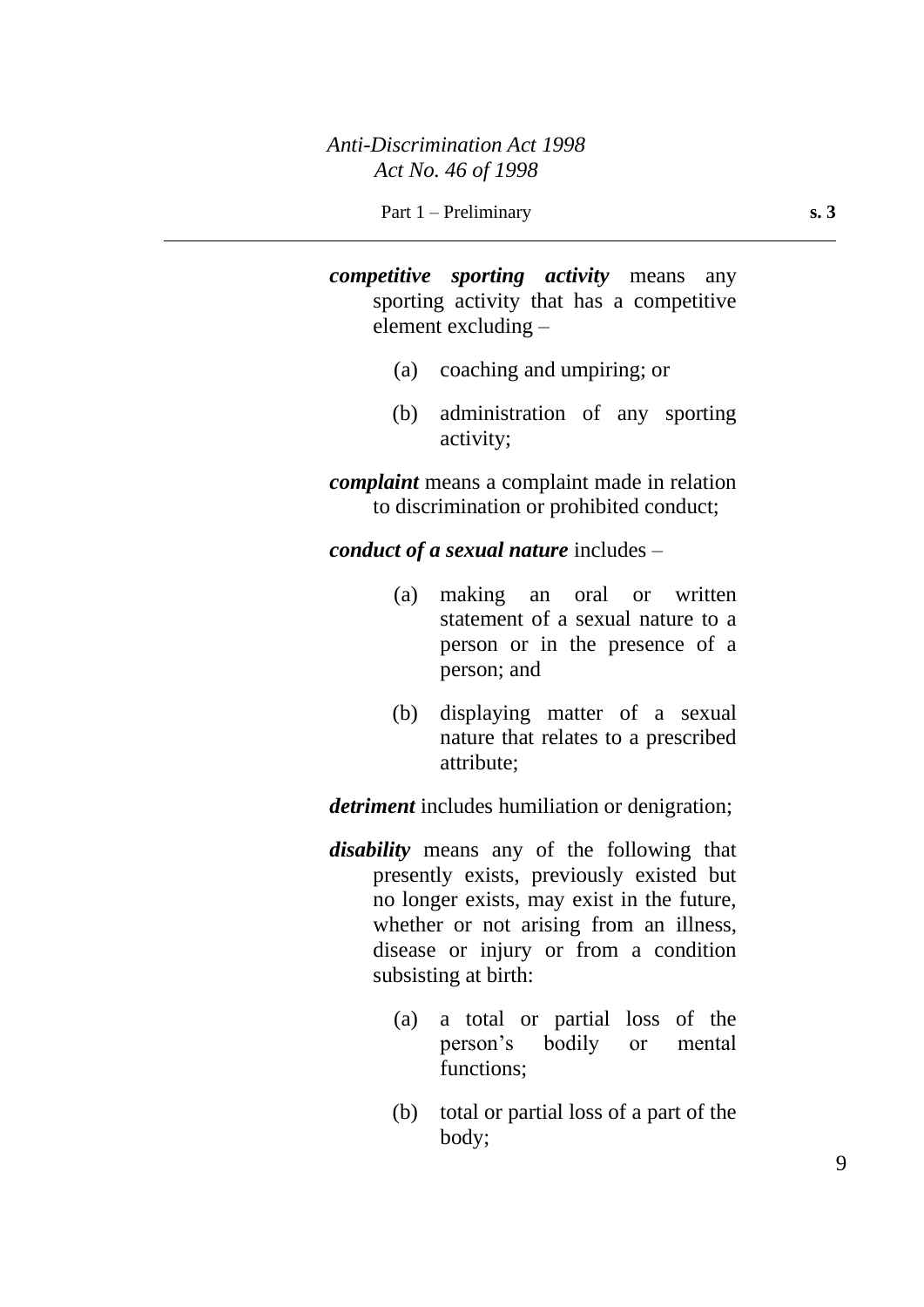***competitive sporting activity*** means any sporting activity that has a competitive element excluding –

(a) coaching and umpiring; or

(b) administration of any sporting activity;

***complaint*** means a complaint made in relation to discrimination or prohibited conduct;

***conduct of a sexual nature*** includes –

(a) making an oral or written statement of a sexual nature to a person or in the presence of a person; and

(b) displaying matter of a sexual nature that relates to a prescribed attribute;

***detriment*** includes humiliation or denigration;

***disability*** means any of the following that presently exists, previously existed but no longer exists, may exist in the future, whether or not arising from an illness, disease or injury or from a condition subsisting at birth:

(a) a total or partial loss of the person's bodily or mental functions;

(b) total or partial loss of a part of the body;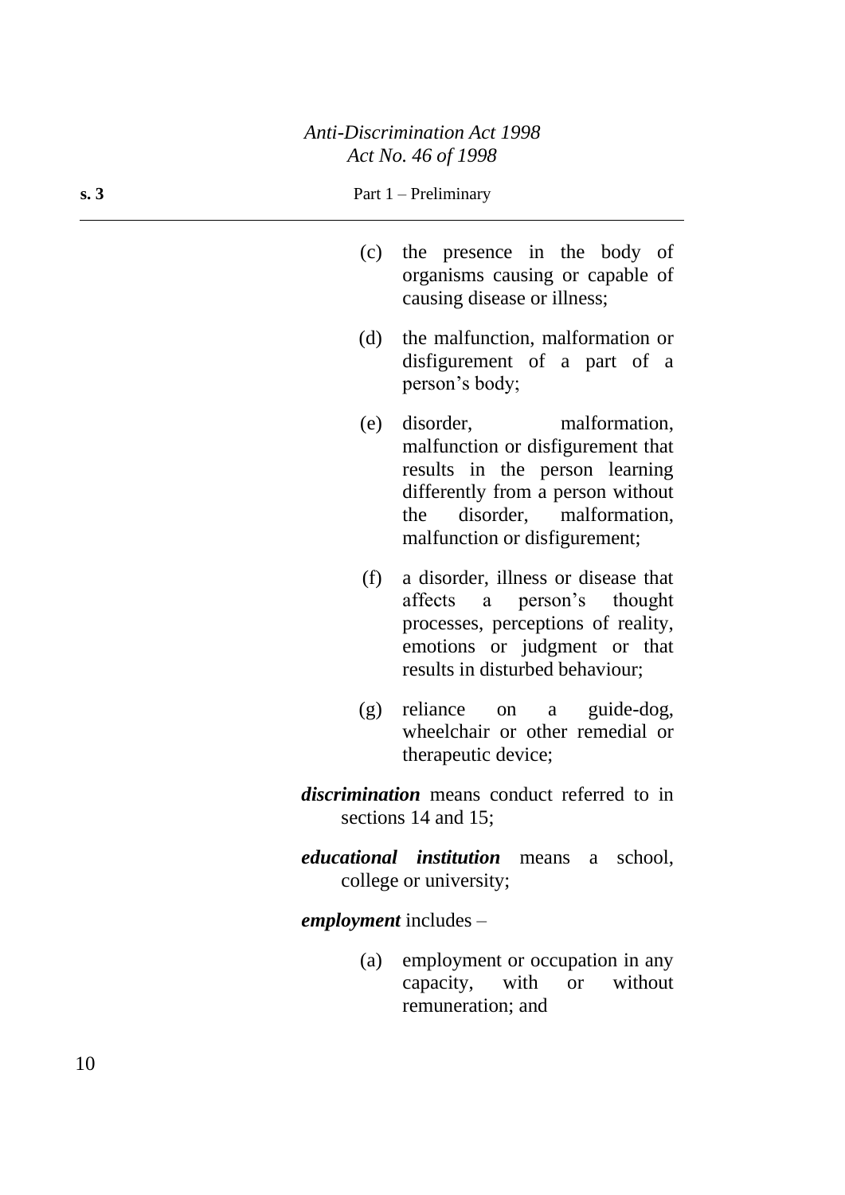(c) the presence in the body of organisms causing or capable of causing disease or illness;

(d) the malfunction, malformation or disfigurement of a part of a person's body;

(e) disorder, malformation, malfunction or disfigurement that results in the person learning differently from a person without the disorder, malformation, malfunction or disfigurement;

(f) a disorder, illness or disease that affects a person's thought processes, perceptions of reality, emotions or judgment or that results in disturbed behaviour;

(g) reliance on a guide-dog, wheelchair or other remedial or therapeutic device;

***discrimination*** means conduct referred to in sections 14 and 15;

***educational institution*** means a school, college or university;

***employment*** includes –

(a) employment or occupation in any capacity, with or without remuneration; and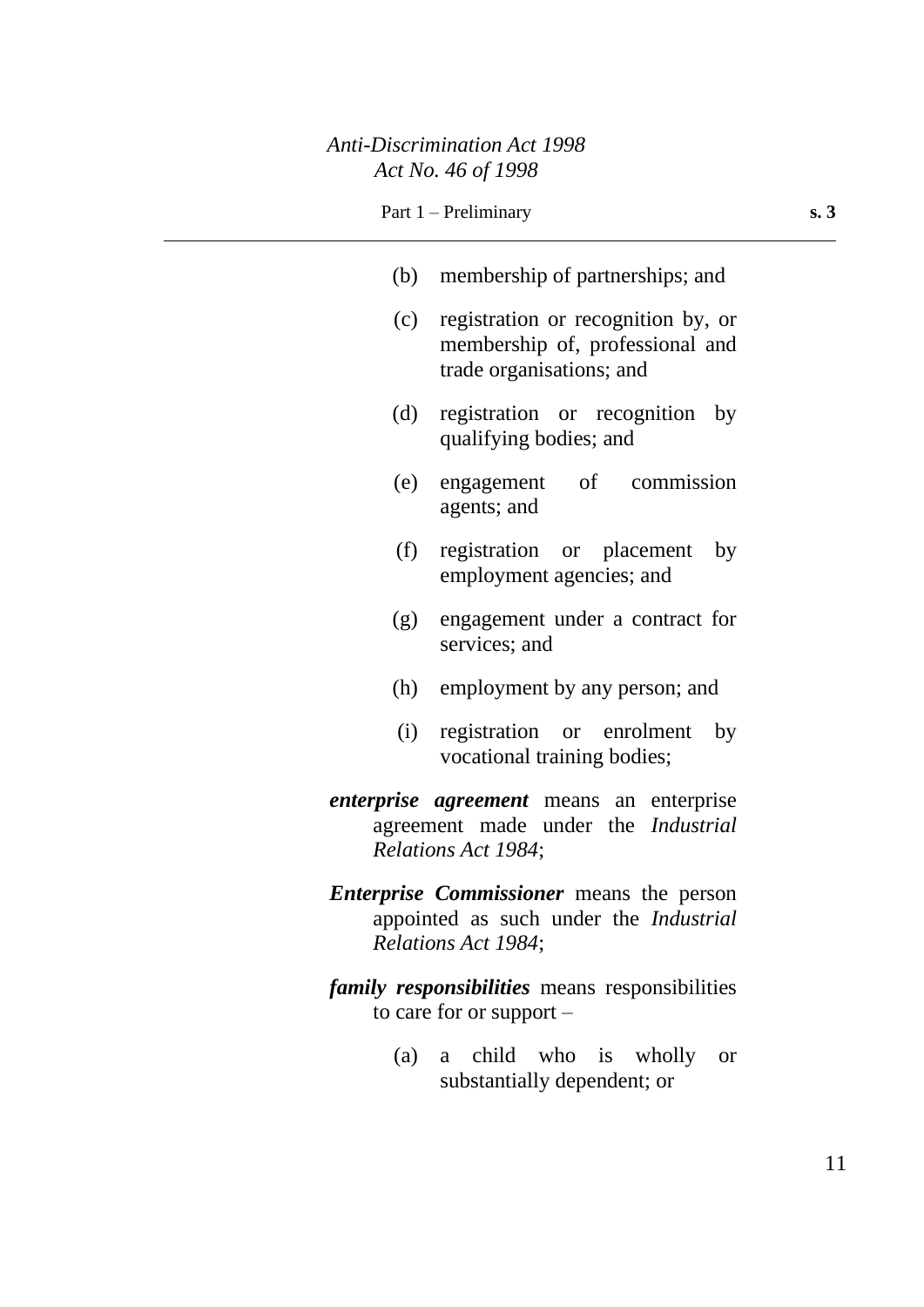(b) membership of partnerships; and

(c) registration or recognition by, or membership of, professional and trade organisations; and

(d) registration or recognition by qualifying bodies; and

(e) engagement of commission agents; and

(f) registration or placement by employment agencies; and

(g) engagement under a contract for services; and

(h) employment by any person; and

(i) registration or enrolment by vocational training bodies;

***enterprise agreement*** means an enterprise agreement made under the *Industrial Relations Act 1984*;

***Enterprise Commissioner*** means the person appointed as such under the *Industrial Relations Act 1984*;

***family responsibilities*** means responsibilities to care for or support –

(a) a child who is wholly or substantially dependent; or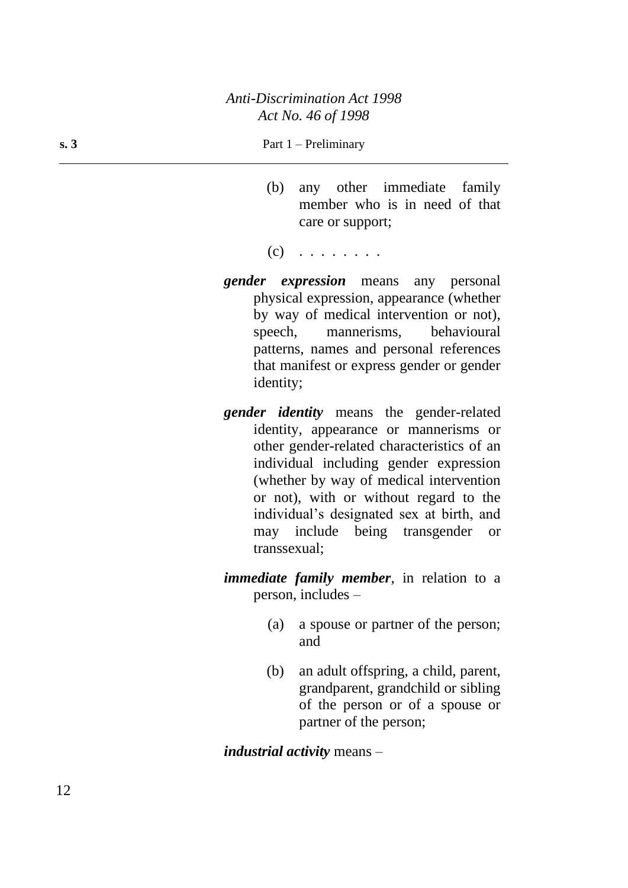(b) any other immediate family member who is in need of that care or support;

(c) . . . . . . . .

***gender expression*** means any personal physical expression, appearance (whether by way of medical intervention or not), speech, mannerisms, behavioural patterns, names and personal references that manifest or express gender or gender identity;

***gender identity*** means the gender-related identity, appearance or mannerisms or other gender-related characteristics of an individual including gender expression (whether by way of medical intervention or not), with or without regard to the individual's designated sex at birth, and may include being transgender or transsexual;

***immediate family member***, in relation to a person, includes –

(a) a spouse or partner of the person; and

(b) an adult offspring, a child, parent, grandparent, grandchild or sibling of the person or of a spouse or partner of the person;

***industrial activity*** means –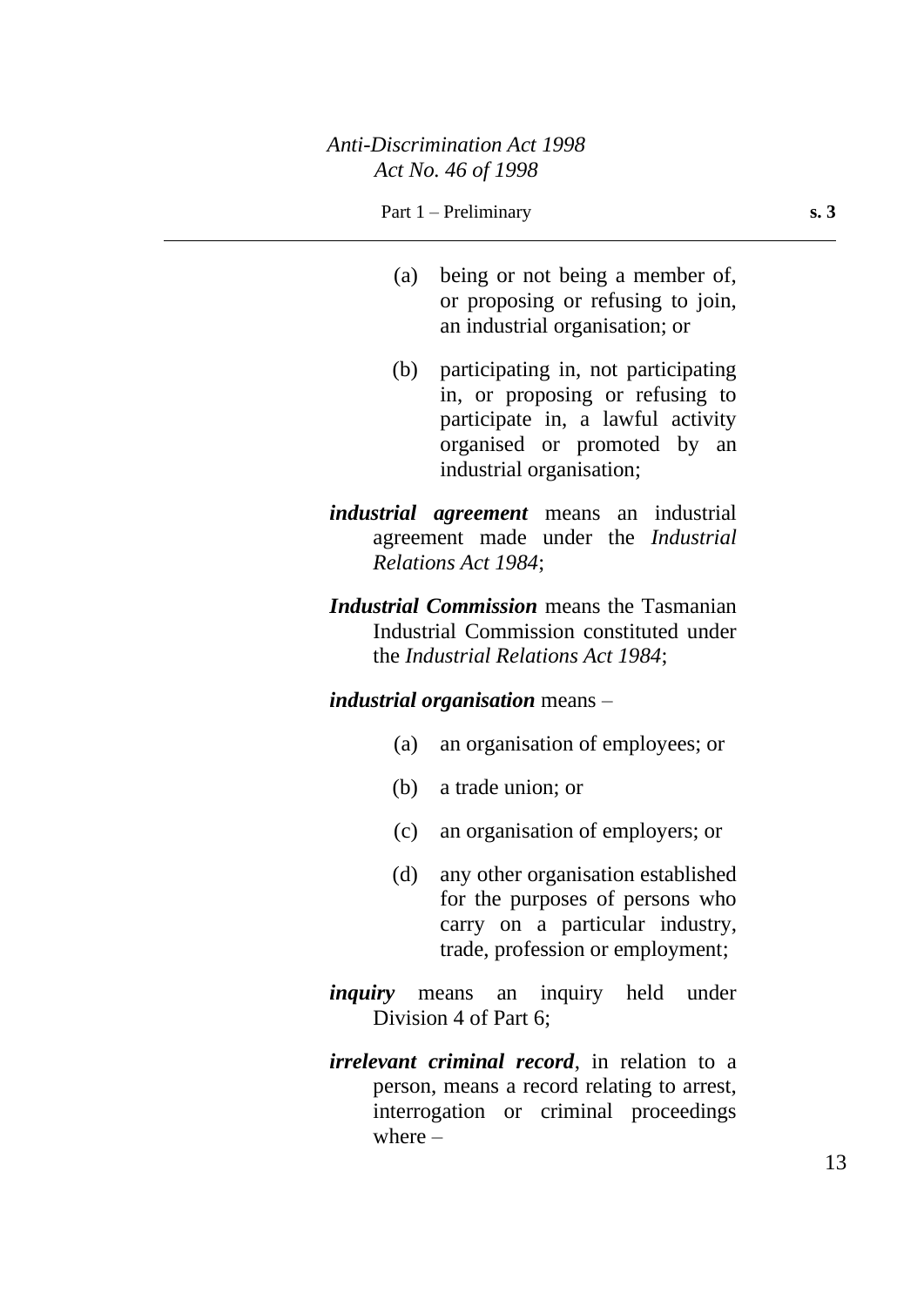(a) being or not being a member of, or proposing or refusing to join, an industrial organisation; or

(b) participating in, not participating in, or proposing or refusing to participate in, a lawful activity organised or promoted by an industrial organisation;

***industrial agreement*** means an industrial agreement made under the *Industrial Relations Act 1984*;

***Industrial Commission*** means the Tasmanian Industrial Commission constituted under the *Industrial Relations Act 1984*;

***industrial organisation*** means –

(a) an organisation of employees; or

(b) a trade union; or

(c) an organisation of employers; or

(d) any other organisation established for the purposes of persons who carry on a particular industry, trade, profession or employment;

***inquiry*** means an inquiry held under Division 4 of Part 6;

***irrelevant criminal record***, in relation to a person, means a record relating to arrest, interrogation or criminal proceedings where –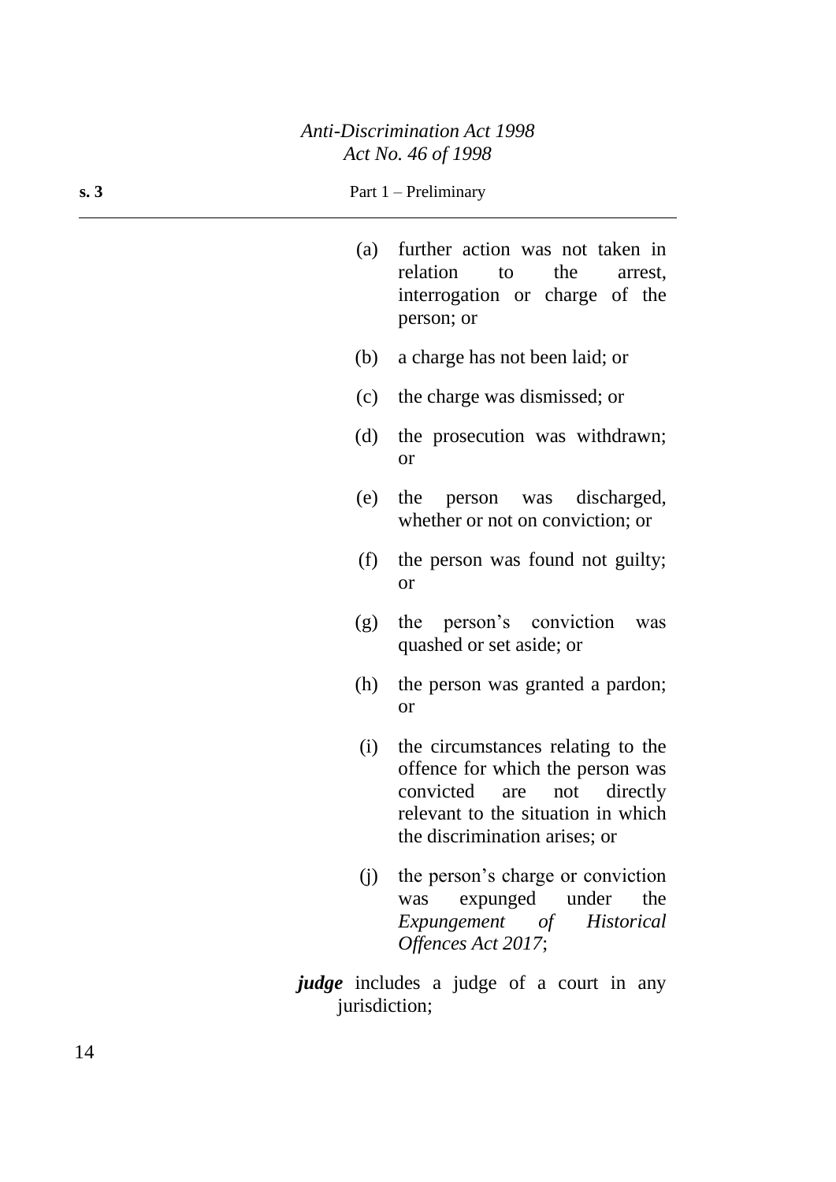(a) further action was not taken in relation to the arrest, interrogation or charge of the person; or

(b) a charge has not been laid; or

(c) the charge was dismissed; or

(d) the prosecution was withdrawn; or

(e) the person was discharged, whether or not on conviction; or

(f) the person was found not guilty; or

(g) the person's conviction was quashed or set aside; or

(h) the person was granted a pardon; or

(i) the circumstances relating to the offence for which the person was convicted are not directly relevant to the situation in which the discrimination arises; or

(j) the person's charge or conviction was expunged under the *Expungement of Historical Offences Act 2017*;

***judge*** includes a judge of a court in any jurisdiction;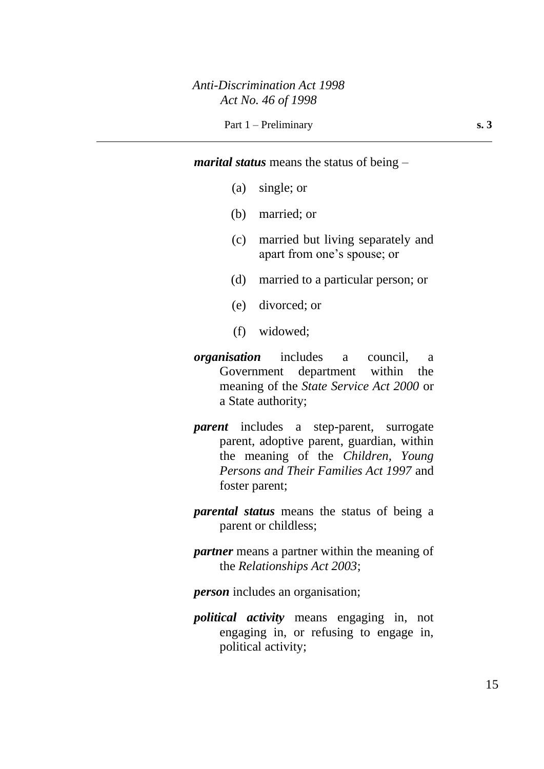***marital status*** means the status of being –

(a) single; or

(b) married; or

(c) married but living separately and apart from one's spouse; or

(d) married to a particular person; or

(e) divorced; or

(f) widowed;

***organisation*** includes a council, a Government department within the meaning of the *State Service Act 2000* or a State authority;

***parent*** includes a step-parent, surrogate parent, adoptive parent, guardian, within the meaning of the *Children, Young Persons and Their Families Act 1997* and foster parent;

***parental status*** means the status of being a parent or childless;

***partner*** means a partner within the meaning of the *Relationships Act 2003*;

***person*** includes an organisation;

***political activity*** means engaging in, not engaging in, or refusing to engage in, political activity;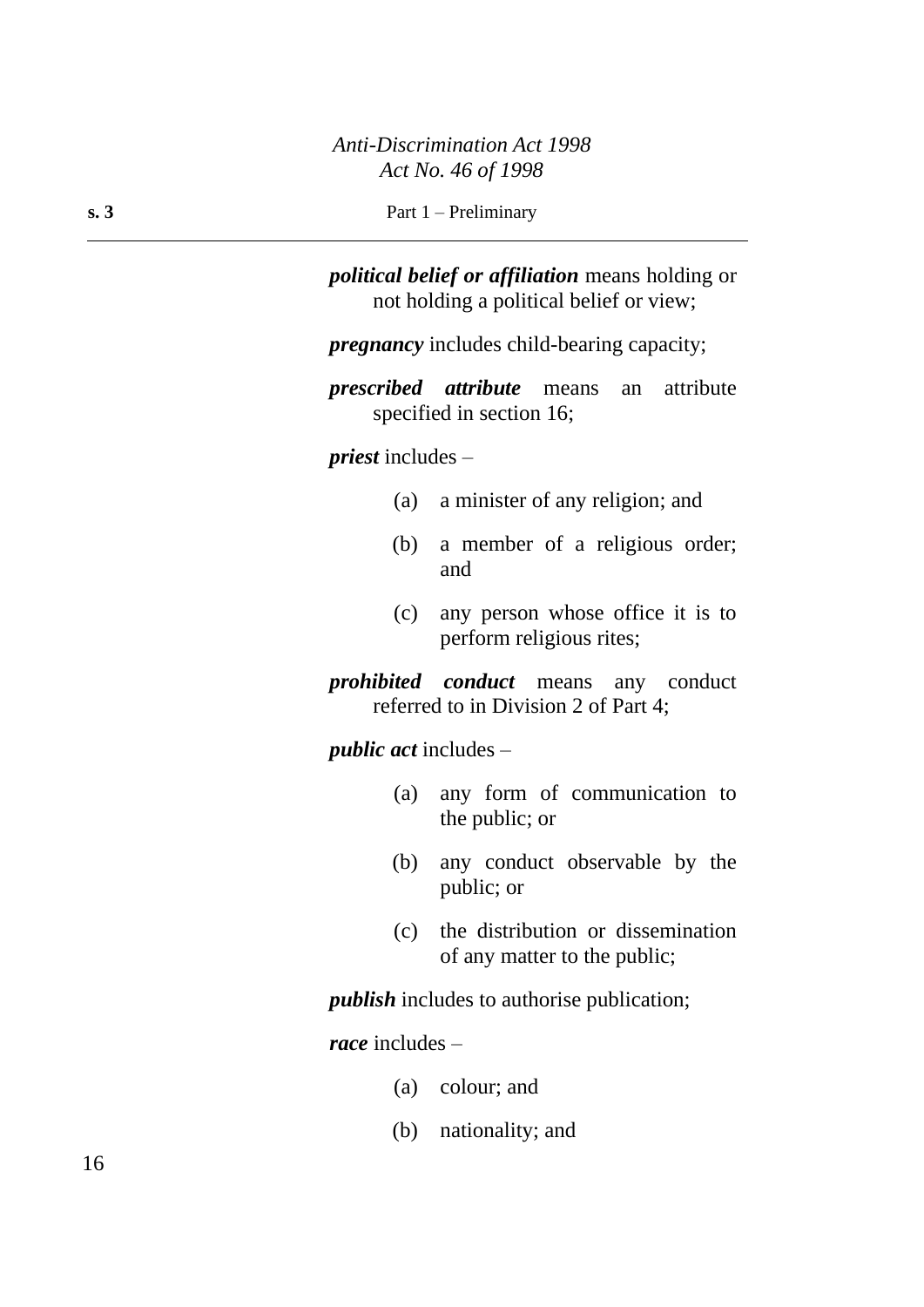***political belief or affiliation*** means holding or not holding a political belief or view;

***pregnancy*** includes child-bearing capacity;

***prescribed attribute*** means an attribute specified in section 16;

***priest*** includes –

- (a) a minister of any religion; and
- (b) a member of a religious order; and
- (c) any person whose office it is to perform religious rites;

***prohibited conduct*** means any conduct referred to in Division 2 of Part 4;

***public act*** includes –

- (a) any form of communication to the public; or
- (b) any conduct observable by the public; or
- (c) the distribution or dissemination of any matter to the public;

***publish*** includes to authorise publication;

***race*** includes –

- (a) colour; and
- (b) nationality; and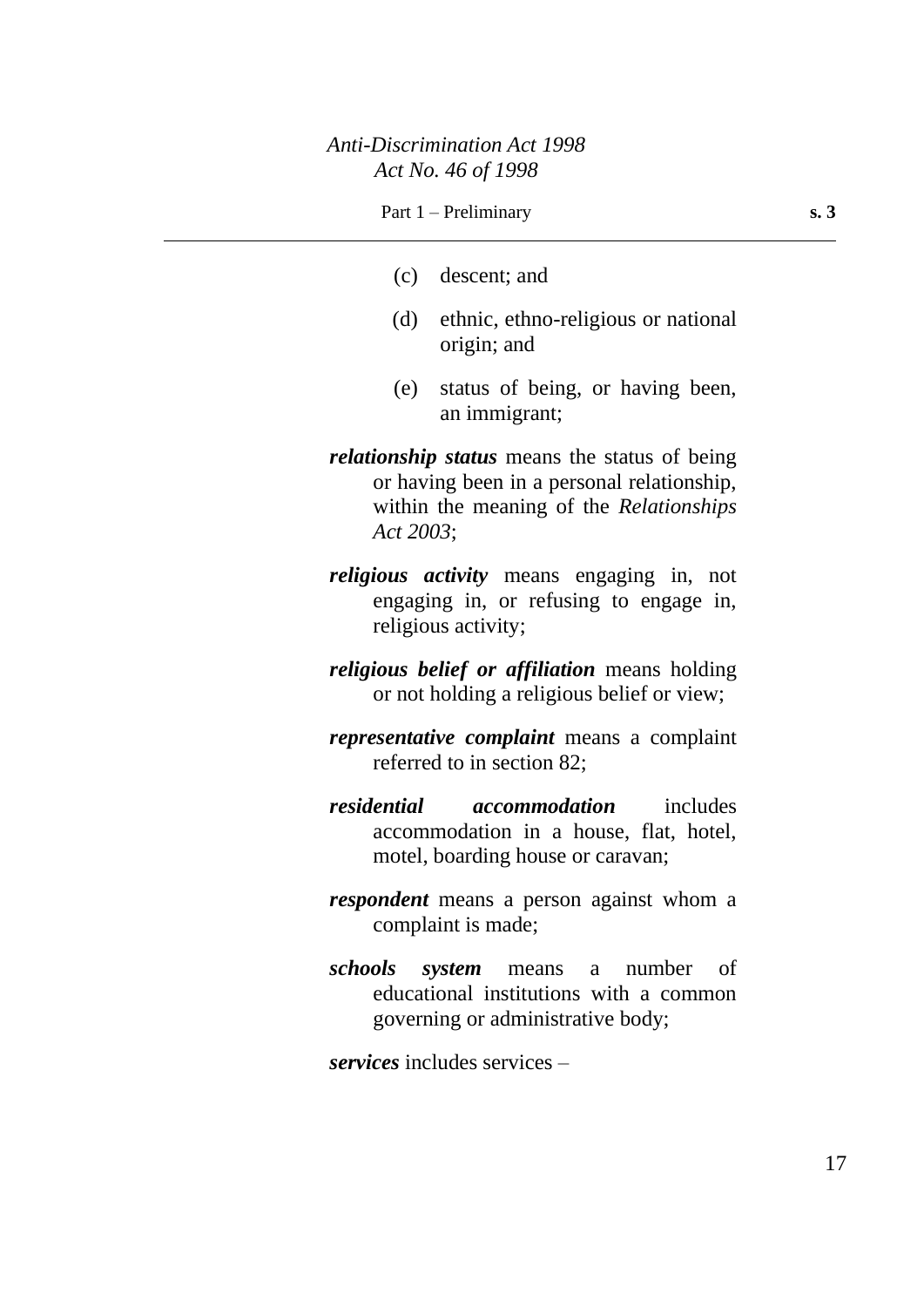(c) descent; and

(d) ethnic, ethno-religious or national origin; and

(e) status of being, or having been, an immigrant;

***relationship status*** means the status of being or having been in a personal relationship, within the meaning of the *Relationships Act 2003*;

***religious activity*** means engaging in, not engaging in, or refusing to engage in, religious activity;

***religious belief or affiliation*** means holding or not holding a religious belief or view;

***representative complaint*** means a complaint referred to in section 82;

***residential accommodation*** includes accommodation in a house, flat, hotel, motel, boarding house or caravan;

***respondent*** means a person against whom a complaint is made;

***schools system*** means a number of educational institutions with a common governing or administrative body;

***services*** includes services –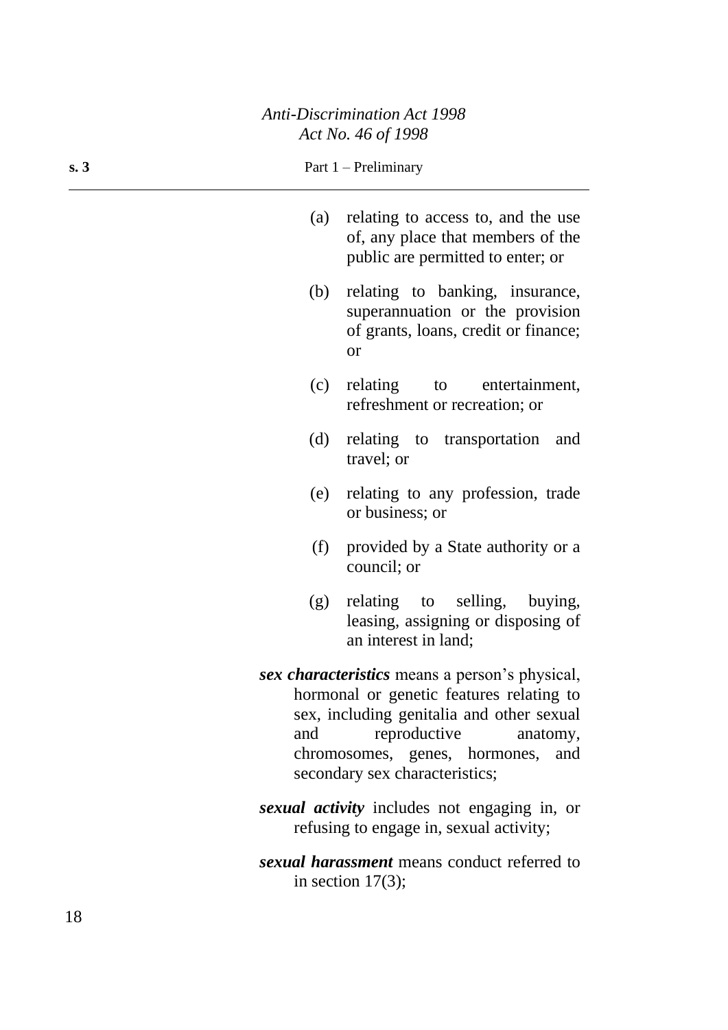(a) relating to access to, and the use of, any place that members of the public are permitted to enter; or

(b) relating to banking, insurance, superannuation or the provision of grants, loans, credit or finance; or

(c) relating to entertainment, refreshment or recreation; or

(d) relating to transportation and travel; or

(e) relating to any profession, trade or business; or

(f) provided by a State authority or a council; or

(g) relating to selling, buying, leasing, assigning or disposing of an interest in land;

***sex characteristics*** means a person’s physical, hormonal or genetic features relating to sex, including genitalia and other sexual and reproductive anatomy, chromosomes, genes, hormones, and secondary sex characteristics;

***sexual activity*** includes not engaging in, or refusing to engage in, sexual activity;

***sexual harassment*** means conduct referred to in section 17(3);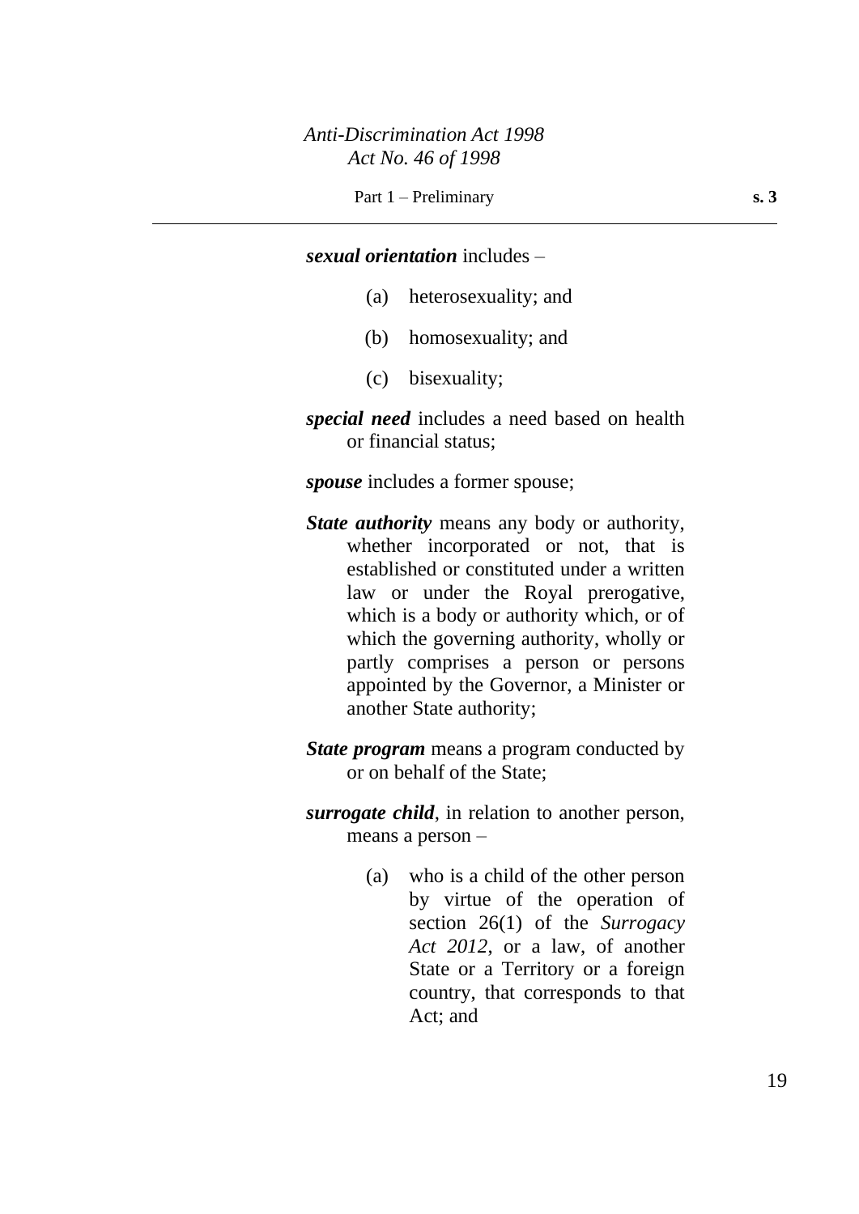***sexual orientation*** includes –

(a) heterosexuality; and

(b) homosexuality; and

(c) bisexuality;

***special need*** includes a need based on health or financial status;

***spouse*** includes a former spouse;

***State authority*** means any body or authority, whether incorporated or not, that is established or constituted under a written law or under the Royal prerogative, which is a body or authority which, or of which the governing authority, wholly or partly comprises a person or persons appointed by the Governor, a Minister or another State authority;

***State program*** means a program conducted by or on behalf of the State;

***surrogate child***, in relation to another person, means a person –

(a) who is a child of the other person by virtue of the operation of section 26(1) of the *Surrogacy Act 2012*, or a law, of another State or a Territory or a foreign country, that corresponds to that Act; and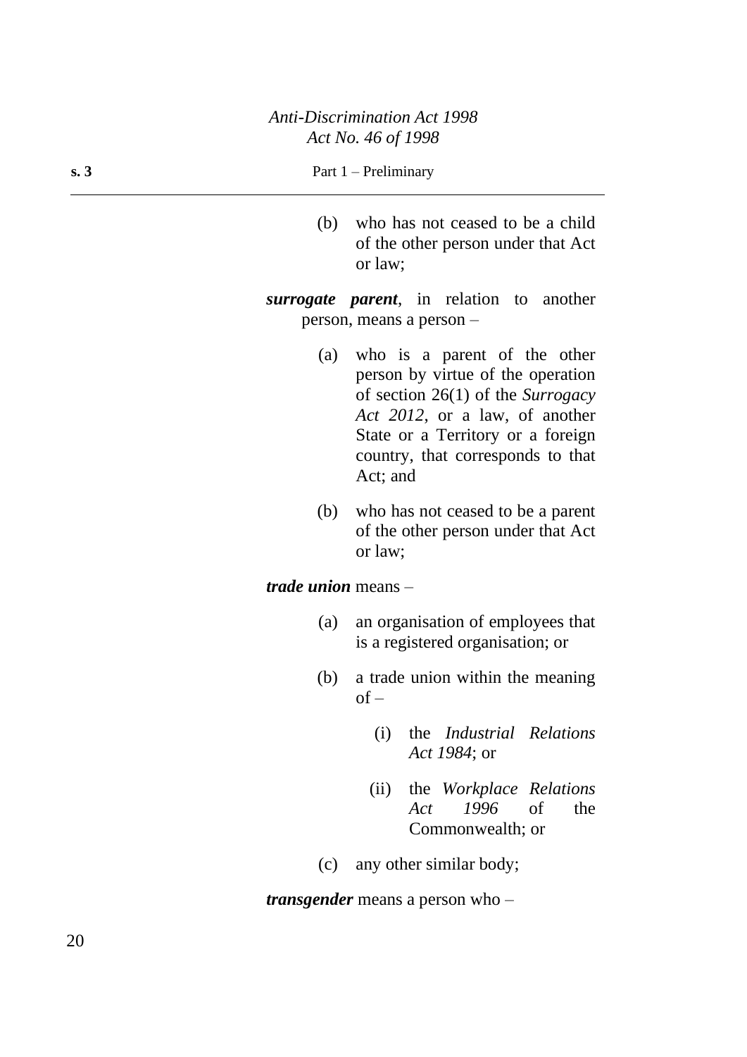(b) who has not ceased to be a child of the other person under that Act or law;

***surrogate parent***, in relation to another person, means a person –

(a) who is a parent of the other person by virtue of the operation of section 26(1) of the *Surrogacy Act 2012*, or a law, of another State or a Territory or a foreign country, that corresponds to that Act; and

(b) who has not ceased to be a parent of the other person under that Act or law;

***trade union*** means –

(a) an organisation of employees that is a registered organisation; or

(b) a trade union within the meaning of –

(i) the *Industrial Relations Act 1984*; or

(ii) the *Workplace Relations Act 1996* of the Commonwealth; or

(c) any other similar body;

***transgender*** means a person who –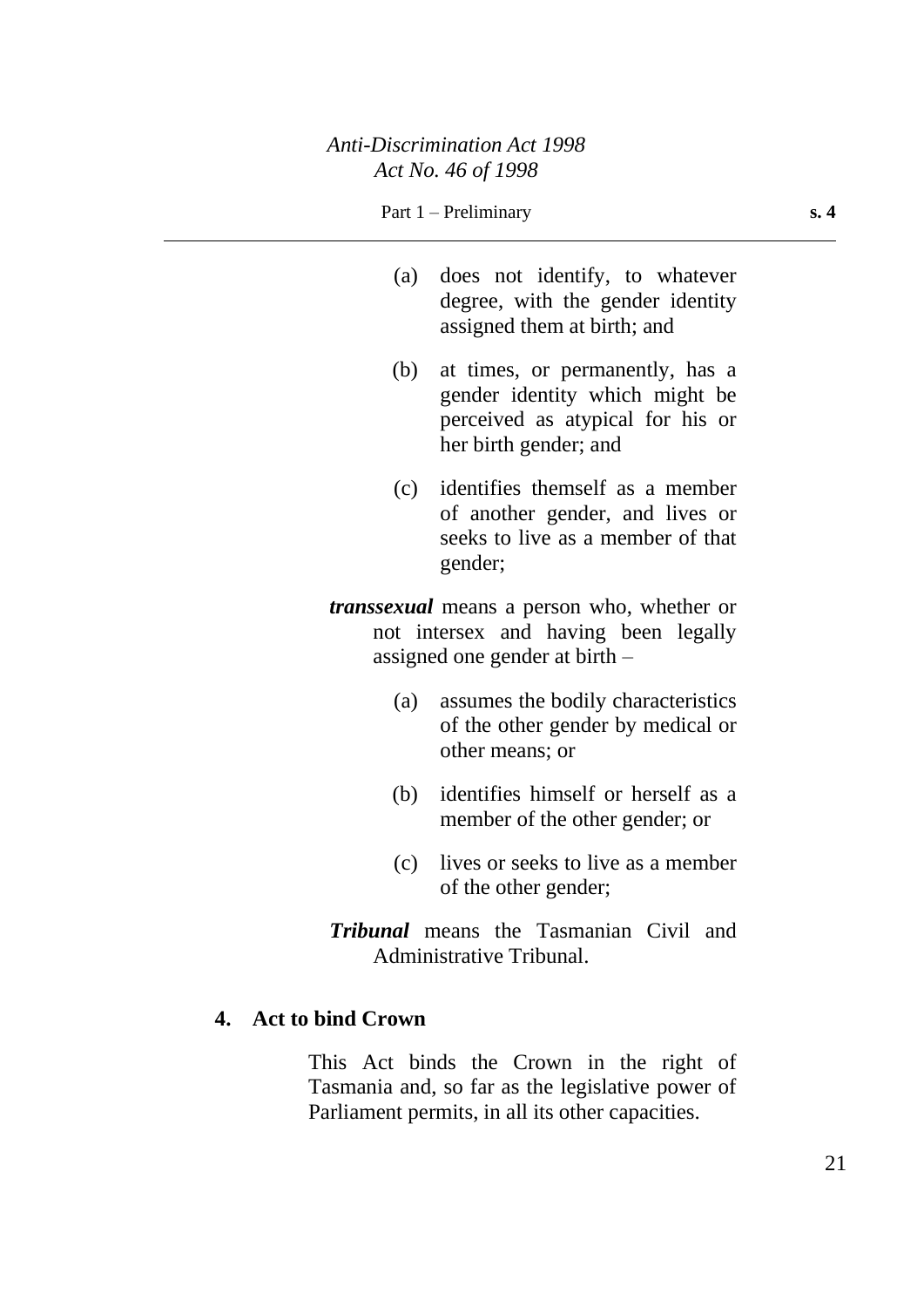(a) does not identify, to whatever degree, with the gender identity assigned them at birth; and

(b) at times, or permanently, has a gender identity which might be perceived as atypical for his or her birth gender; and

(c) identifies themself as a member of another gender, and lives or seeks to live as a member of that gender;

***transsexual*** means a person who, whether or not intersex and having been legally assigned one gender at birth –

(a) assumes the bodily characteristics of the other gender by medical or other means; or

(b) identifies himself or herself as a member of the other gender; or

(c) lives or seeks to live as a member of the other gender;

***Tribunal*** means the Tasmanian Civil and Administrative Tribunal.

### 4. Act to bind Crown

This Act binds the Crown in the right of Tasmania and, so far as the legislative power of Parliament permits, in all its other capacities.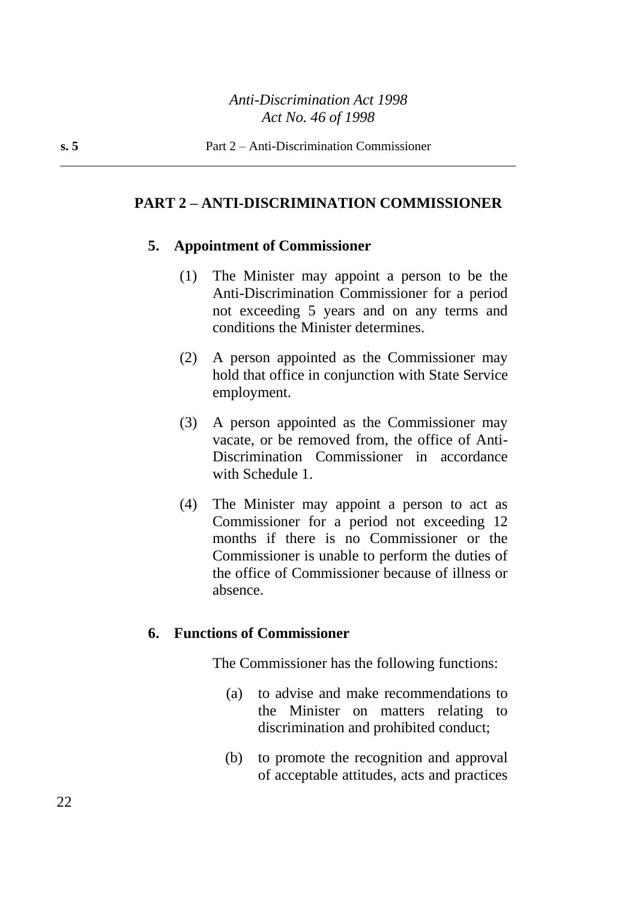## PART 2 – ANTI-DISCRIMINATION COMMISSIONER

### 5. Appointment of Commissioner

(1) The Minister may appoint a person to be the Anti-Discrimination Commissioner for a period not exceeding 5 years and on any terms and conditions the Minister determines.

(2) A person appointed as the Commissioner may hold that office in conjunction with State Service employment.

(3) A person appointed as the Commissioner may vacate, or be removed from, the office of Anti-Discrimination Commissioner in accordance with Schedule 1.

(4) The Minister may appoint a person to act as Commissioner for a period not exceeding 12 months if there is no Commissioner or the Commissioner is unable to perform the duties of the office of Commissioner because of illness or absence.

### 6. Functions of Commissioner

The Commissioner has the following functions:

(a) to advise and make recommendations to the Minister on matters relating to discrimination and prohibited conduct;

(b) to promote the recognition and approval of acceptable attitudes, acts and practices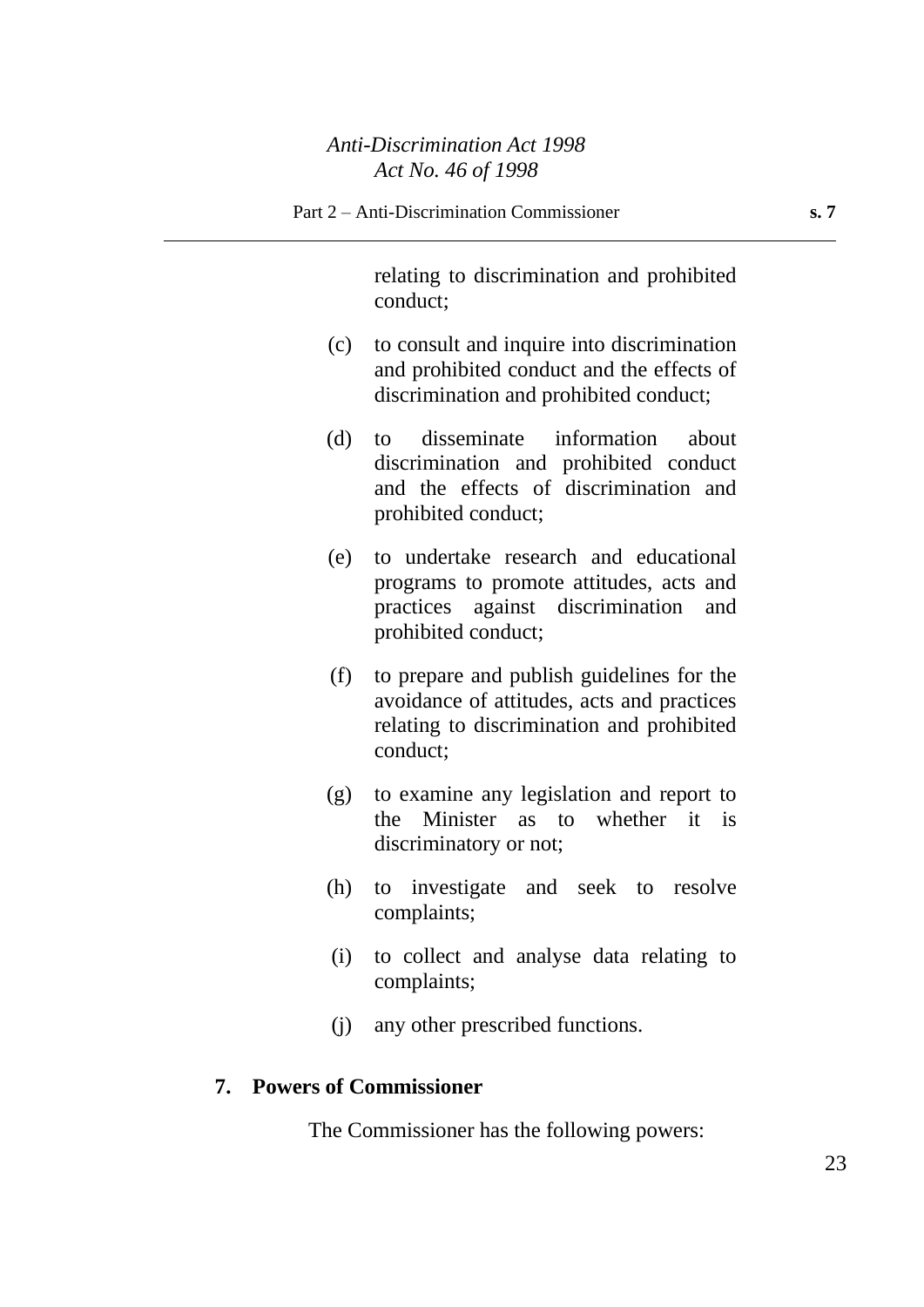relating to discrimination and prohibited conduct;

(c) to consult and inquire into discrimination and prohibited conduct and the effects of discrimination and prohibited conduct;

(d) to disseminate information about discrimination and prohibited conduct and the effects of discrimination and prohibited conduct;

(e) to undertake research and educational programs to promote attitudes, acts and practices against discrimination and prohibited conduct;

(f) to prepare and publish guidelines for the avoidance of attitudes, acts and practices relating to discrimination and prohibited conduct;

(g) to examine any legislation and report to the Minister as to whether it is discriminatory or not;

(h) to investigate and seek to resolve complaints;

(i) to collect and analyse data relating to complaints;

(j) any other prescribed functions.

**7. Powers of Commissioner**

The Commissioner has the following powers: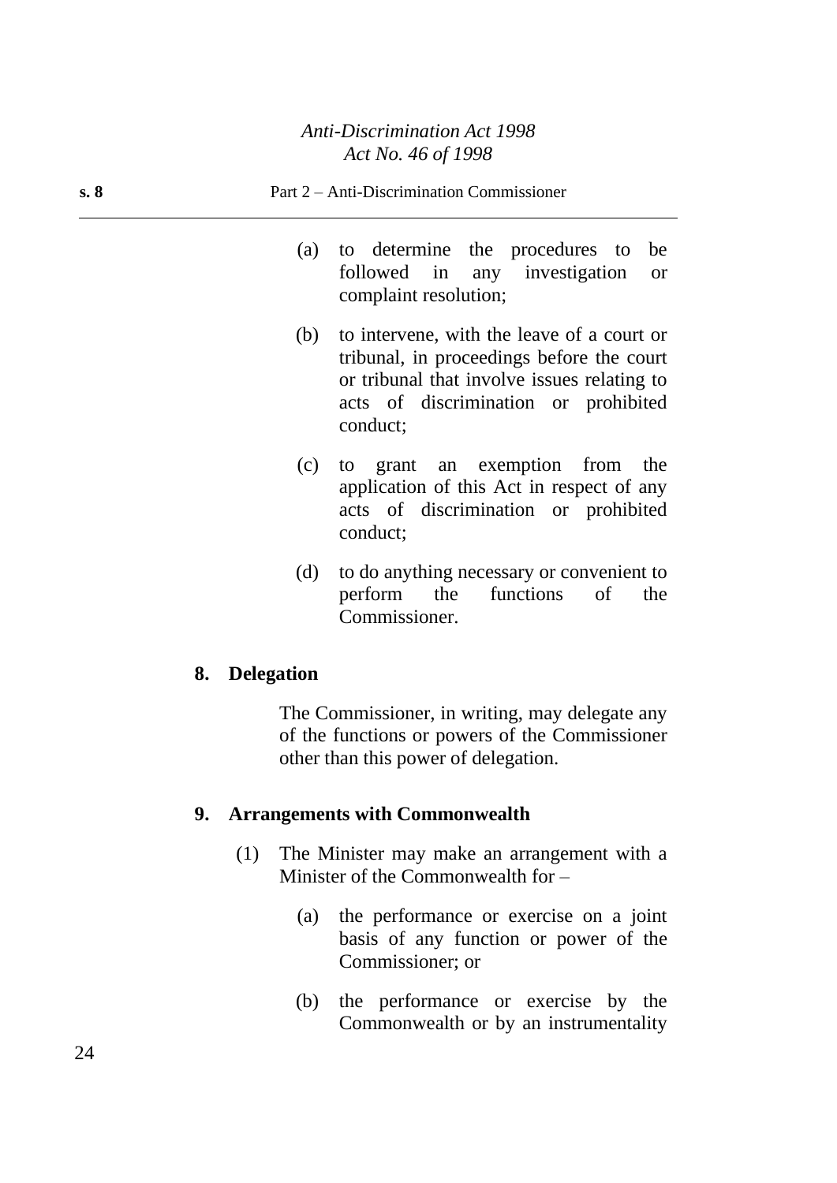(a) to determine the procedures to be followed in any investigation or complaint resolution;

(b) to intervene, with the leave of a court or tribunal, in proceedings before the court or tribunal that involve issues relating to acts of discrimination or prohibited conduct;

(c) to grant an exemption from the application of this Act in respect of any acts of discrimination or prohibited conduct;

(d) to do anything necessary or convenient to perform the functions of the Commissioner.

### 8. Delegation

The Commissioner, in writing, may delegate any of the functions or powers of the Commissioner other than this power of delegation.

### 9. Arrangements with Commonwealth

(1) The Minister may make an arrangement with a Minister of the Commonwealth for –

(a) the performance or exercise on a joint basis of any function or power of the Commissioner; or

(b) the performance or exercise by the Commonwealth or by an instrumentality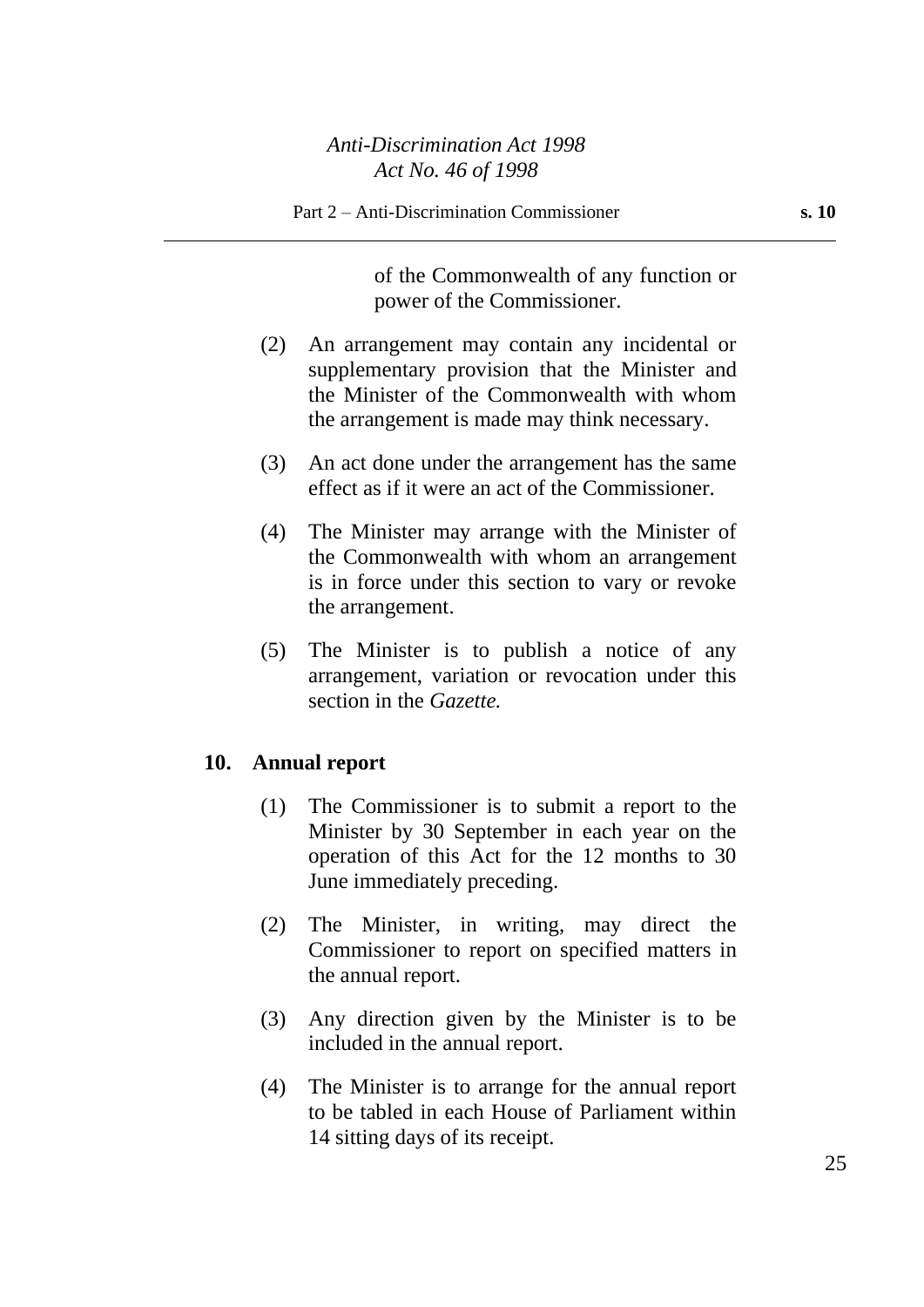of the Commonwealth of any function or power of the Commissioner.

(2) An arrangement may contain any incidental or supplementary provision that the Minister and the Minister of the Commonwealth with whom the arrangement is made may think necessary.

(3) An act done under the arrangement has the same effect as if it were an act of the Commissioner.

(4) The Minister may arrange with the Minister of the Commonwealth with whom an arrangement is in force under this section to vary or revoke the arrangement.

(5) The Minister is to publish a notice of any arrangement, variation or revocation under this section in the *Gazette.*

### 10. Annual report

(1) The Commissioner is to submit a report to the Minister by 30 September in each year on the operation of this Act for the 12 months to 30 June immediately preceding.

(2) The Minister, in writing, may direct the Commissioner to report on specified matters in the annual report.

(3) Any direction given by the Minister is to be included in the annual report.

(4) The Minister is to arrange for the annual report to be tabled in each House of Parliament within 14 sitting days of its receipt.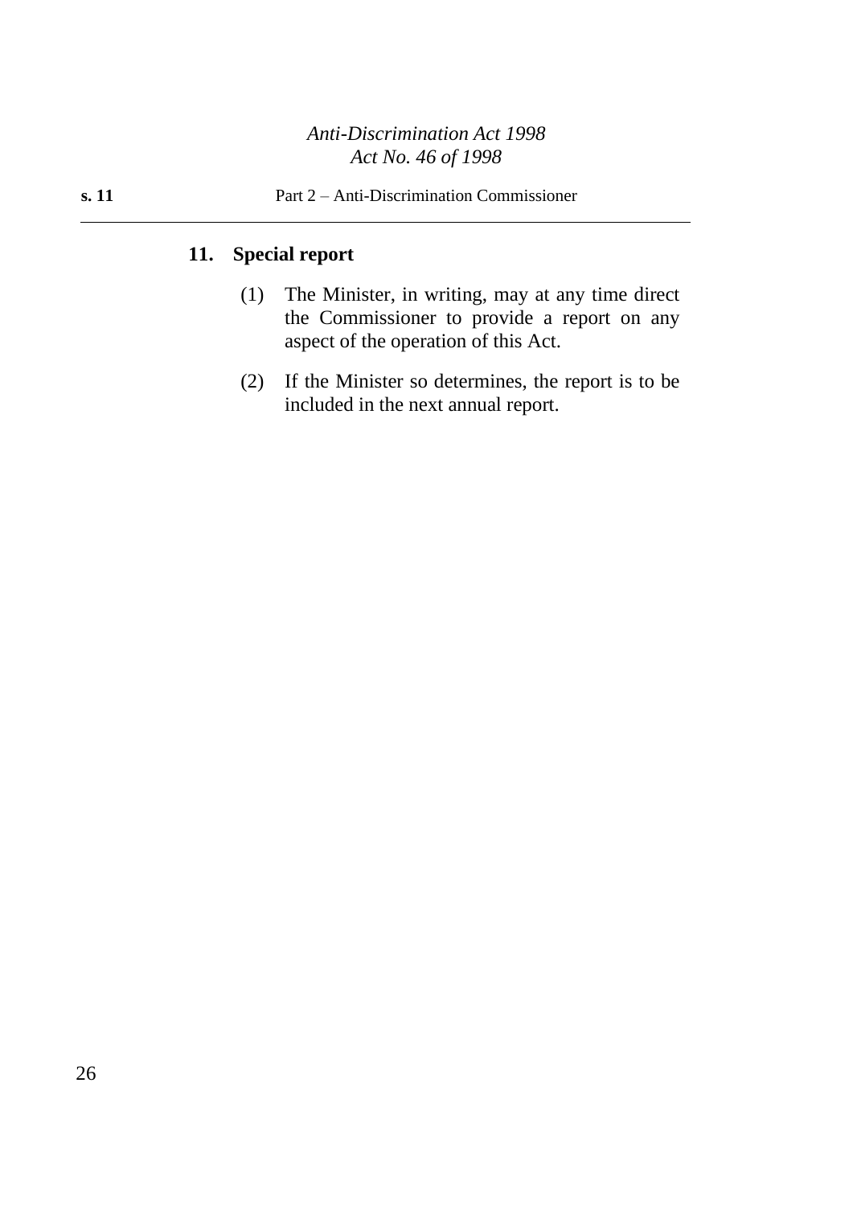## 11. Special report

(1) The Minister, in writing, may at any time direct the Commissioner to provide a report on any aspect of the operation of this Act.

(2) If the Minister so determines, the report is to be included in the next annual report.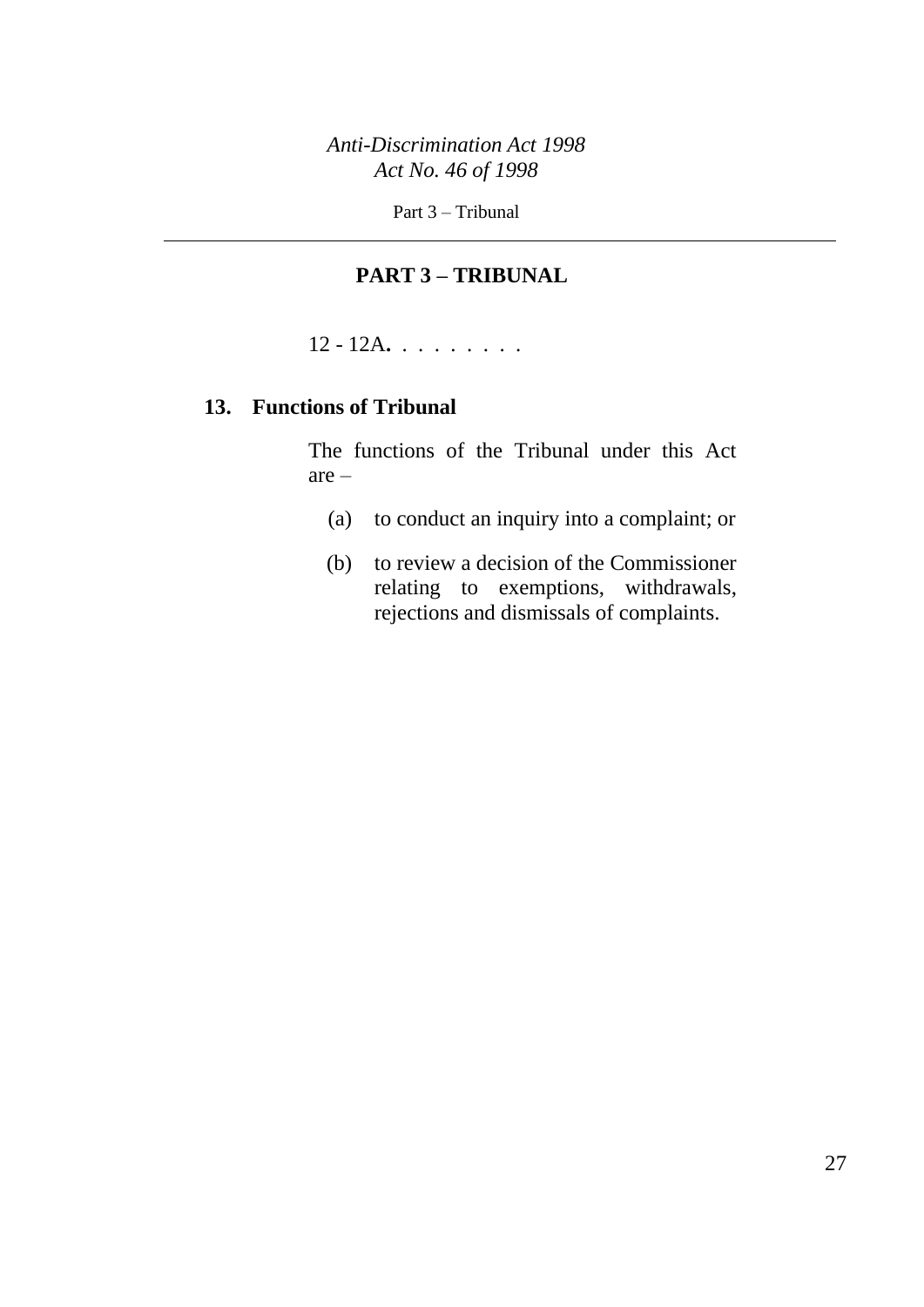## PART 3 – TRIBUNAL

12 - 12A**.** . . . . . . . .

### 13. Functions of Tribunal

The functions of the Tribunal under this Act are –

(a) to conduct an inquiry into a complaint; or

(b) to review a decision of the Commissioner relating to exemptions, withdrawals, rejections and dismissals of complaints.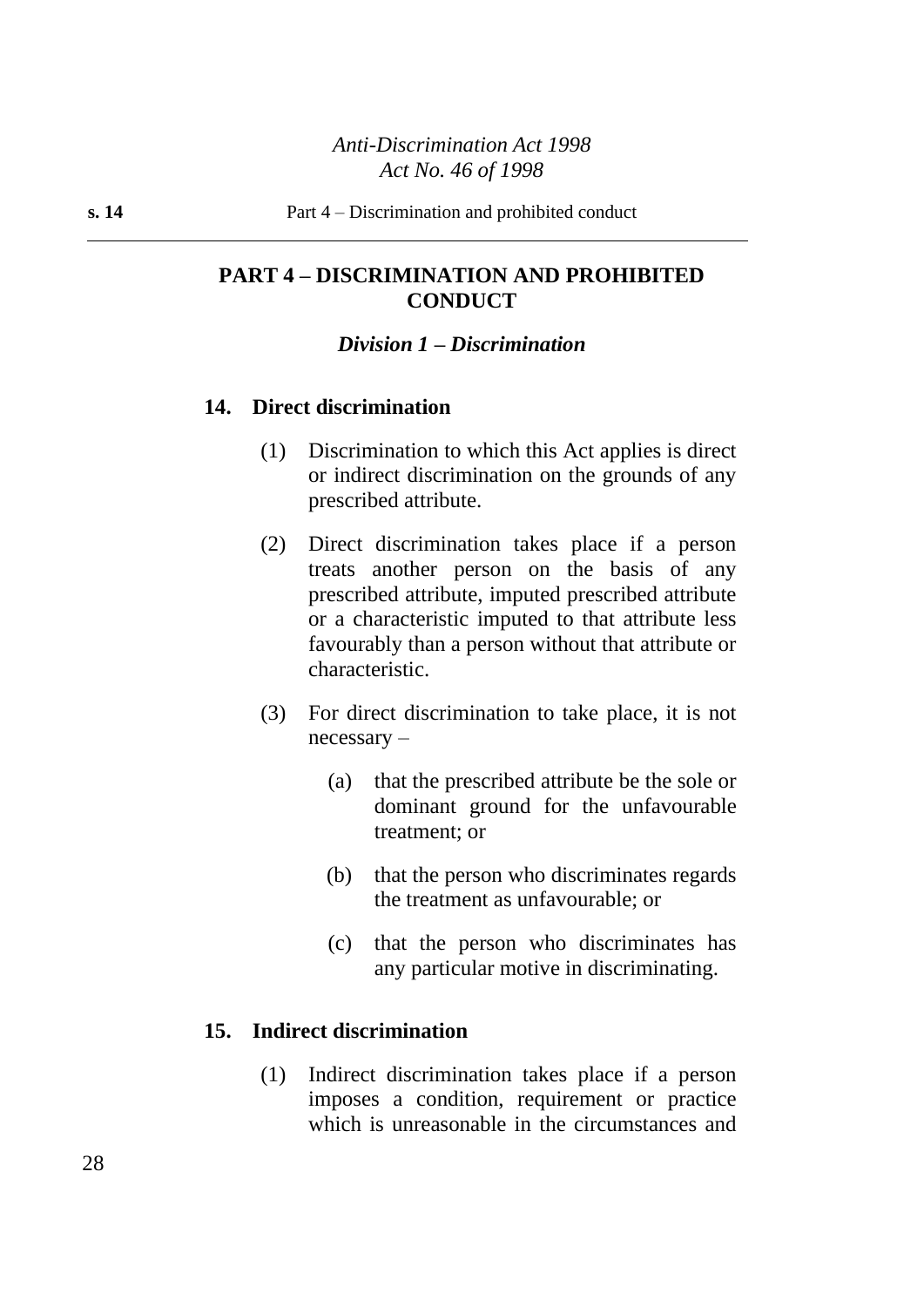## PART 4 – DISCRIMINATION AND PROHIBITED CONDUCT

### *Division 1 – Discrimination*

#### 14. Direct discrimination

(1) Discrimination to which this Act applies is direct or indirect discrimination on the grounds of any prescribed attribute.

(2) Direct discrimination takes place if a person treats another person on the basis of any prescribed attribute, imputed prescribed attribute or a characteristic imputed to that attribute less favourably than a person without that attribute or characteristic.

(3) For direct discrimination to take place, it is not necessary –

(a) that the prescribed attribute be the sole or dominant ground for the unfavourable treatment; or

(b) that the person who discriminates regards the treatment as unfavourable; or

(c) that the person who discriminates has any particular motive in discriminating.

#### 15. Indirect discrimination

(1) Indirect discrimination takes place if a person imposes a condition, requirement or practice which is unreasonable in the circumstances and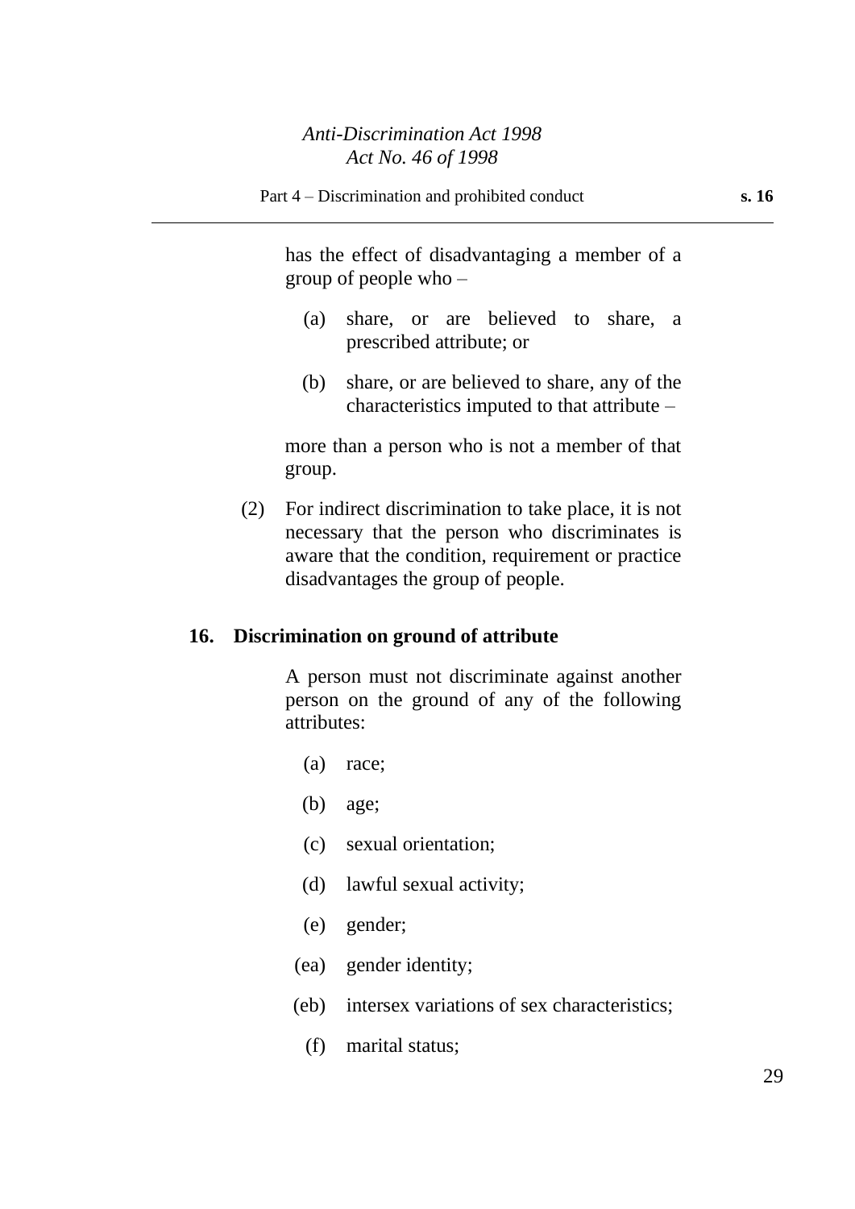has the effect of disadvantaging a member of a group of people who –

(a) share, or are believed to share, a prescribed attribute; or

(b) share, or are believed to share, any of the characteristics imputed to that attribute –

more than a person who is not a member of that group.

(2) For indirect discrimination to take place, it is not necessary that the person who discriminates is aware that the condition, requirement or practice disadvantages the group of people.

**16. Discrimination on ground of attribute**

A person must not discriminate against another person on the ground of any of the following attributes:

(a) race;

(b) age;

(c) sexual orientation;

(d) lawful sexual activity;

(e) gender;

(ea) gender identity;

(eb) intersex variations of sex characteristics;

(f) marital status;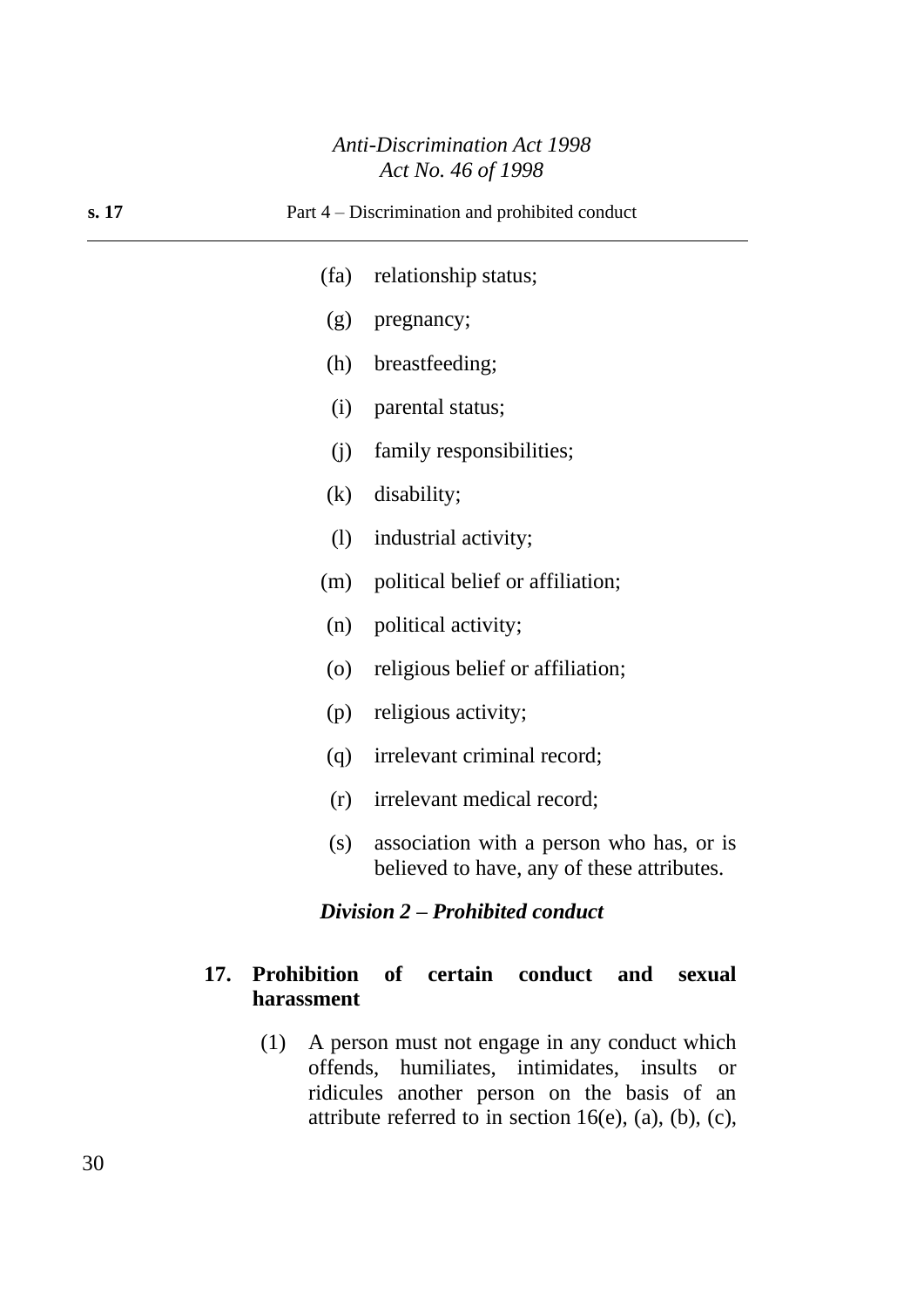(fa) relationship status;

(g) pregnancy;

(h) breastfeeding;

(i) parental status;

(j) family responsibilities;

(k) disability;

(l) industrial activity;

(m) political belief or affiliation;

(n) political activity;

(o) religious belief or affiliation;

(p) religious activity;

(q) irrelevant criminal record;

(r) irrelevant medical record;

(s) association with a person who has, or is believed to have, any of these attributes.

### *Division 2 – Prohibited conduct*

#### 17. Prohibition of certain conduct and sexual harassment

(1) A person must not engage in any conduct which offends, humiliates, intimidates, insults or ridicules another person on the basis of an attribute referred to in section 16(e), (a), (b), (c),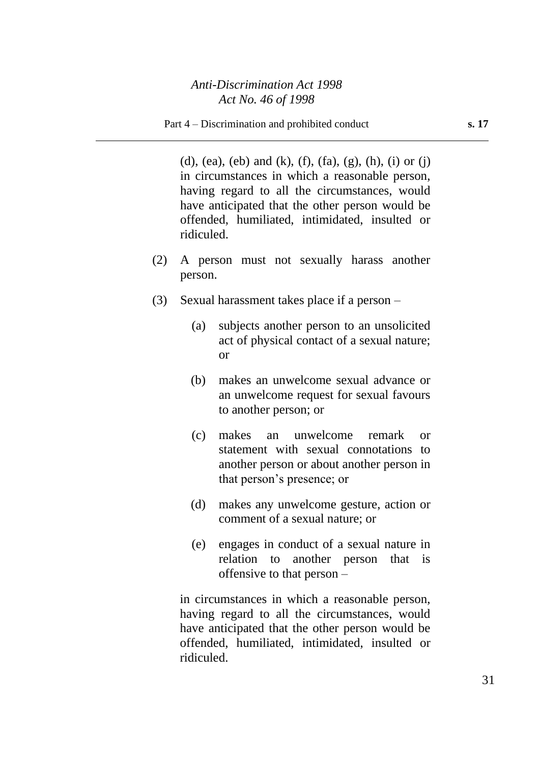(d), (ea), (eb) and (k), (f), (fa), (g), (h), (i) or (j) in circumstances in which a reasonable person, having regard to all the circumstances, would have anticipated that the other person would be offended, humiliated, intimidated, insulted or ridiculed.

(2) A person must not sexually harass another person.

(3) Sexual harassment takes place if a person –

(a) subjects another person to an unsolicited act of physical contact of a sexual nature; or

(b) makes an unwelcome sexual advance or an unwelcome request for sexual favours to another person; or

(c) makes an unwelcome remark or statement with sexual connotations to another person or about another person in that person's presence; or

(d) makes any unwelcome gesture, action or comment of a sexual nature; or

(e) engages in conduct of a sexual nature in relation to another person that is offensive to that person –

in circumstances in which a reasonable person, having regard to all the circumstances, would have anticipated that the other person would be offended, humiliated, intimidated, insulted or ridiculed.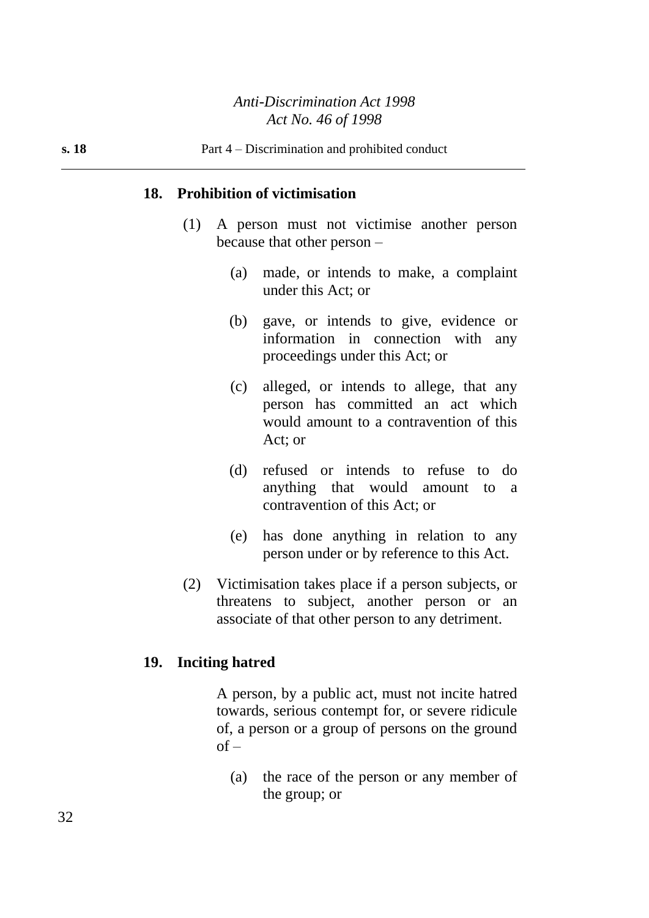## 18. Prohibition of victimisation

(1) A person must not victimise another person because that other person –

(a) made, or intends to make, a complaint under this Act; or

(b) gave, or intends to give, evidence or information in connection with any proceedings under this Act; or

(c) alleged, or intends to allege, that any person has committed an act which would amount to a contravention of this Act; or

(d) refused or intends to refuse to do anything that would amount to a contravention of this Act; or

(e) has done anything in relation to any person under or by reference to this Act.

(2) Victimisation takes place if a person subjects, or threatens to subject, another person or an associate of that other person to any detriment.

## 19. Inciting hatred

A person, by a public act, must not incite hatred towards, serious contempt for, or severe ridicule of, a person or a group of persons on the ground of –

(a) the race of the person or any member of the group; or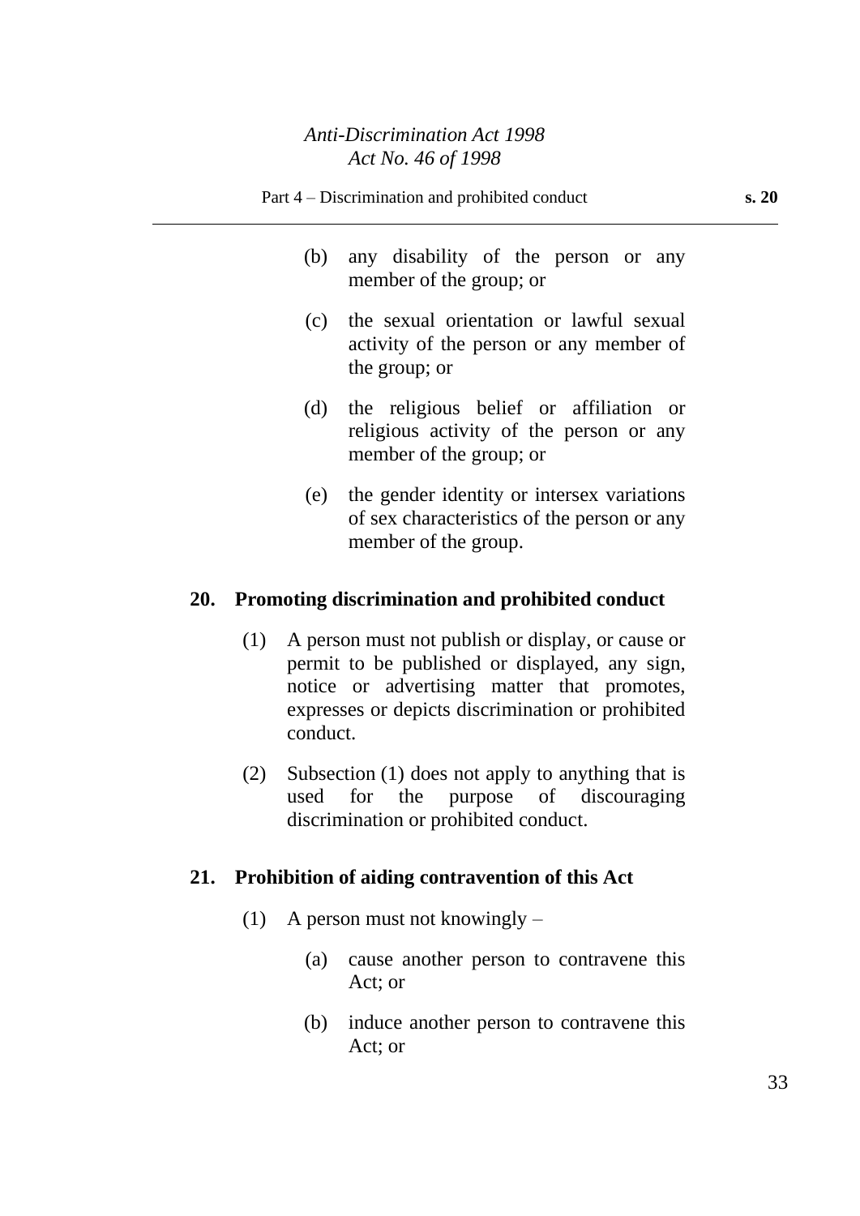(b) any disability of the person or any member of the group; or

(c) the sexual orientation or lawful sexual activity of the person or any member of the group; or

(d) the religious belief or affiliation or religious activity of the person or any member of the group; or

(e) the gender identity or intersex variations of sex characteristics of the person or any member of the group.

### 20. Promoting discrimination and prohibited conduct

(1) A person must not publish or display, or cause or permit to be published or displayed, any sign, notice or advertising matter that promotes, expresses or depicts discrimination or prohibited conduct.

(2) Subsection (1) does not apply to anything that is used for the purpose of discouraging discrimination or prohibited conduct.

### 21. Prohibition of aiding contravention of this Act

(1) A person must not knowingly –

(a) cause another person to contravene this Act; or

(b) induce another person to contravene this Act; or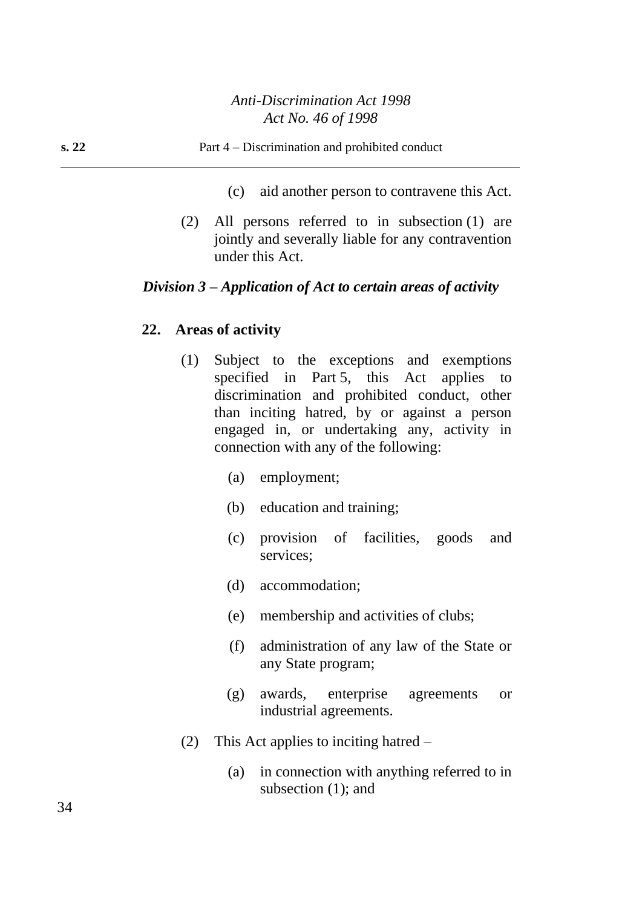(c) aid another person to contravene this Act.

(2) All persons referred to in subsection (1) are jointly and severally liable for any contravention under this Act.

### *Division 3 – Application of Act to certain areas of activity*

#### 22. Areas of activity

(1) Subject to the exceptions and exemptions specified in Part 5, this Act applies to discrimination and prohibited conduct, other than inciting hatred, by or against a person engaged in, or undertaking any, activity in connection with any of the following:

(a) employment;

(b) education and training;

(c) provision of facilities, goods and services;

(d) accommodation;

(e) membership and activities of clubs;

(f) administration of any law of the State or any State program;

(g) awards, enterprise agreements or industrial agreements.

(2) This Act applies to inciting hatred –

(a) in connection with anything referred to in subsection (1); and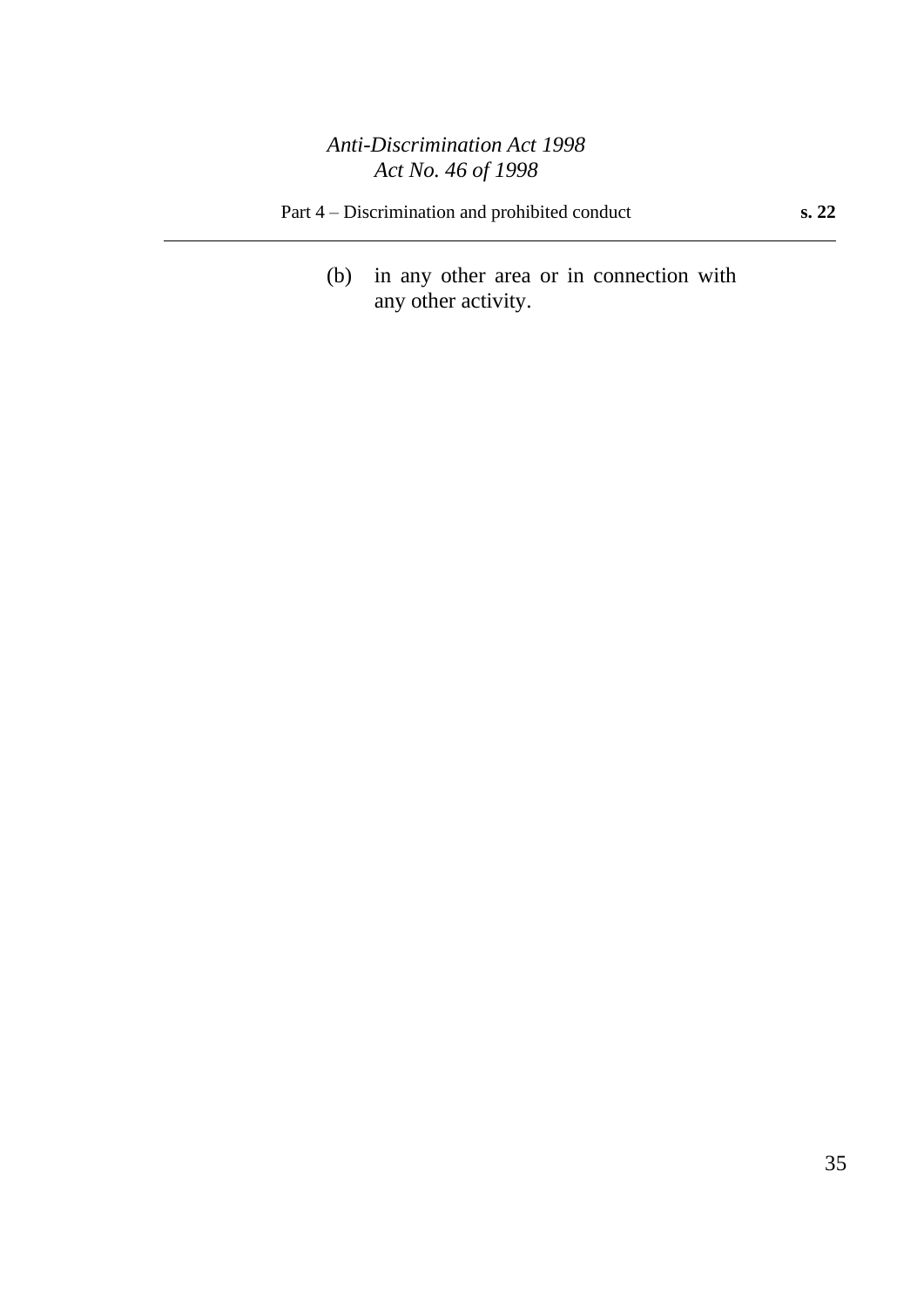(b) in any other area or in connection with any other activity.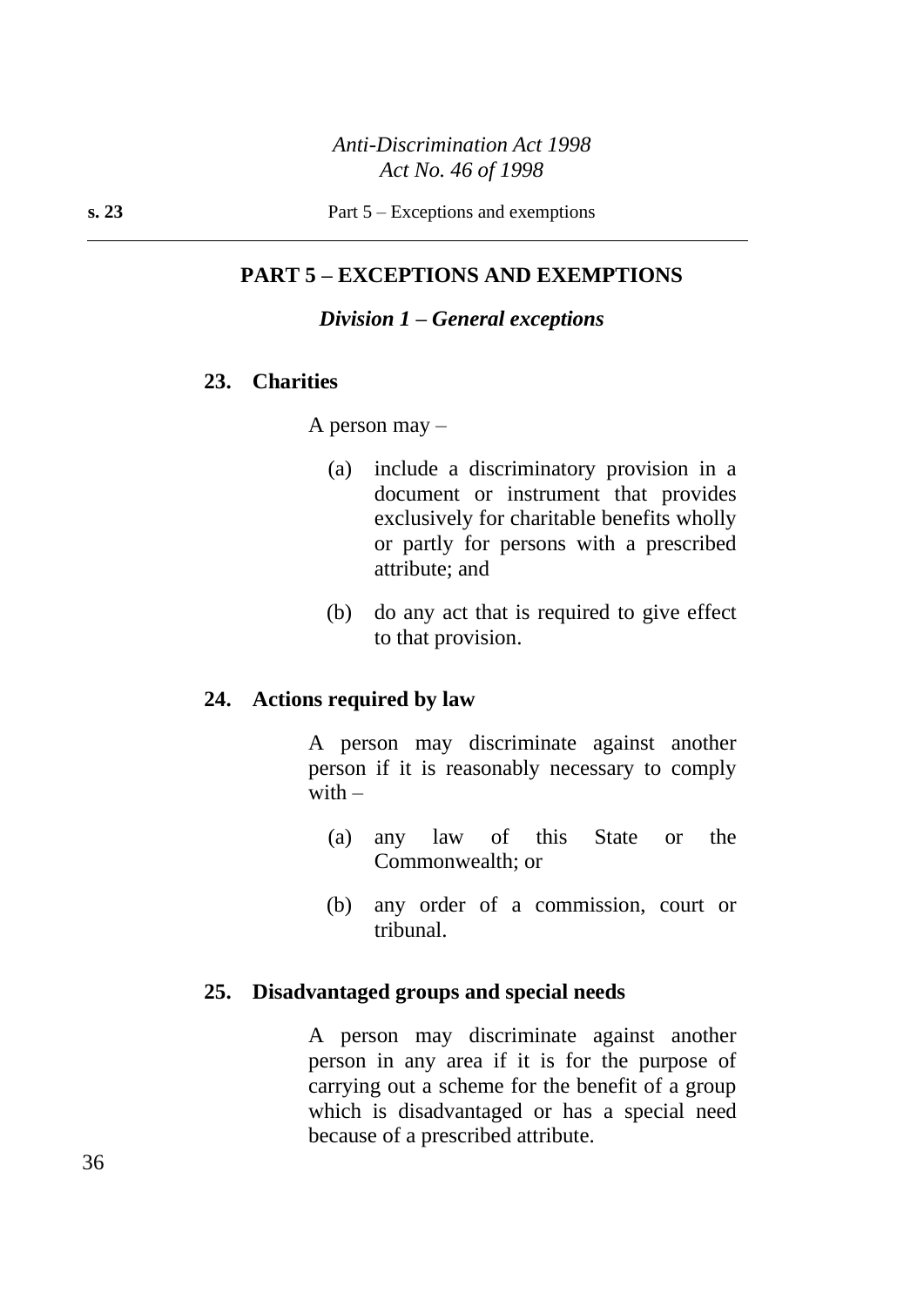## PART 5 – EXCEPTIONS AND EXEMPTIONS

### *Division 1 – General exceptions*

**23. Charities**

A person may –

(a) include a discriminatory provision in a document or instrument that provides exclusively for charitable benefits wholly or partly for persons with a prescribed attribute; and

(b) do any act that is required to give effect to that provision.

**24. Actions required by law**

A person may discriminate against another person if it is reasonably necessary to comply with –

(a) any law of this State or the Commonwealth; or

(b) any order of a commission, court or tribunal.

**25. Disadvantaged groups and special needs**

A person may discriminate against another person in any area if it is for the purpose of carrying out a scheme for the benefit of a group which is disadvantaged or has a special need because of a prescribed attribute.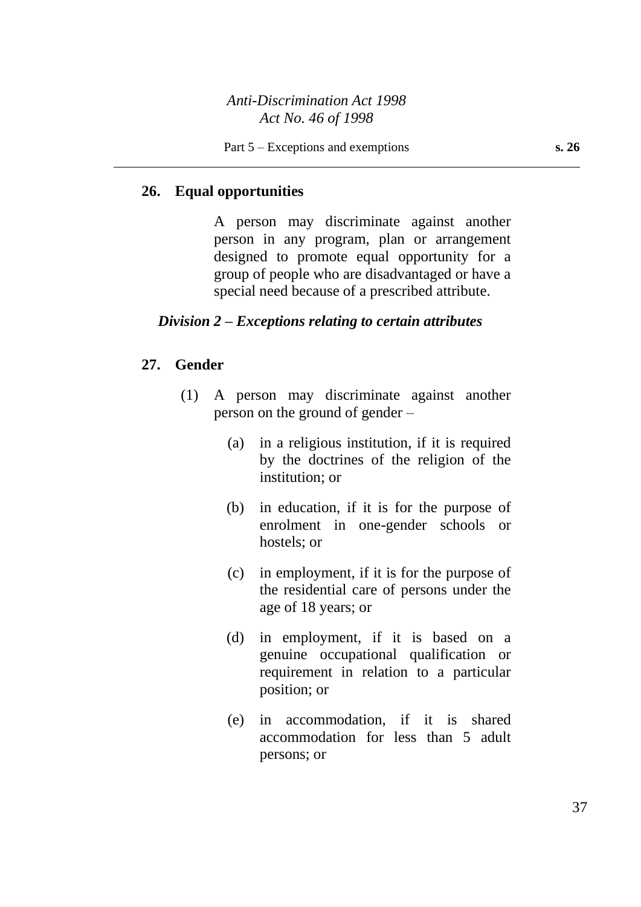## 26. Equal opportunities

A person may discriminate against another person in any program, plan or arrangement designed to promote equal opportunity for a group of people who are disadvantaged or have a special need because of a prescribed attribute.

### *Division 2 – Exceptions relating to certain attributes*

## 27. Gender

(1) A person may discriminate against another person on the ground of gender –

(a) in a religious institution, if it is required by the doctrines of the religion of the institution; or

(b) in education, if it is for the purpose of enrolment in one-gender schools or hostels; or

(c) in employment, if it is for the purpose of the residential care of persons under the age of 18 years; or

(d) in employment, if it is based on a genuine occupational qualification or requirement in relation to a particular position; or

(e) in accommodation, if it is shared accommodation for less than 5 adult persons; or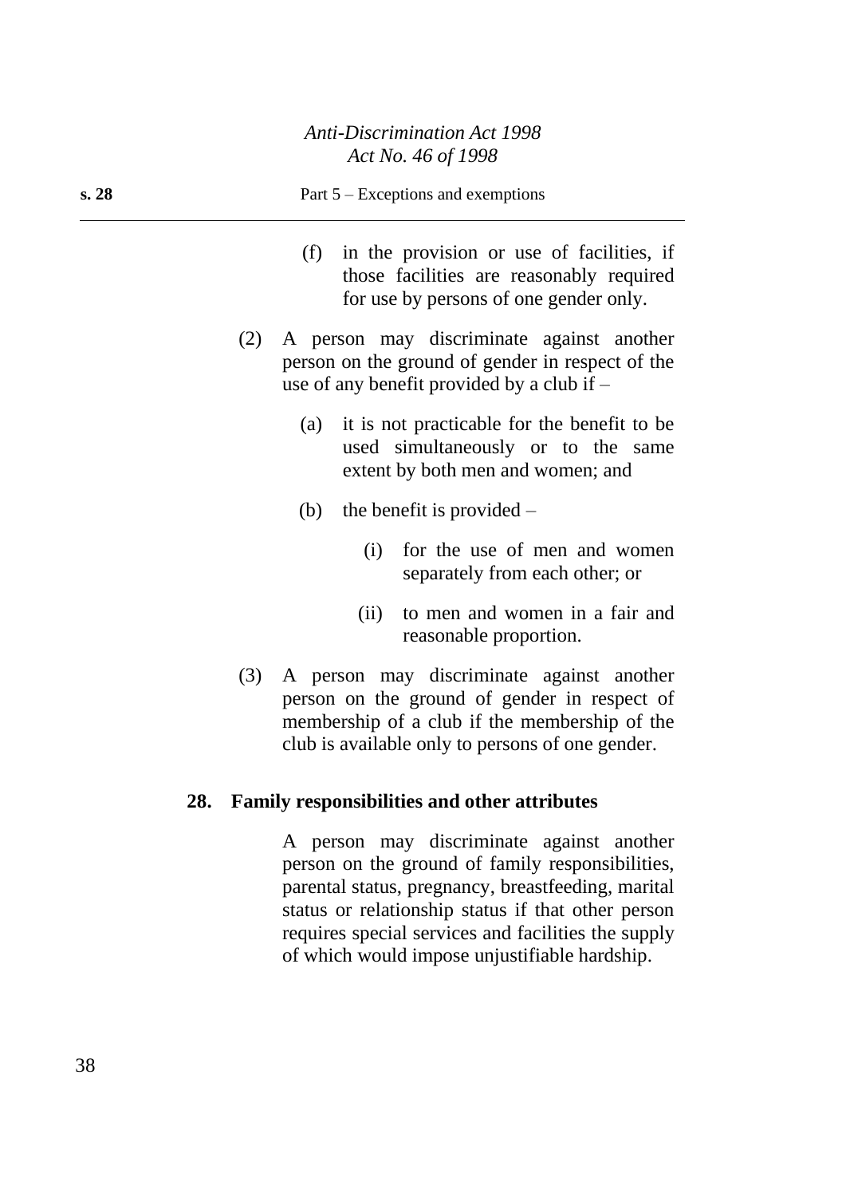(f) in the provision or use of facilities, if those facilities are reasonably required for use by persons of one gender only.

(2) A person may discriminate against another person on the ground of gender in respect of the use of any benefit provided by a club if –

(a) it is not practicable for the benefit to be used simultaneously or to the same extent by both men and women; and

(b) the benefit is provided –

(i) for the use of men and women separately from each other; or

(ii) to men and women in a fair and reasonable proportion.

(3) A person may discriminate against another person on the ground of gender in respect of membership of a club if the membership of the club is available only to persons of one gender.

### 28. Family responsibilities and other attributes

A person may discriminate against another person on the ground of family responsibilities, parental status, pregnancy, breastfeeding, marital status or relationship status if that other person requires special services and facilities the supply of which would impose unjustifiable hardship.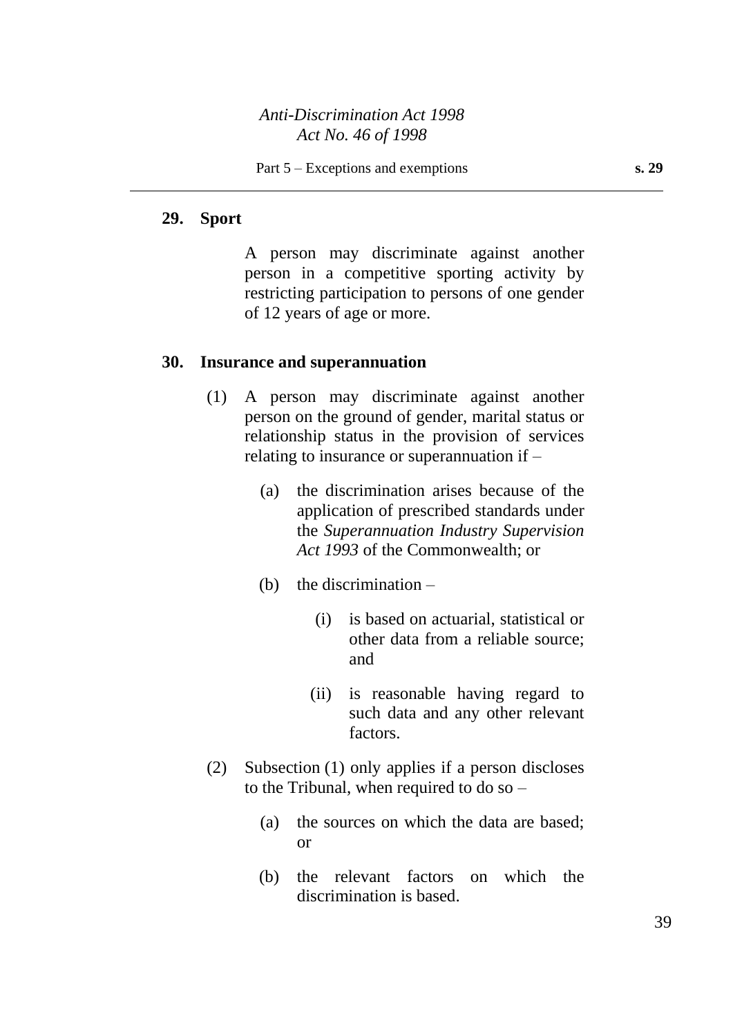## 29. Sport

A person may discriminate against another person in a competitive sporting activity by restricting participation to persons of one gender of 12 years of age or more.

## 30. Insurance and superannuation

(1) A person may discriminate against another person on the ground of gender, marital status or relationship status in the provision of services relating to insurance or superannuation if –

(a) the discrimination arises because of the application of prescribed standards under the *Superannuation Industry Supervision Act 1993* of the Commonwealth; or

(b) the discrimination –

(i) is based on actuarial, statistical or other data from a reliable source; and

(ii) is reasonable having regard to such data and any other relevant factors.

(2) Subsection (1) only applies if a person discloses to the Tribunal, when required to do so –

(a) the sources on which the data are based; or

(b) the relevant factors on which the discrimination is based.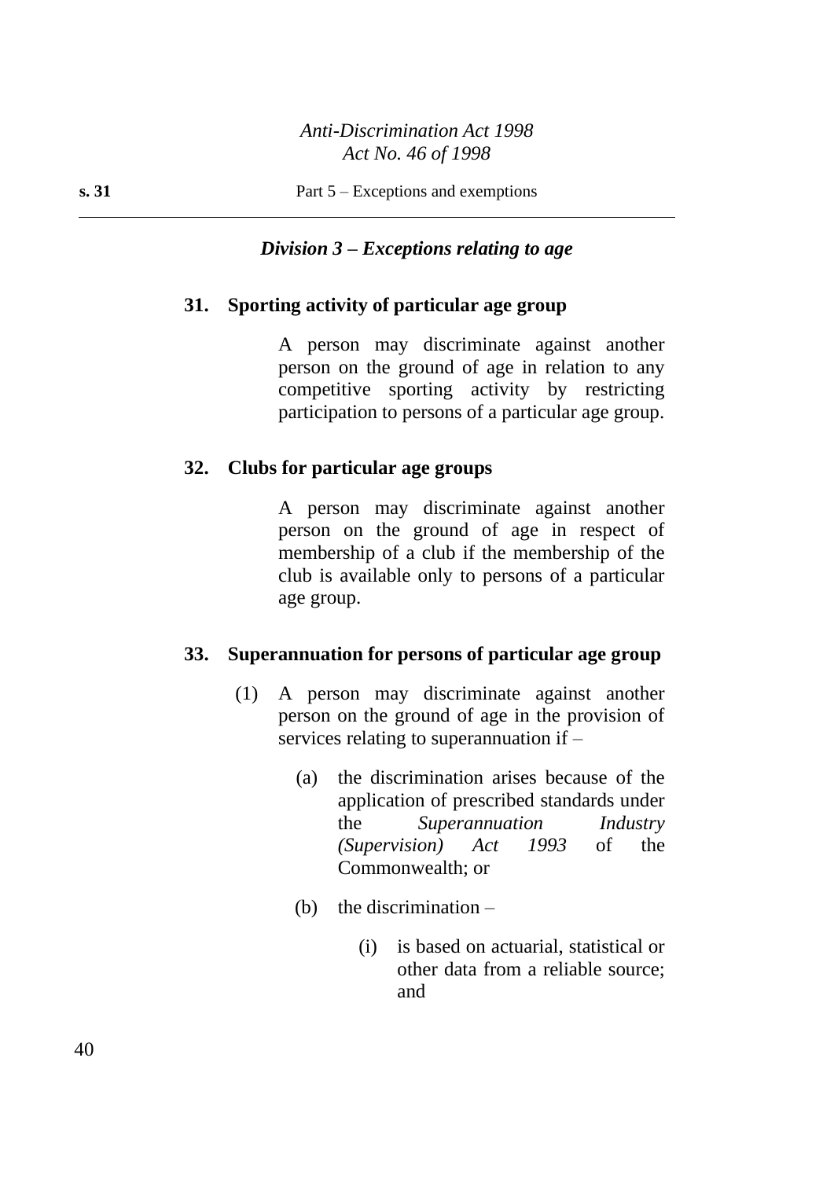### *Division 3 – Exceptions relating to age*

#### 31. Sporting activity of particular age group

A person may discriminate against another person on the ground of age in relation to any competitive sporting activity by restricting participation to persons of a particular age group.

#### 32. Clubs for particular age groups

A person may discriminate against another person on the ground of age in respect of membership of a club if the membership of the club is available only to persons of a particular age group.

#### 33. Superannuation for persons of particular age group

(1) A person may discriminate against another person on the ground of age in the provision of services relating to superannuation if –

   (a) the discrimination arises because of the application of prescribed standards under the *Superannuation Industry (Supervision) Act 1993* of the Commonwealth; or

   (b) the discrimination –

      (i) is based on actuarial, statistical or other data from a reliable source; and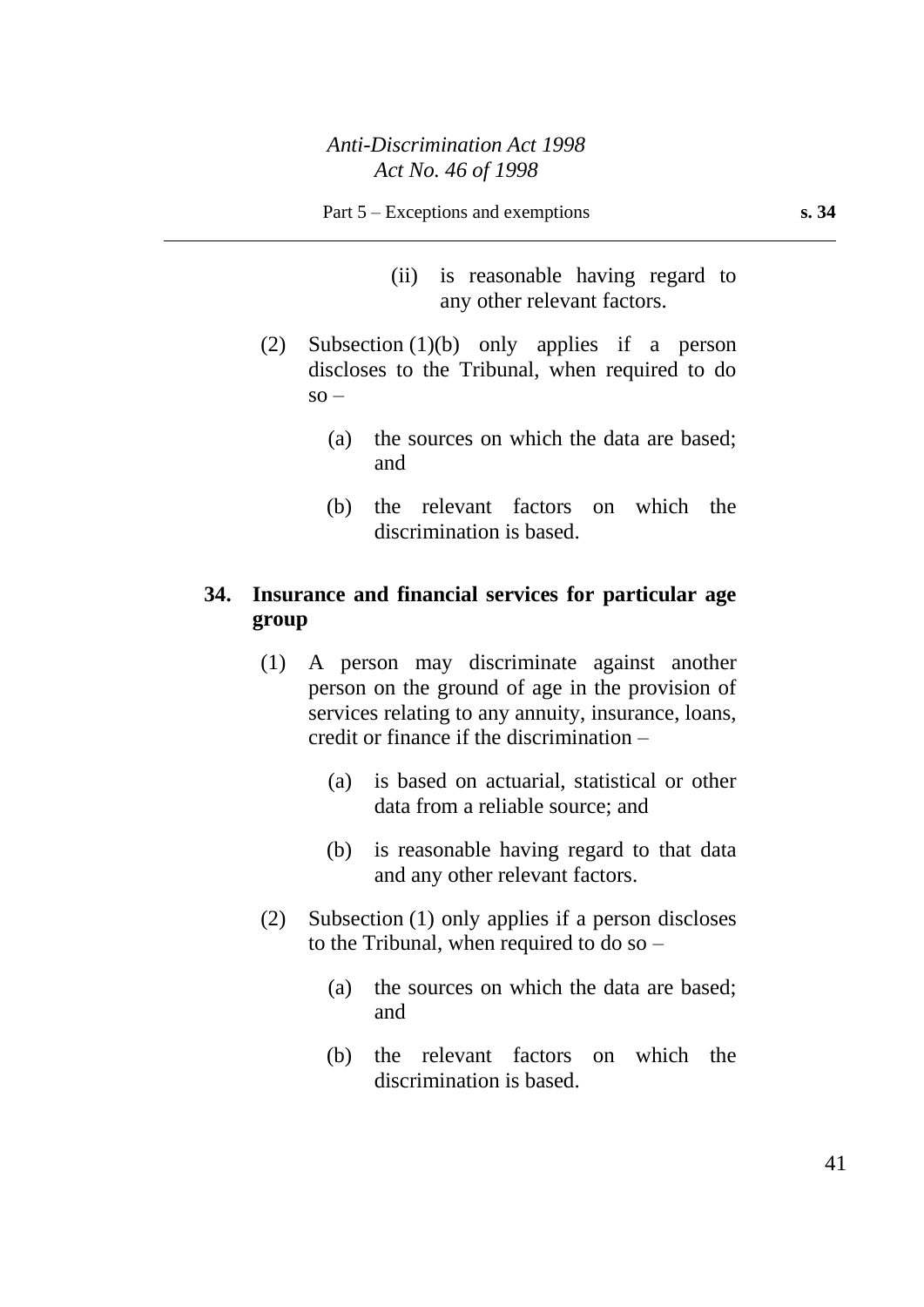(ii) is reasonable having regard to any other relevant factors.

(2) Subsection (1)(b) only applies if a person discloses to the Tribunal, when required to do so –

(a) the sources on which the data are based; and

(b) the relevant factors on which the discrimination is based.

### 34. Insurance and financial services for particular age group

(1) A person may discriminate against another person on the ground of age in the provision of services relating to any annuity, insurance, loans, credit or finance if the discrimination –

(a) is based on actuarial, statistical or other data from a reliable source; and

(b) is reasonable having regard to that data and any other relevant factors.

(2) Subsection (1) only applies if a person discloses to the Tribunal, when required to do so –

(a) the sources on which the data are based; and

(b) the relevant factors on which the discrimination is based.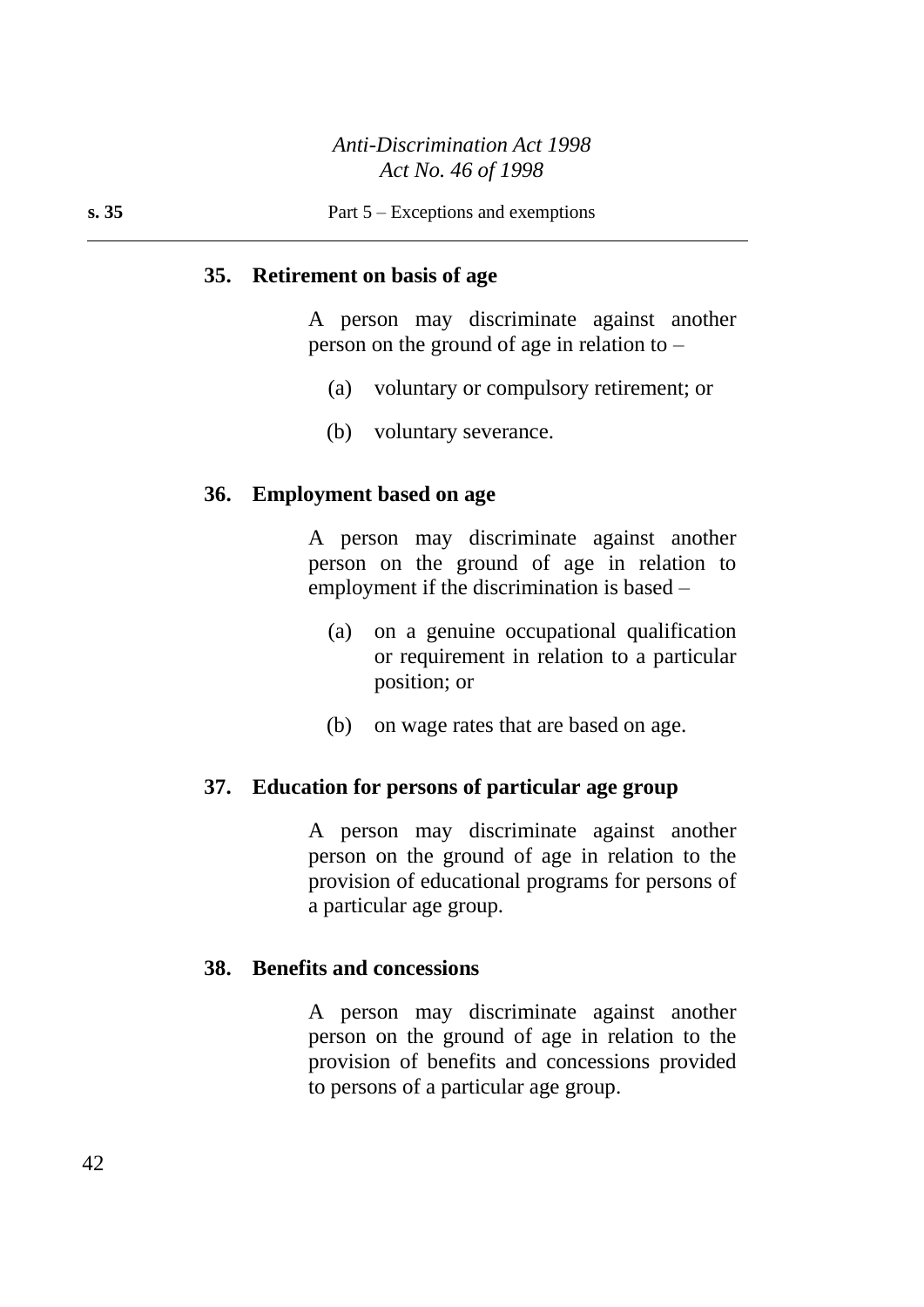### 35. Retirement on basis of age

A person may discriminate against another person on the ground of age in relation to –

(a) voluntary or compulsory retirement; or

(b) voluntary severance.

### 36. Employment based on age

A person may discriminate against another person on the ground of age in relation to employment if the discrimination is based –

(a) on a genuine occupational qualification or requirement in relation to a particular position; or

(b) on wage rates that are based on age.

### 37. Education for persons of particular age group

A person may discriminate against another person on the ground of age in relation to the provision of educational programs for persons of a particular age group.

### 38. Benefits and concessions

A person may discriminate against another person on the ground of age in relation to the provision of benefits and concessions provided to persons of a particular age group.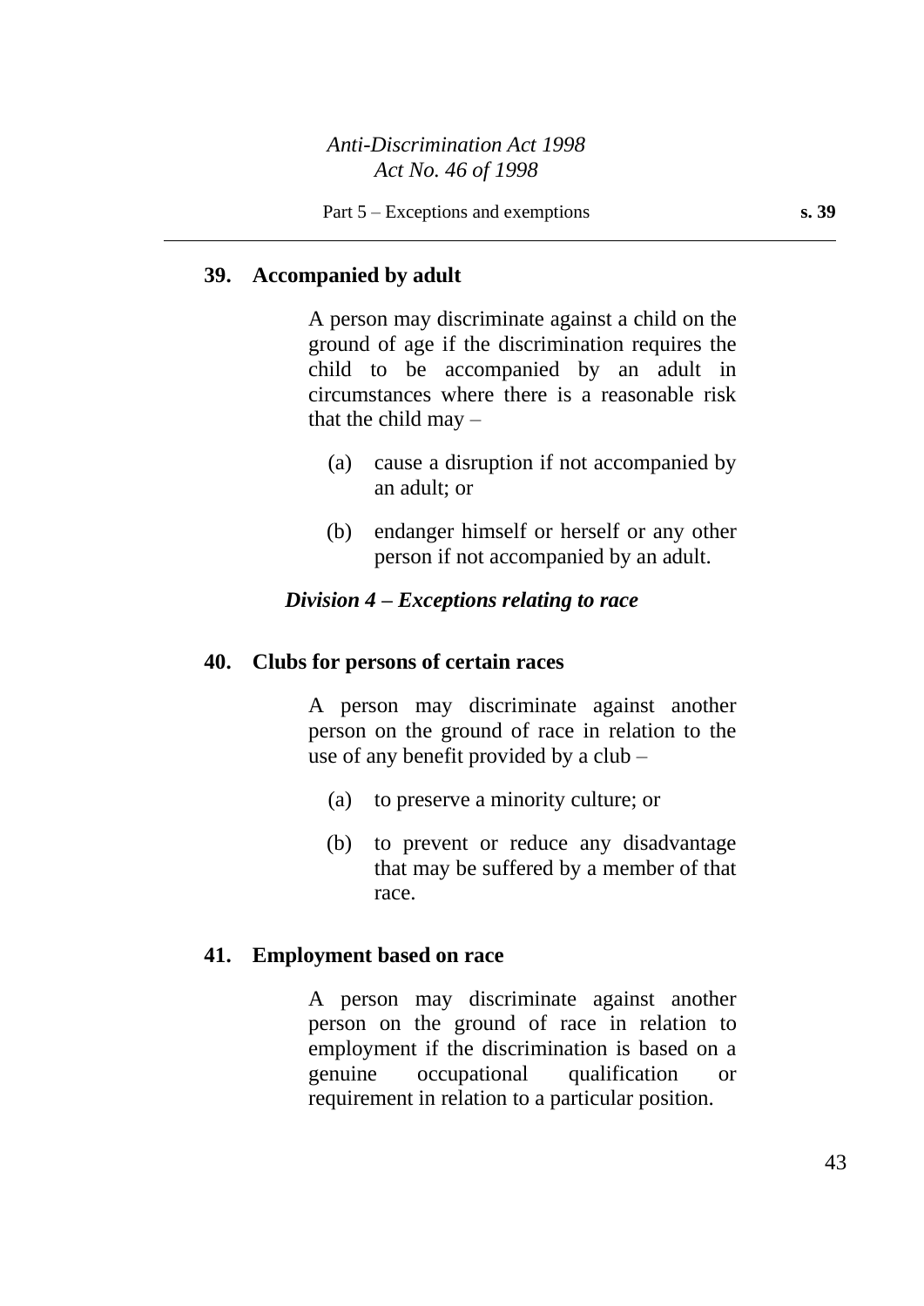## 39. Accompanied by adult

A person may discriminate against a child on the ground of age if the discrimination requires the child to be accompanied by an adult in circumstances where there is a reasonable risk that the child may –

(a) cause a disruption if not accompanied by an adult; or

(b) endanger himself or herself or any other person if not accompanied by an adult.

### *Division 4 – Exceptions relating to race*

## 40. Clubs for persons of certain races

A person may discriminate against another person on the ground of race in relation to the use of any benefit provided by a club –

(a) to preserve a minority culture; or

(b) to prevent or reduce any disadvantage that may be suffered by a member of that race.

## 41. Employment based on race

A person may discriminate against another person on the ground of race in relation to employment if the discrimination is based on a genuine occupational qualification or requirement in relation to a particular position.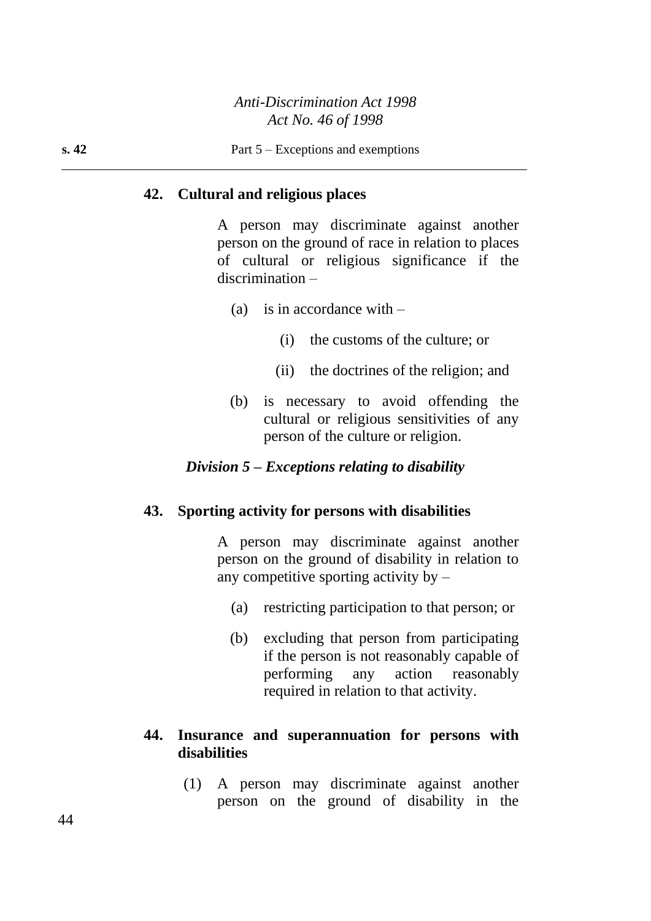## 42. Cultural and religious places

A person may discriminate against another person on the ground of race in relation to places of cultural or religious significance if the discrimination –

(a) is in accordance with –

(i) the customs of the culture; or

(ii) the doctrines of the religion; and

(b) is necessary to avoid offending the cultural or religious sensitivities of any person of the culture or religion.

### *Division 5 – Exceptions relating to disability*

## 43. Sporting activity for persons with disabilities

A person may discriminate against another person on the ground of disability in relation to any competitive sporting activity by –

(a) restricting participation to that person; or

(b) excluding that person from participating if the person is not reasonably capable of performing any action reasonably required in relation to that activity.

## 44. Insurance and superannuation for persons with disabilities

(1) A person may discriminate against another person on the ground of disability in the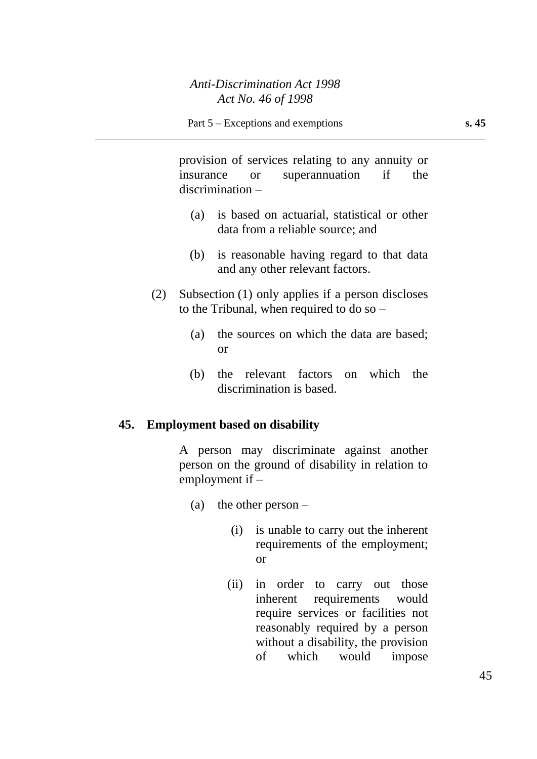provision of services relating to any annuity or insurance or superannuation if the discrimination –

(a) is based on actuarial, statistical or other data from a reliable source; and

(b) is reasonable having regard to that data and any other relevant factors.

(2) Subsection (1) only applies if a person discloses to the Tribunal, when required to do so –

(a) the sources on which the data are based; or

(b) the relevant factors on which the discrimination is based.

**45. Employment based on disability**

A person may discriminate against another person on the ground of disability in relation to employment if –

(a) the other person –

(i) is unable to carry out the inherent requirements of the employment; or

(ii) in order to carry out those inherent requirements would require services or facilities not reasonably required by a person without a disability, the provision of which would impose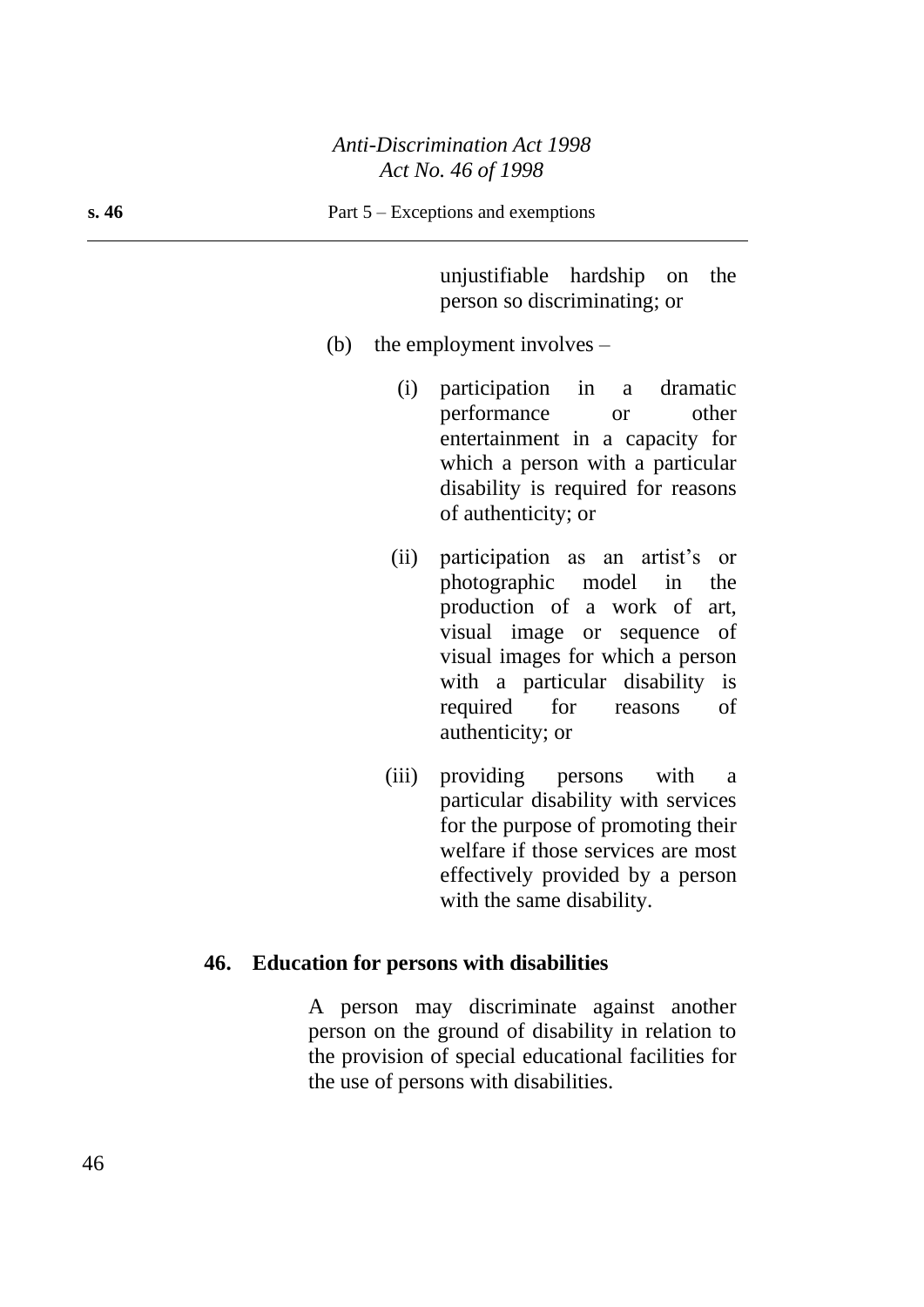unjustifiable hardship on the person so discriminating; or

(b) the employment involves –

(i) participation in a dramatic performance or other entertainment in a capacity for which a person with a particular disability is required for reasons of authenticity; or

(ii) participation as an artist’s or photographic model in the production of a work of art, visual image or sequence of visual images for which a person with a particular disability is required for reasons of authenticity; or

(iii) providing persons with a particular disability with services for the purpose of promoting their welfare if those services are most effectively provided by a person with the same disability.

## 46. Education for persons with disabilities

A person may discriminate against another person on the ground of disability in relation to the provision of special educational facilities for the use of persons with disabilities.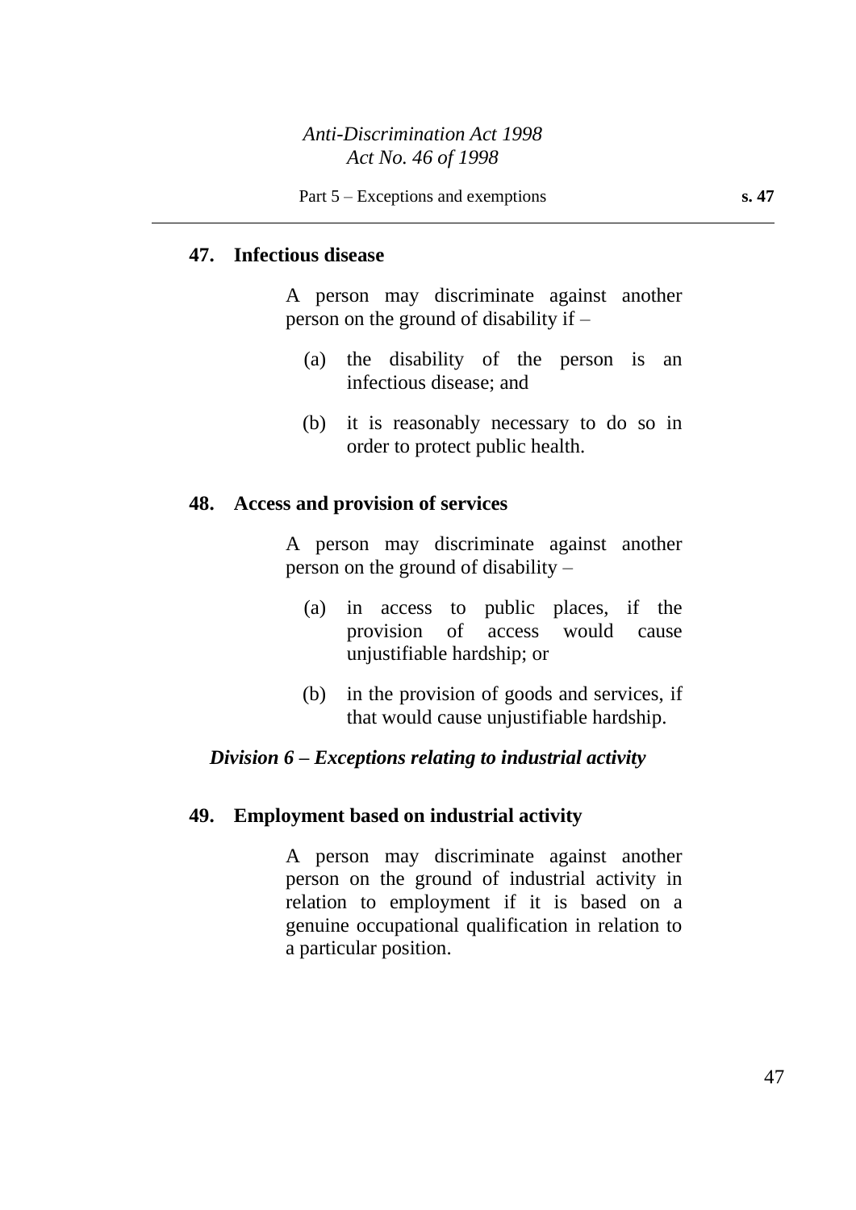## 47. Infectious disease

A person may discriminate against another person on the ground of disability if –

(a) the disability of the person is an infectious disease; and

(b) it is reasonably necessary to do so in order to protect public health.

## 48. Access and provision of services

A person may discriminate against another person on the ground of disability –

(a) in access to public places, if the provision of access would cause unjustifiable hardship; or

(b) in the provision of goods and services, if that would cause unjustifiable hardship.

### *Division 6 – Exceptions relating to industrial activity*

## 49. Employment based on industrial activity

A person may discriminate against another person on the ground of industrial activity in relation to employment if it is based on a genuine occupational qualification in relation to a particular position.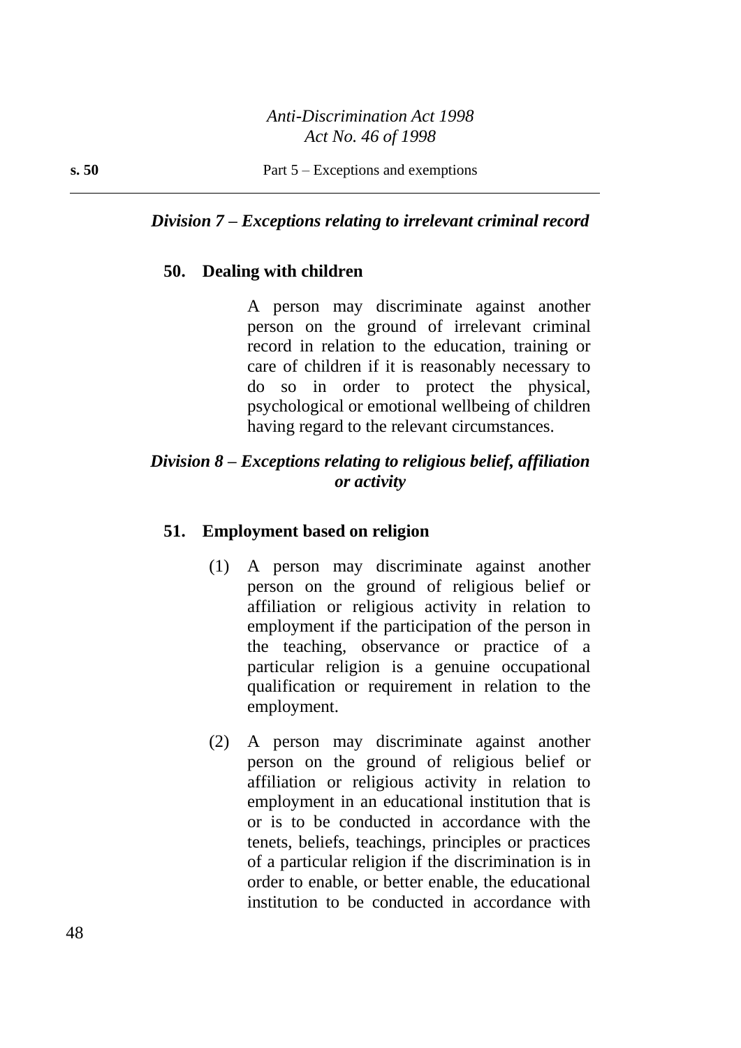### *Division 7 – Exceptions relating to irrelevant criminal record*

**50. Dealing with children**

A person may discriminate against another person on the ground of irrelevant criminal record in relation to the education, training or care of children if it is reasonably necessary to do so in order to protect the physical, psychological or emotional wellbeing of children having regard to the relevant circumstances.

### *Division 8 – Exceptions relating to religious belief, affiliation or activity*

**51. Employment based on religion**

(1) A person may discriminate against another person on the ground of religious belief or affiliation or religious activity in relation to employment if the participation of the person in the teaching, observance or practice of a particular religion is a genuine occupational qualification or requirement in relation to the employment.

(2) A person may discriminate against another person on the ground of religious belief or affiliation or religious activity in relation to employment in an educational institution that is or is to be conducted in accordance with the tenets, beliefs, teachings, principles or practices of a particular religion if the discrimination is in order to enable, or better enable, the educational institution to be conducted in accordance with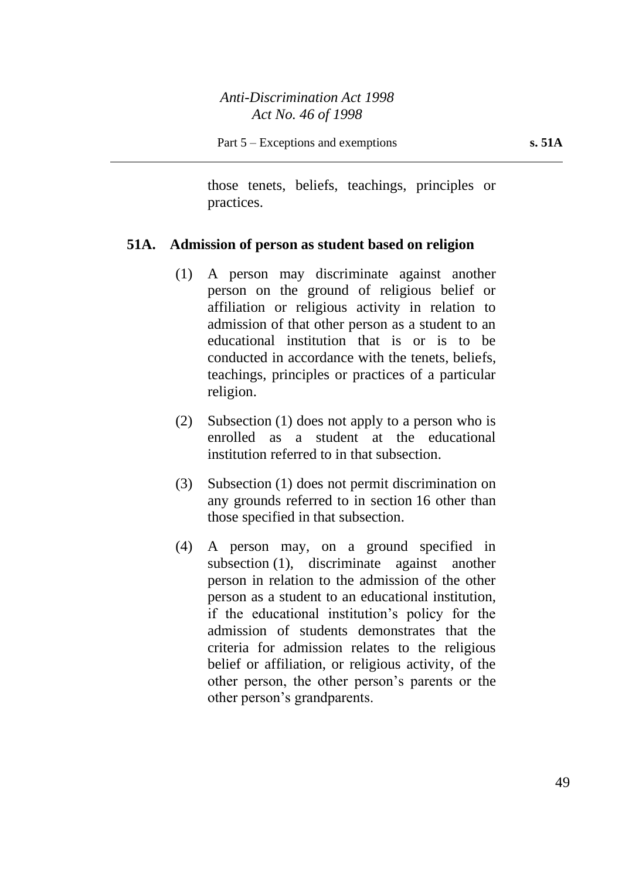those tenets, beliefs, teachings, principles or practices.

## 51A. Admission of person as student based on religion

(1) A person may discriminate against another person on the ground of religious belief or affiliation or religious activity in relation to admission of that other person as a student to an educational institution that is or is to be conducted in accordance with the tenets, beliefs, teachings, principles or practices of a particular religion.

(2) Subsection (1) does not apply to a person who is enrolled as a student at the educational institution referred to in that subsection.

(3) Subsection (1) does not permit discrimination on any grounds referred to in section 16 other than those specified in that subsection.

(4) A person may, on a ground specified in subsection (1), discriminate against another person in relation to the admission of the other person as a student to an educational institution, if the educational institution's policy for the admission of students demonstrates that the criteria for admission relates to the religious belief or affiliation, or religious activity, of the other person, the other person's parents or the other person's grandparents.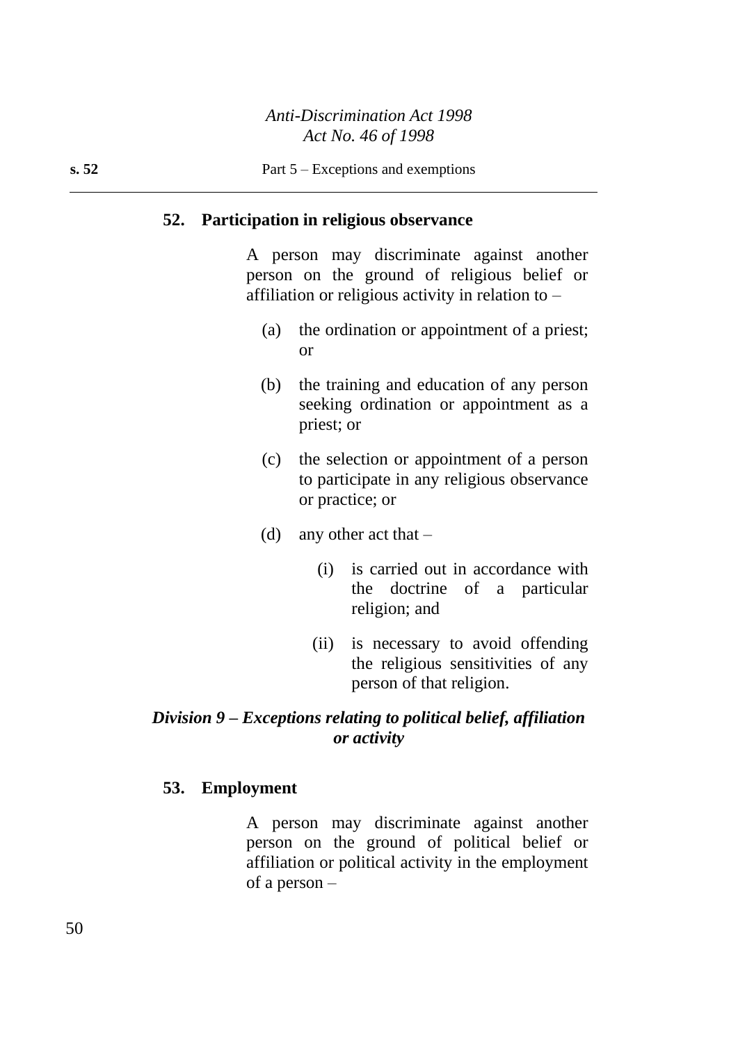## 52. Participation in religious observance

A person may discriminate against another person on the ground of religious belief or affiliation or religious activity in relation to –

(a) the ordination or appointment of a priest; or

(b) the training and education of any person seeking ordination or appointment as a priest; or

(c) the selection or appointment of a person to participate in any religious observance or practice; or

(d) any other act that –

  (i) is carried out in accordance with the doctrine of a particular religion; and

  (ii) is necessary to avoid offending the religious sensitivities of any person of that religion.

### *Division 9 – Exceptions relating to political belief, affiliation or activity*

## 53. Employment

A person may discriminate against another person on the ground of political belief or affiliation or political activity in the employment of a person –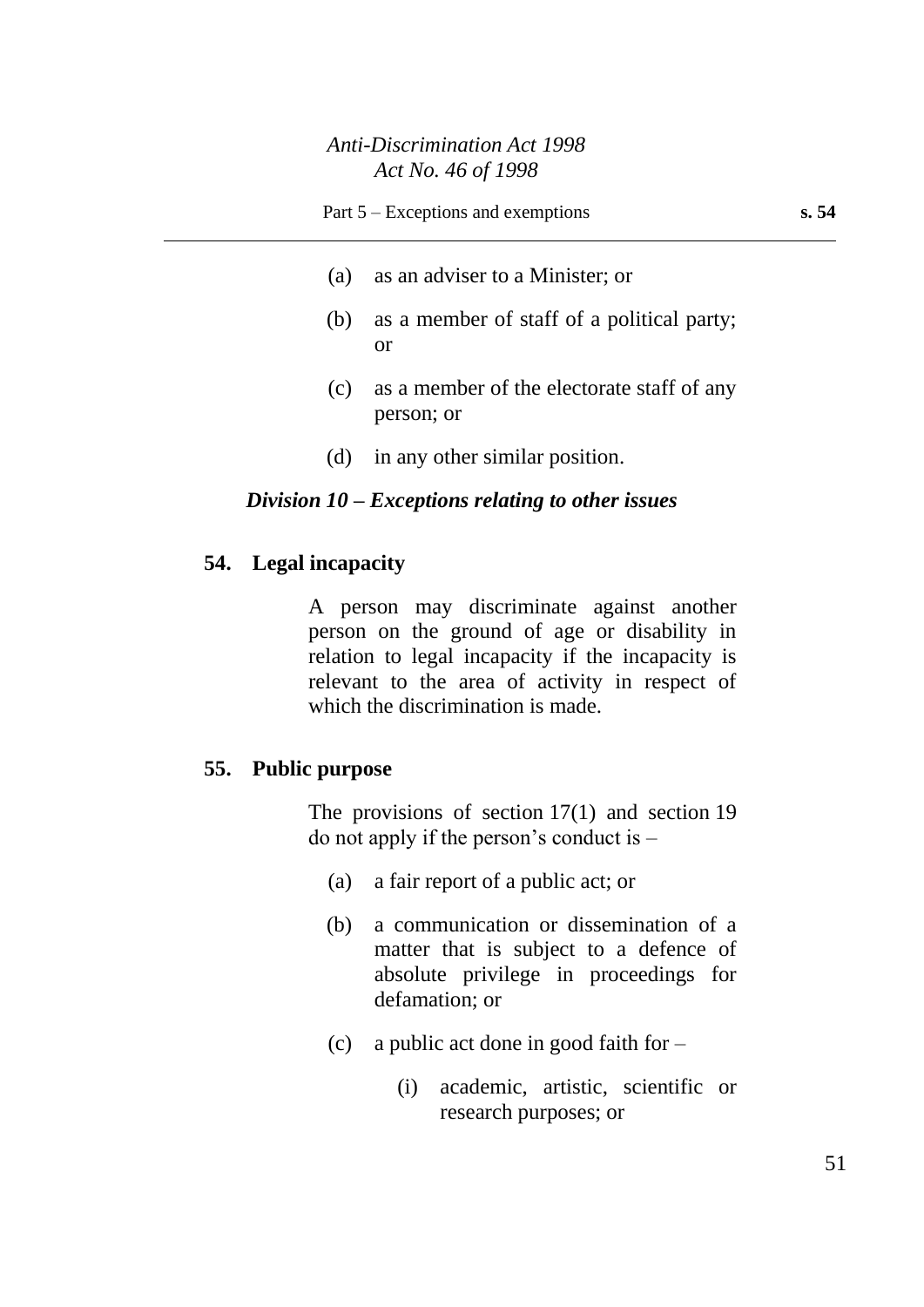(a) as an adviser to a Minister; or

(b) as a member of staff of a political party; or

(c) as a member of the electorate staff of any person; or

(d) in any other similar position.

### *Division 10 – Exceptions relating to other issues*

#### 54. Legal incapacity

A person may discriminate against another person on the ground of age or disability in relation to legal incapacity if the incapacity is relevant to the area of activity in respect of which the discrimination is made.

#### 55. Public purpose

The provisions of section 17(1) and section 19 do not apply if the person's conduct is –

(a) a fair report of a public act; or

(b) a communication or dissemination of a matter that is subject to a defence of absolute privilege in proceedings for defamation; or

(c) a public act done in good faith for –

(i) academic, artistic, scientific or research purposes; or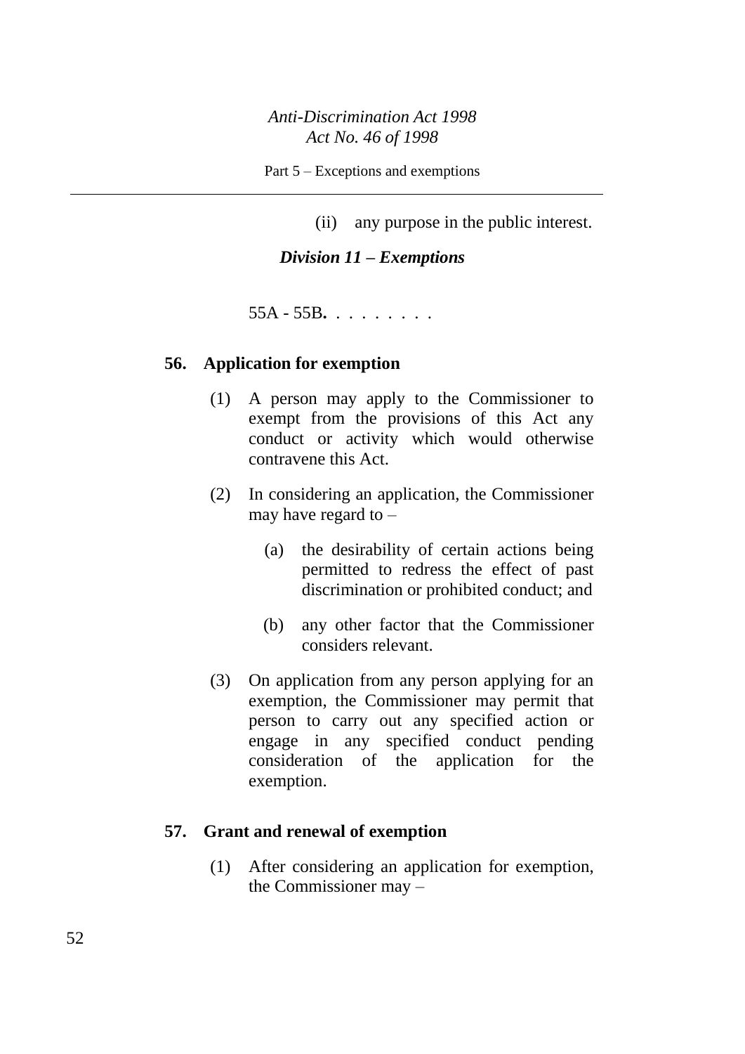(ii) any purpose in the public interest.

### *Division 11 – Exemptions*

55A - 55B. . . . . . . .

#### 56. Application for exemption

(1) A person may apply to the Commissioner to exempt from the provisions of this Act any conduct or activity which would otherwise contravene this Act.

(2) In considering an application, the Commissioner may have regard to –

(a) the desirability of certain actions being permitted to redress the effect of past discrimination or prohibited conduct; and

(b) any other factor that the Commissioner considers relevant.

(3) On application from any person applying for an exemption, the Commissioner may permit that person to carry out any specified action or engage in any specified conduct pending consideration of the application for the exemption.

#### 57. Grant and renewal of exemption

(1) After considering an application for exemption, the Commissioner may –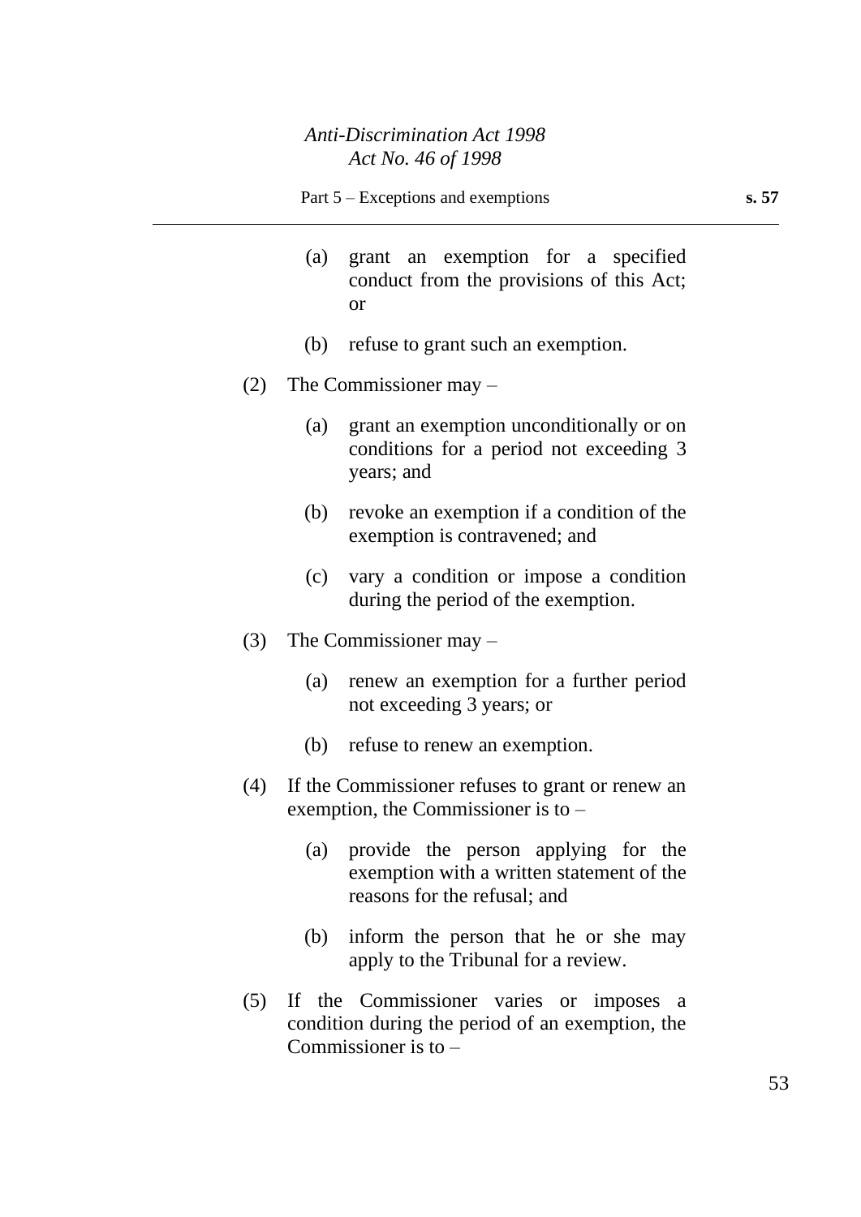(a) grant an exemption for a specified conduct from the provisions of this Act; or

(b) refuse to grant such an exemption.

(2) The Commissioner may –

(a) grant an exemption unconditionally or on conditions for a period not exceeding 3 years; and

(b) revoke an exemption if a condition of the exemption is contravened; and

(c) vary a condition or impose a condition during the period of the exemption.

(3) The Commissioner may –

(a) renew an exemption for a further period not exceeding 3 years; or

(b) refuse to renew an exemption.

(4) If the Commissioner refuses to grant or renew an exemption, the Commissioner is to –

(a) provide the person applying for the exemption with a written statement of the reasons for the refusal; and

(b) inform the person that he or she may apply to the Tribunal for a review.

(5) If the Commissioner varies or imposes a condition during the period of an exemption, the Commissioner is to –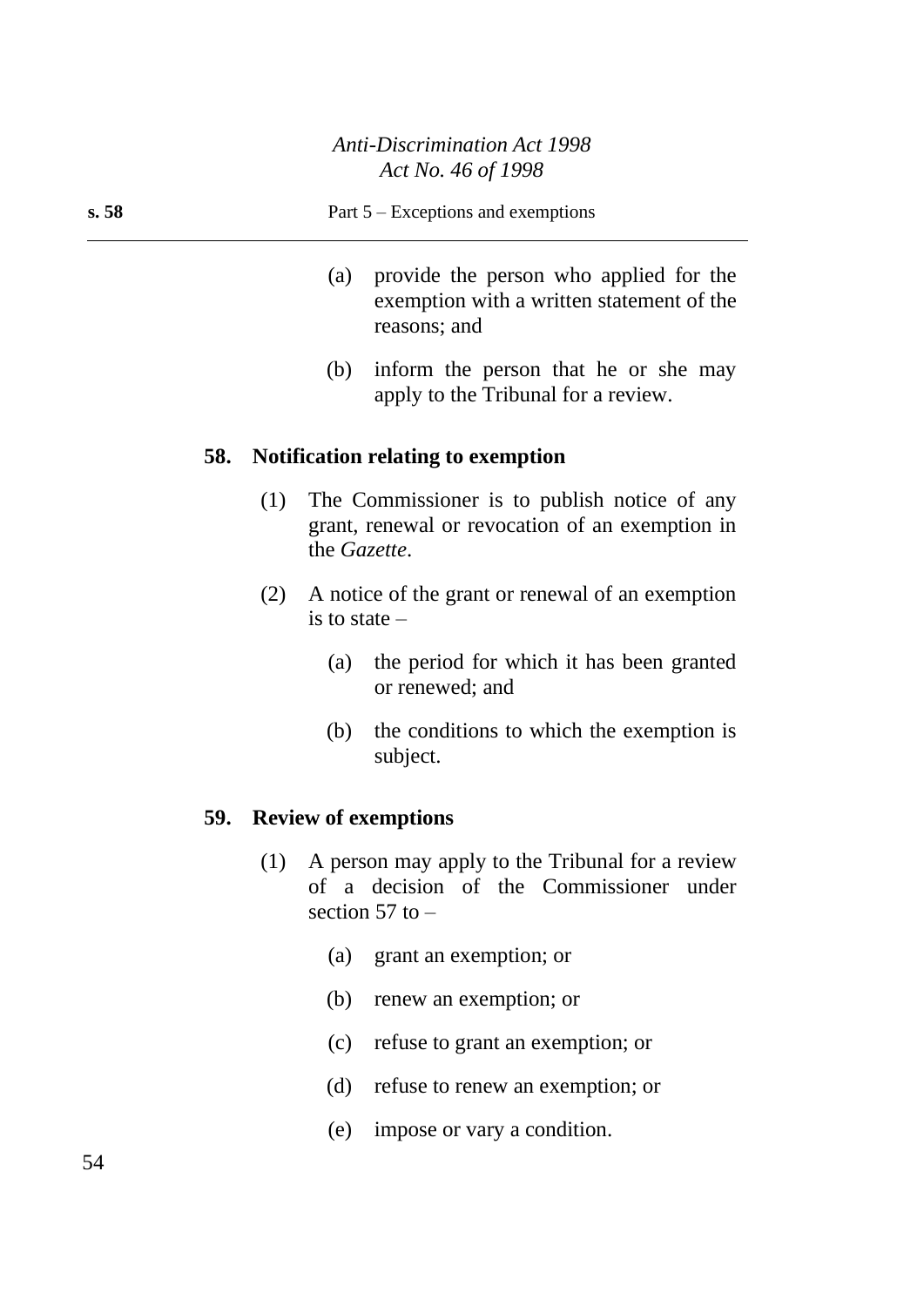(a) provide the person who applied for the exemption with a written statement of the reasons; and

(b) inform the person that he or she may apply to the Tribunal for a review.

### 58. Notification relating to exemption

(1) The Commissioner is to publish notice of any grant, renewal or revocation of an exemption in the *Gazette*.

(2) A notice of the grant or renewal of an exemption is to state –

(a) the period for which it has been granted or renewed; and

(b) the conditions to which the exemption is subject.

### 59. Review of exemptions

(1) A person may apply to the Tribunal for a review of a decision of the Commissioner under section 57 to –

(a) grant an exemption; or

(b) renew an exemption; or

(c) refuse to grant an exemption; or

(d) refuse to renew an exemption; or

(e) impose or vary a condition.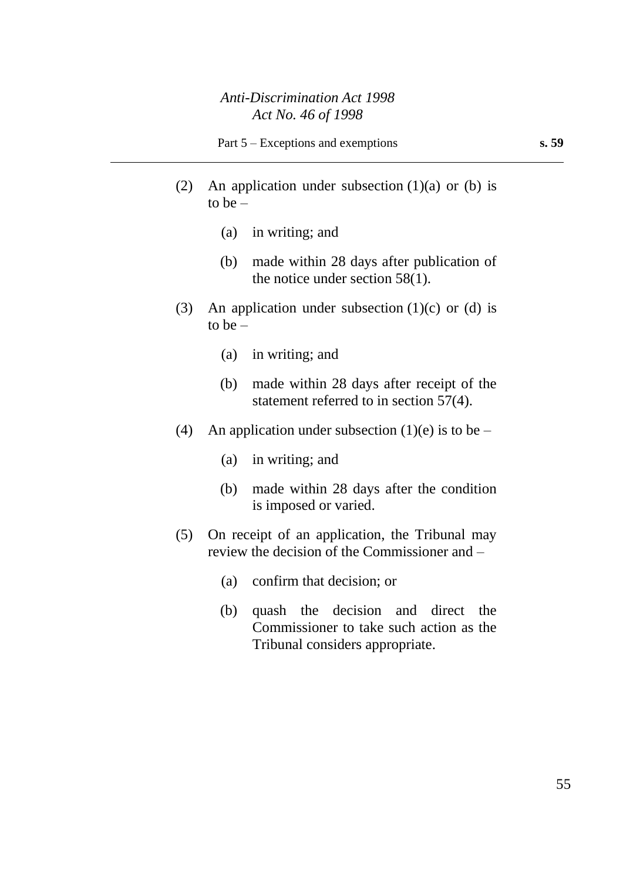(2) An application under subsection (1)(a) or (b) is to be –

  (a) in writing; and

  (b) made within 28 days after publication of the notice under section 58(1).

(3) An application under subsection (1)(c) or (d) is to be –

  (a) in writing; and

  (b) made within 28 days after receipt of the statement referred to in section 57(4).

(4) An application under subsection (1)(e) is to be –

  (a) in writing; and

  (b) made within 28 days after the condition is imposed or varied.

(5) On receipt of an application, the Tribunal may review the decision of the Commissioner and –

  (a) confirm that decision; or

  (b) quash the decision and direct the Commissioner to take such action as the Tribunal considers appropriate.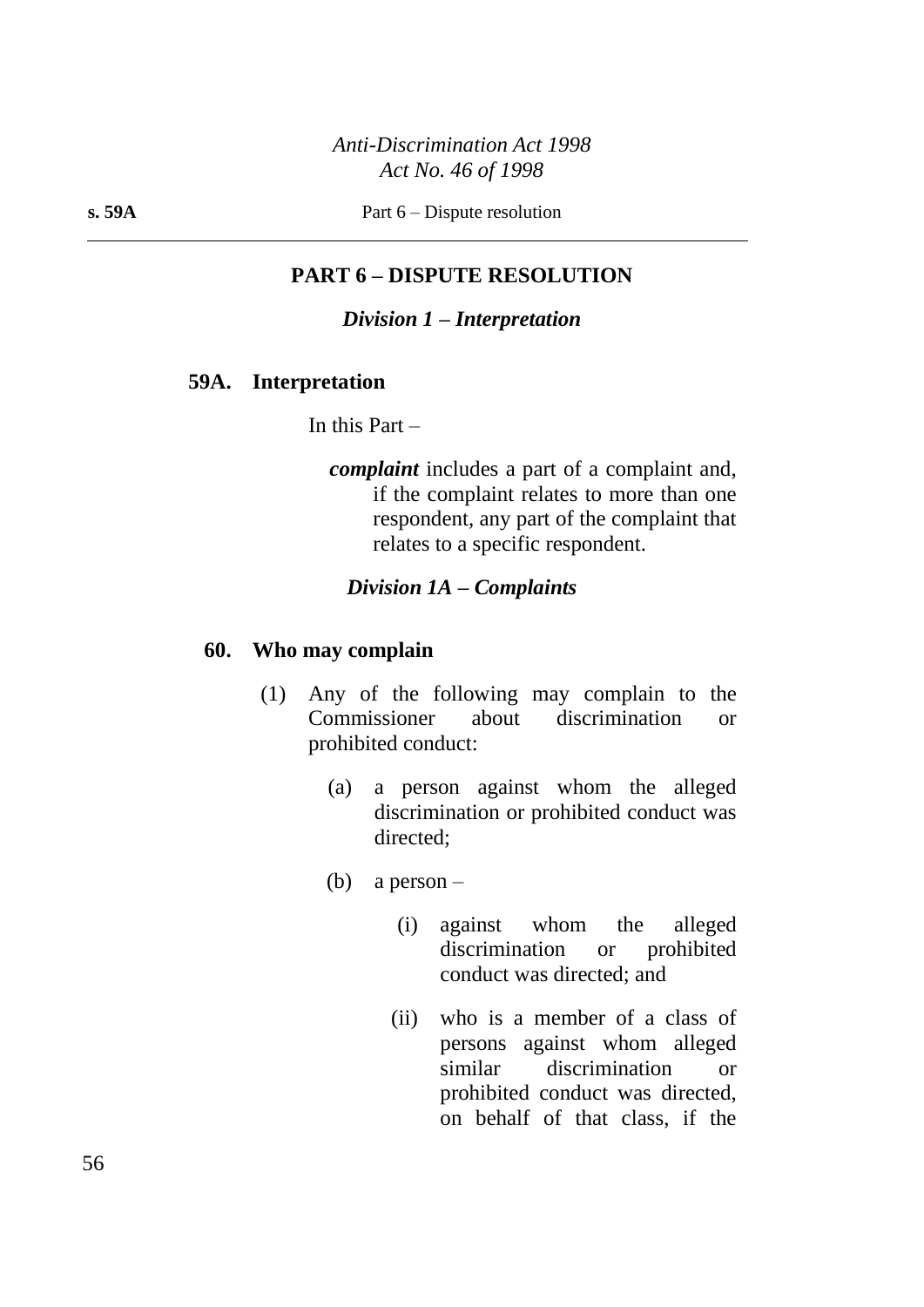## PART 6 – DISPUTE RESOLUTION

### *Division 1 – Interpretation*

**59A. Interpretation**

In this Part –

***complaint*** includes a part of a complaint and, if the complaint relates to more than one respondent, any part of the complaint that relates to a specific respondent.

### *Division 1A – Complaints*

**60. Who may complain**

(1) Any of the following may complain to the Commissioner about discrimination or prohibited conduct:

(a) a person against whom the alleged discrimination or prohibited conduct was directed;

(b) a person –

(i) against whom the alleged discrimination or prohibited conduct was directed; and

(ii) who is a member of a class of persons against whom alleged similar discrimination or prohibited conduct was directed, on behalf of that class, if the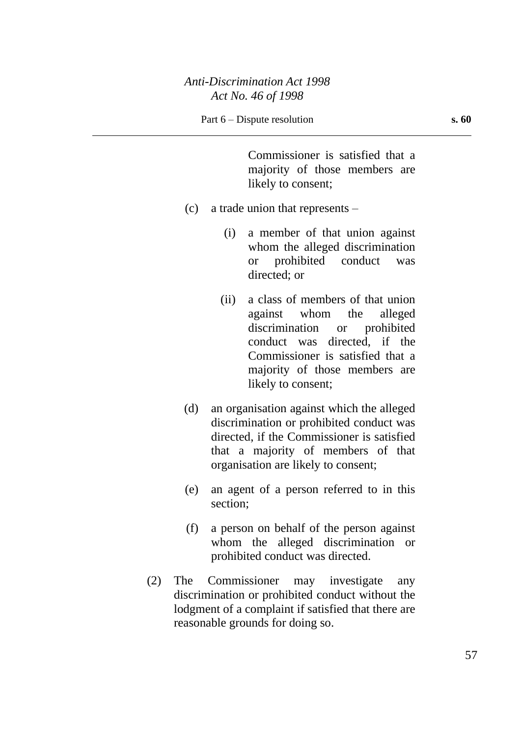Commissioner is satisfied that a majority of those members are likely to consent;

(c) a trade union that represents –

(i) a member of that union against whom the alleged discrimination or prohibited conduct was directed; or

(ii) a class of members of that union against whom the alleged discrimination or prohibited conduct was directed, if the Commissioner is satisfied that a majority of those members are likely to consent;

(d) an organisation against which the alleged discrimination or prohibited conduct was directed, if the Commissioner is satisfied that a majority of members of that organisation are likely to consent;

(e) an agent of a person referred to in this section;

(f) a person on behalf of the person against whom the alleged discrimination or prohibited conduct was directed.

(2) The Commissioner may investigate any discrimination or prohibited conduct without the lodgment of a complaint if satisfied that there are reasonable grounds for doing so.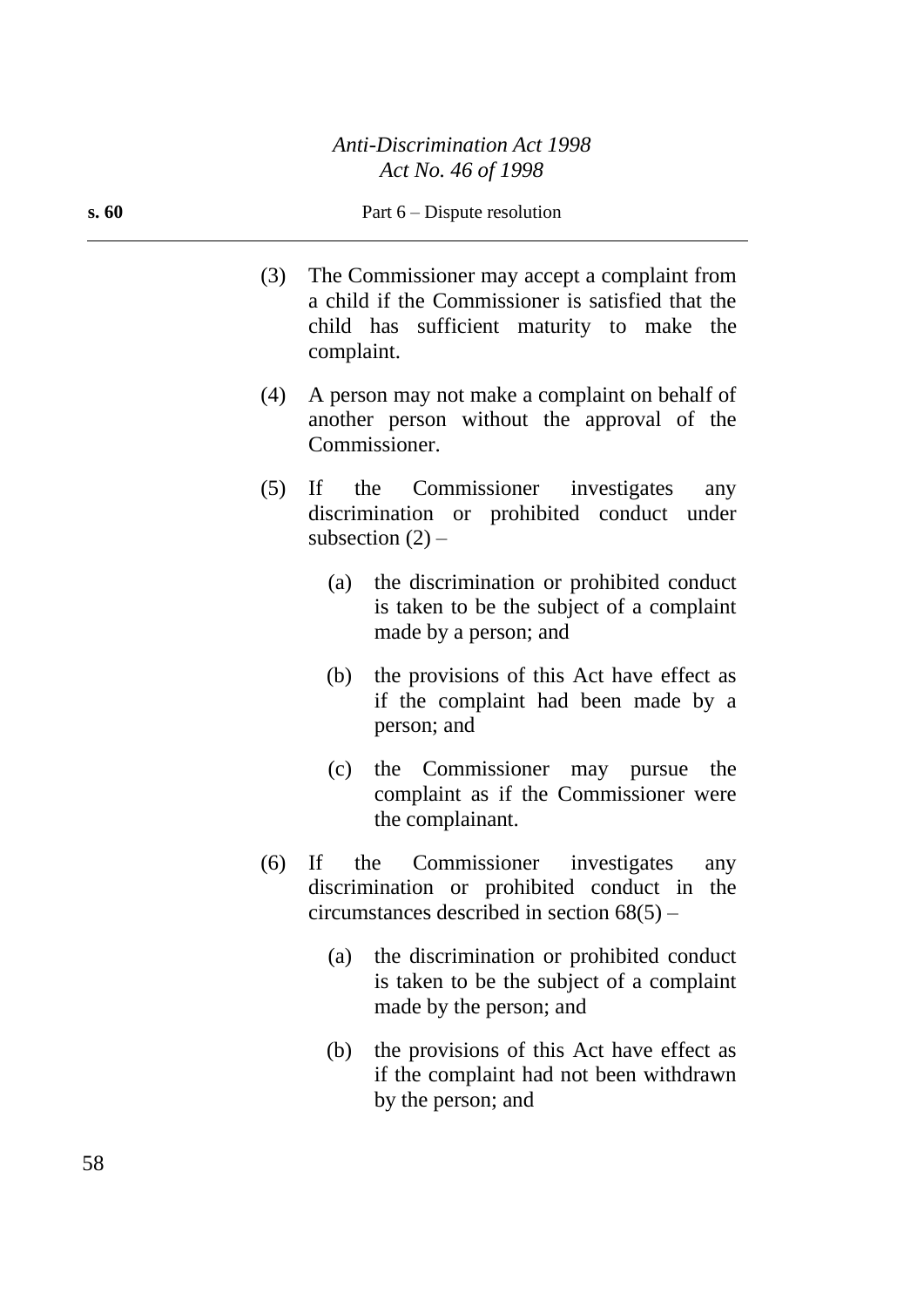(3) The Commissioner may accept a complaint from a child if the Commissioner is satisfied that the child has sufficient maturity to make the complaint.

(4) A person may not make a complaint on behalf of another person without the approval of the Commissioner.

(5) If the Commissioner investigates any discrimination or prohibited conduct under subsection (2) –

(a) the discrimination or prohibited conduct is taken to be the subject of a complaint made by a person; and

(b) the provisions of this Act have effect as if the complaint had been made by a person; and

(c) the Commissioner may pursue the complaint as if the Commissioner were the complainant.

(6) If the Commissioner investigates any discrimination or prohibited conduct in the circumstances described in section 68(5) –

(a) the discrimination or prohibited conduct is taken to be the subject of a complaint made by the person; and

(b) the provisions of this Act have effect as if the complaint had not been withdrawn by the person; and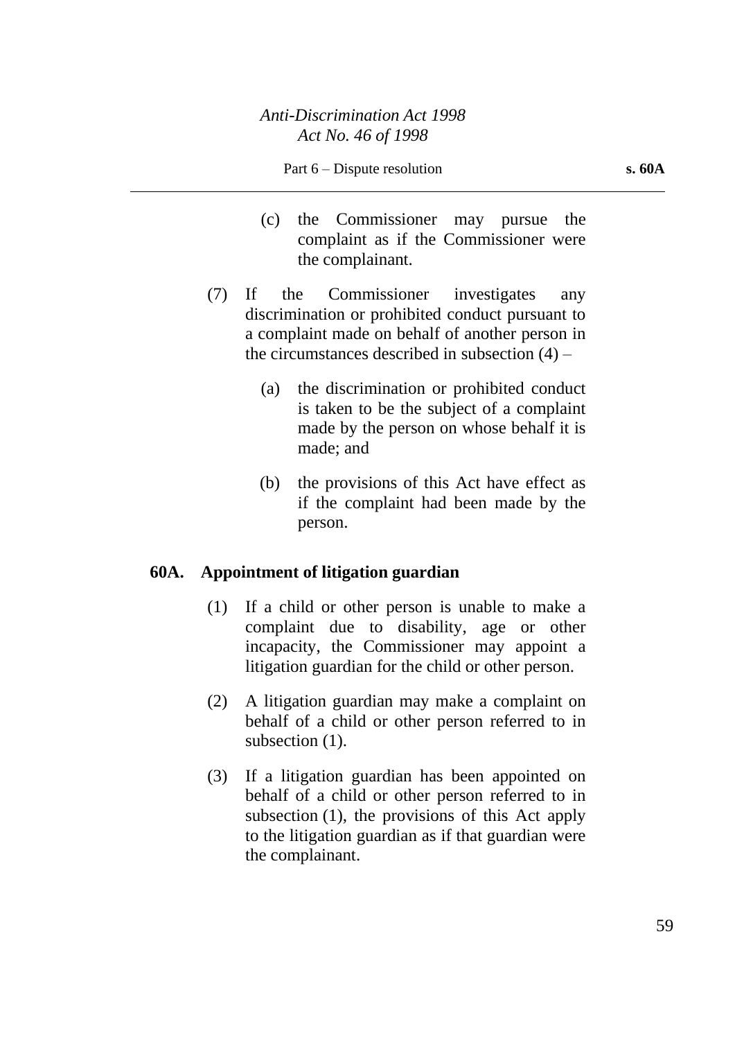(c) the Commissioner may pursue the complaint as if the Commissioner were the complainant.

(7) If the Commissioner investigates any discrimination or prohibited conduct pursuant to a complaint made on behalf of another person in the circumstances described in subsection (4) –

(a) the discrimination or prohibited conduct is taken to be the subject of a complaint made by the person on whose behalf it is made; and

(b) the provisions of this Act have effect as if the complaint had been made by the person.

### 60A. Appointment of litigation guardian

(1) If a child or other person is unable to make a complaint due to disability, age or other incapacity, the Commissioner may appoint a litigation guardian for the child or other person.

(2) A litigation guardian may make a complaint on behalf of a child or other person referred to in subsection (1).

(3) If a litigation guardian has been appointed on behalf of a child or other person referred to in subsection (1), the provisions of this Act apply to the litigation guardian as if that guardian were the complainant.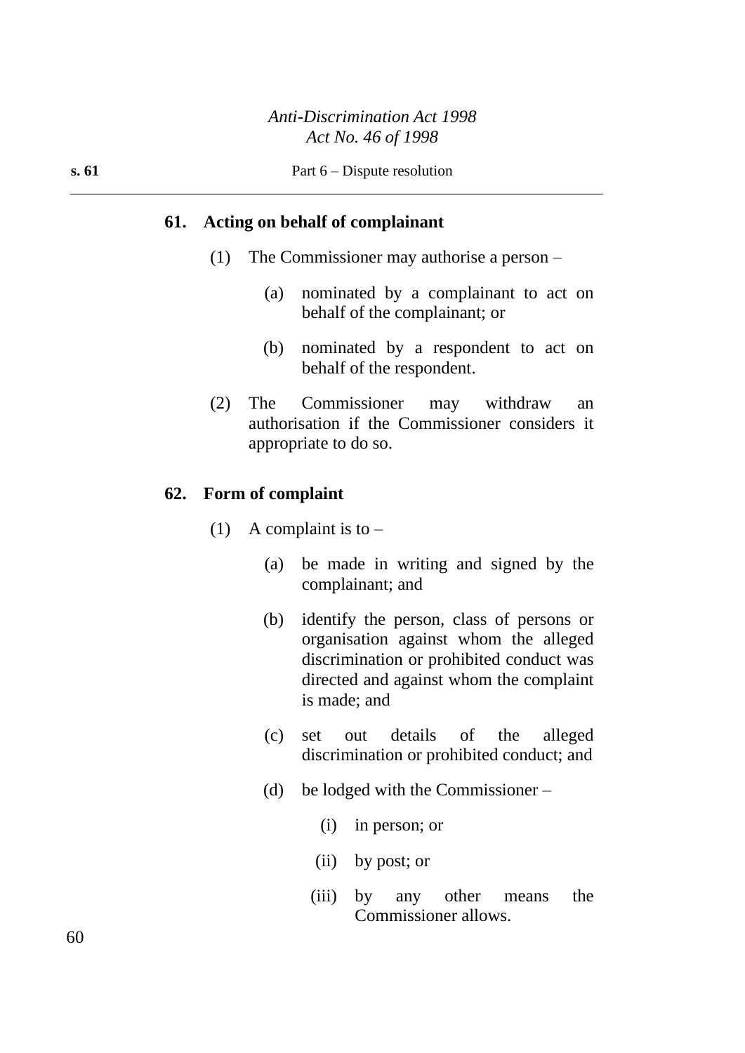## 61. Acting on behalf of complainant

(1) The Commissioner may authorise a person –

(a) nominated by a complainant to act on behalf of the complainant; or

(b) nominated by a respondent to act on behalf of the respondent.

(2) The Commissioner may withdraw an authorisation if the Commissioner considers it appropriate to do so.

## 62. Form of complaint

(1) A complaint is to –

(a) be made in writing and signed by the complainant; and

(b) identify the person, class of persons or organisation against whom the alleged discrimination or prohibited conduct was directed and against whom the complaint is made; and

(c) set out details of the alleged discrimination or prohibited conduct; and

(d) be lodged with the Commissioner –

(i) in person; or

(ii) by post; or

(iii) by any other means the Commissioner allows.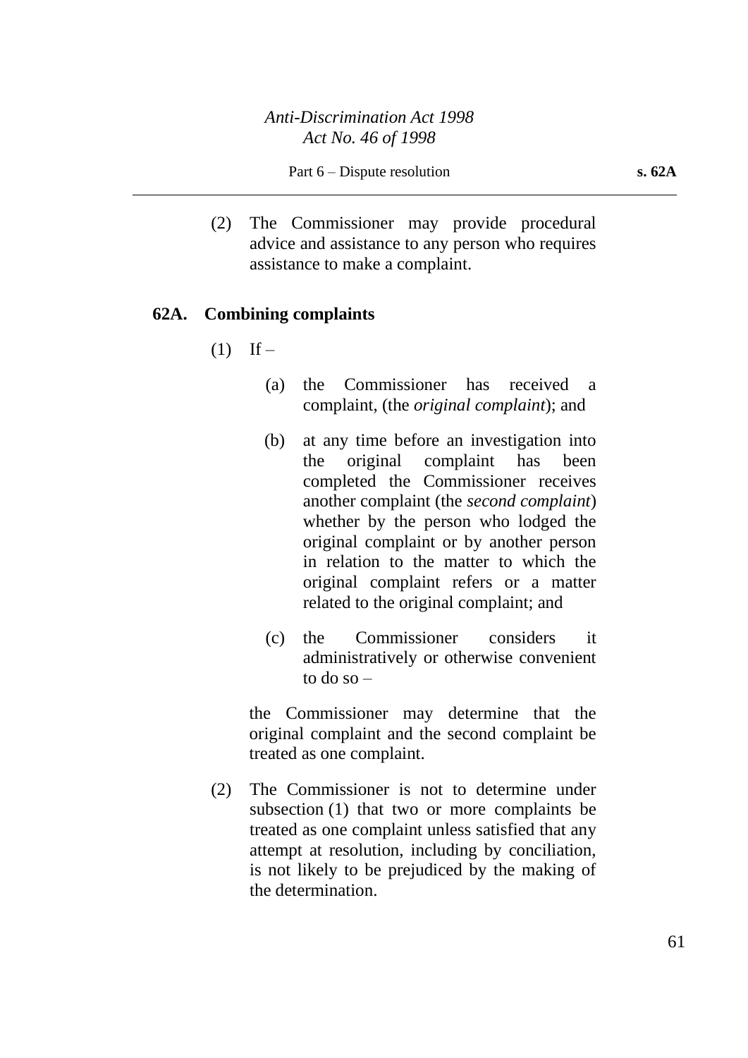(2) The Commissioner may provide procedural advice and assistance to any person who requires assistance to make a complaint.

### 62A. Combining complaints

(1) If –

(a) the Commissioner has received a complaint, (the *original complaint*); and

(b) at any time before an investigation into the original complaint has been completed the Commissioner receives another complaint (the *second complaint*) whether by the person who lodged the original complaint or by another person in relation to the matter to which the original complaint refers or a matter related to the original complaint; and

(c) the Commissioner considers it administratively or otherwise convenient to do so –

the Commissioner may determine that the original complaint and the second complaint be treated as one complaint.

(2) The Commissioner is not to determine under subsection (1) that two or more complaints be treated as one complaint unless satisfied that any attempt at resolution, including by conciliation, is not likely to be prejudiced by the making of the determination.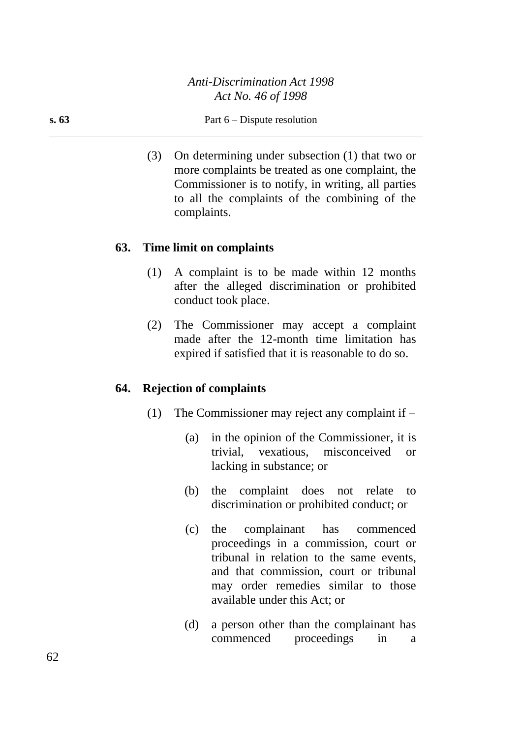(3) On determining under subsection (1) that two or more complaints be treated as one complaint, the Commissioner is to notify, in writing, all parties to all the complaints of the combining of the complaints.

### 63. Time limit on complaints

(1) A complaint is to be made within 12 months after the alleged discrimination or prohibited conduct took place.

(2) The Commissioner may accept a complaint made after the 12-month time limitation has expired if satisfied that it is reasonable to do so.

### 64. Rejection of complaints

(1) The Commissioner may reject any complaint if –

(a) in the opinion of the Commissioner, it is trivial, vexatious, misconceived or lacking in substance; or

(b) the complaint does not relate to discrimination or prohibited conduct; or

(c) the complainant has commenced proceedings in a commission, court or tribunal in relation to the same events, and that commission, court or tribunal may order remedies similar to those available under this Act; or

(d) a person other than the complainant has commenced proceedings in a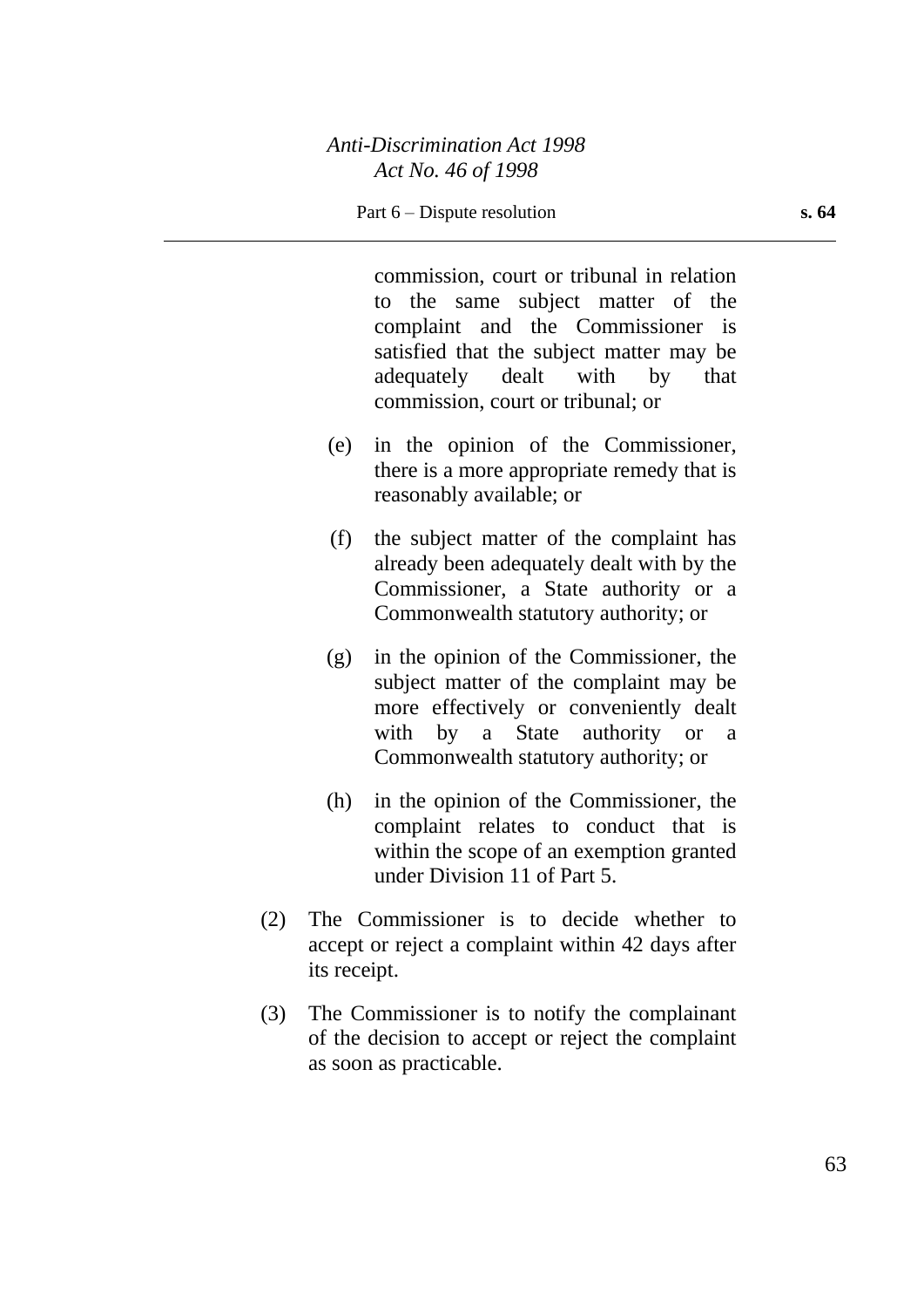commission, court or tribunal in relation to the same subject matter of the complaint and the Commissioner is satisfied that the subject matter may be adequately dealt with by that commission, court or tribunal; or

(e) in the opinion of the Commissioner, there is a more appropriate remedy that is reasonably available; or

(f) the subject matter of the complaint has already been adequately dealt with by the Commissioner, a State authority or a Commonwealth statutory authority; or

(g) in the opinion of the Commissioner, the subject matter of the complaint may be more effectively or conveniently dealt with by a State authority or a Commonwealth statutory authority; or

(h) in the opinion of the Commissioner, the complaint relates to conduct that is within the scope of an exemption granted under Division 11 of Part 5.

(2) The Commissioner is to decide whether to accept or reject a complaint within 42 days after its receipt.

(3) The Commissioner is to notify the complainant of the decision to accept or reject the complaint as soon as practicable.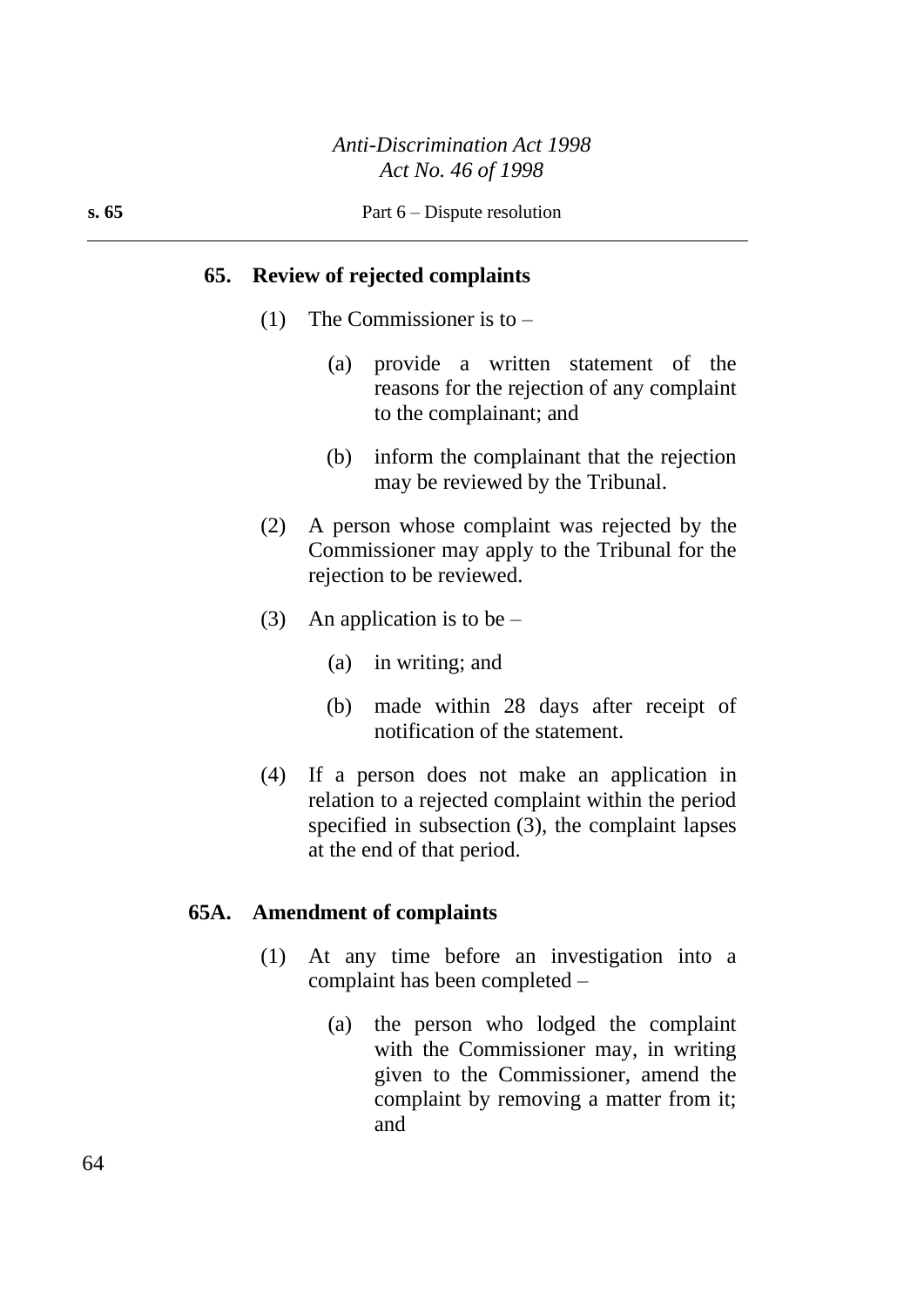## 65. Review of rejected complaints

(1) The Commissioner is to –

(a) provide a written statement of the reasons for the rejection of any complaint to the complainant; and

(b) inform the complainant that the rejection may be reviewed by the Tribunal.

(2) A person whose complaint was rejected by the Commissioner may apply to the Tribunal for the rejection to be reviewed.

(3) An application is to be –

(a) in writing; and

(b) made within 28 days after receipt of notification of the statement.

(4) If a person does not make an application in relation to a rejected complaint within the period specified in subsection (3), the complaint lapses at the end of that period.

## 65A. Amendment of complaints

(1) At any time before an investigation into a complaint has been completed –

(a) the person who lodged the complaint with the Commissioner may, in writing given to the Commissioner, amend the complaint by removing a matter from it; and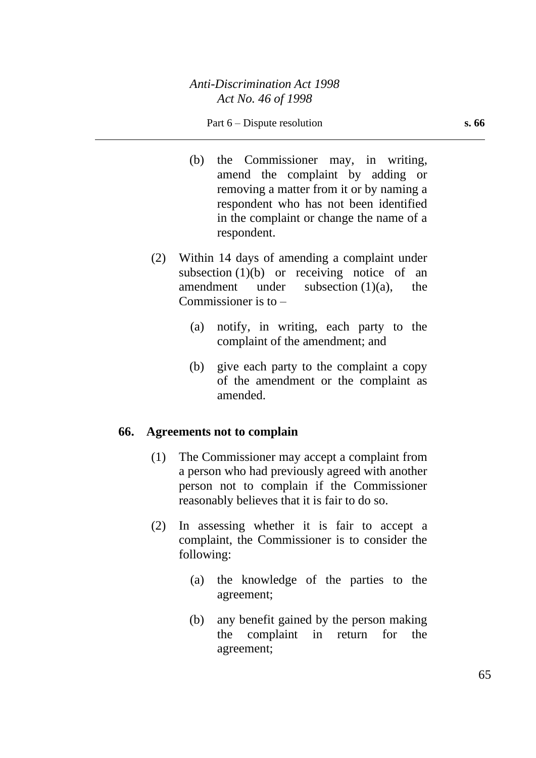(b) the Commissioner may, in writing, amend the complaint by adding or removing a matter from it or by naming a respondent who has not been identified in the complaint or change the name of a respondent.

(2) Within 14 days of amending a complaint under subsection (1)(b) or receiving notice of an amendment under subsection (1)(a), the Commissioner is to –

(a) notify, in writing, each party to the complaint of the amendment; and

(b) give each party to the complaint a copy of the amendment or the complaint as amended.

## 66. Agreements not to complain

(1) The Commissioner may accept a complaint from a person who had previously agreed with another person not to complain if the Commissioner reasonably believes that it is fair to do so.

(2) In assessing whether it is fair to accept a complaint, the Commissioner is to consider the following:

(a) the knowledge of the parties to the agreement;

(b) any benefit gained by the person making the complaint in return for the agreement;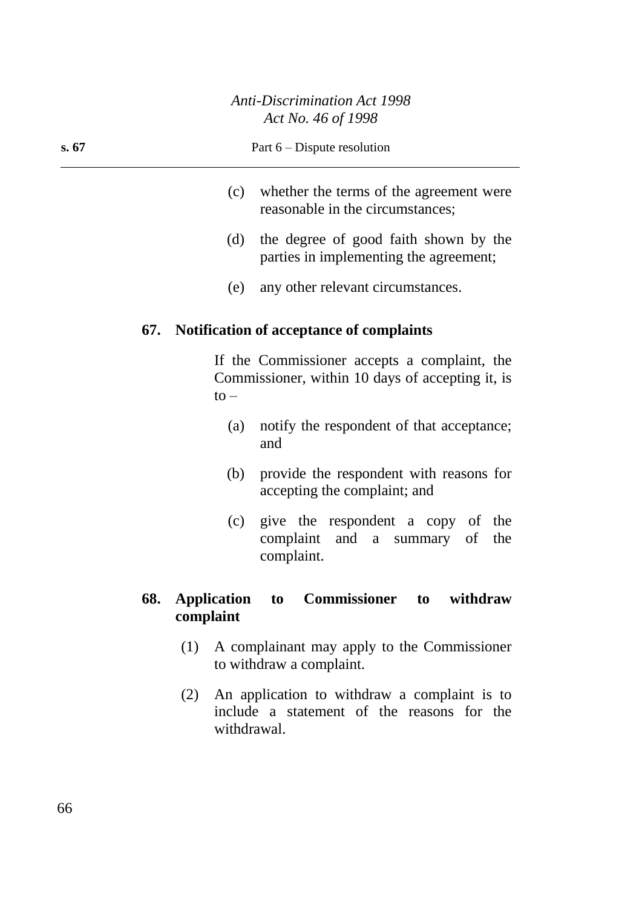(c) whether the terms of the agreement were reasonable in the circumstances;

(d) the degree of good faith shown by the parties in implementing the agreement;

(e) any other relevant circumstances.

**67. Notification of acceptance of complaints**

If the Commissioner accepts a complaint, the Commissioner, within 10 days of accepting it, is to –

(a) notify the respondent of that acceptance; and

(b) provide the respondent with reasons for accepting the complaint; and

(c) give the respondent a copy of the complaint and a summary of the complaint.

**68. Application to Commissioner to withdraw complaint**

(1) A complainant may apply to the Commissioner to withdraw a complaint.

(2) An application to withdraw a complaint is to include a statement of the reasons for the withdrawal.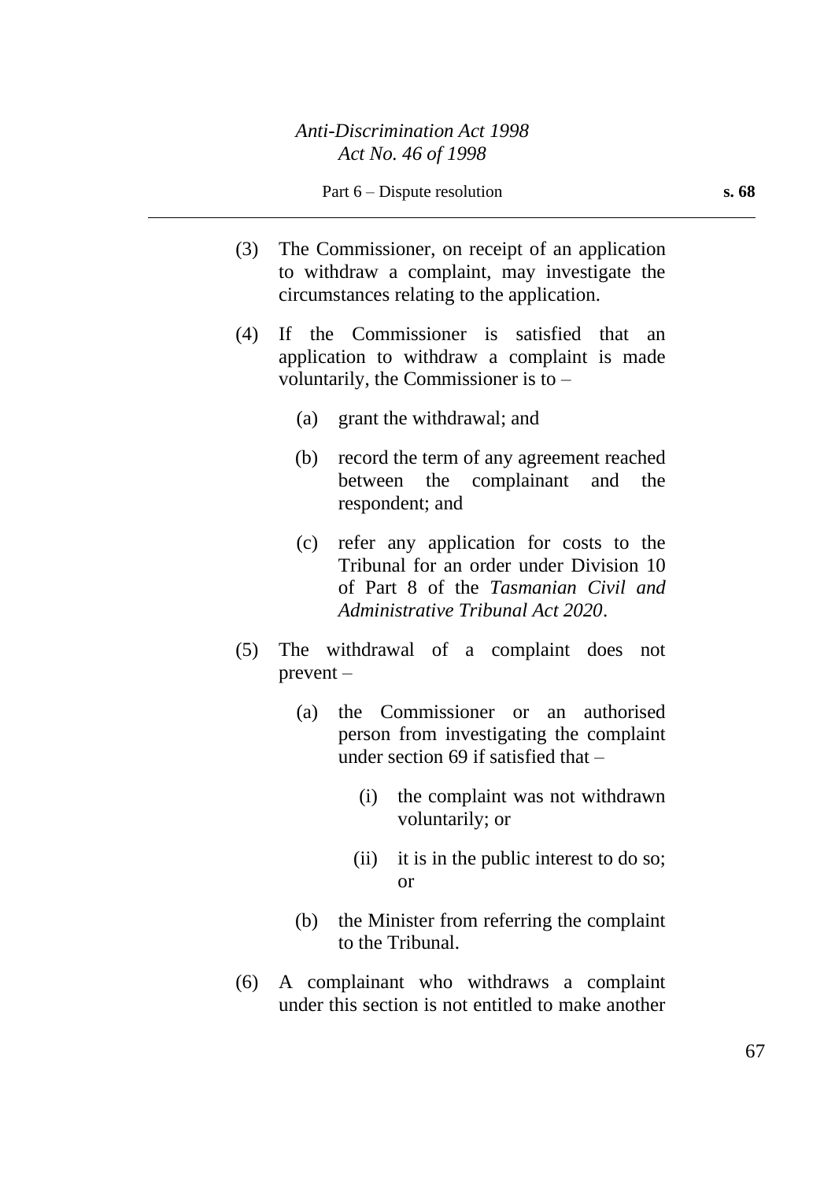(3) The Commissioner, on receipt of an application to withdraw a complaint, may investigate the circumstances relating to the application.

(4) If the Commissioner is satisfied that an application to withdraw a complaint is made voluntarily, the Commissioner is to –

- (a) grant the withdrawal; and
- (b) record the term of any agreement reached between the complainant and the respondent; and
- (c) refer any application for costs to the Tribunal for an order under Division 10 of Part 8 of the *Tasmanian Civil and Administrative Tribunal Act 2020*.

(5) The withdrawal of a complaint does not prevent –

- (a) the Commissioner or an authorised person from investigating the complaint under section 69 if satisfied that –
  - (i) the complaint was not withdrawn voluntarily; or
  - (ii) it is in the public interest to do so; or
- (b) the Minister from referring the complaint to the Tribunal.

(6) A complainant who withdraws a complaint under this section is not entitled to make another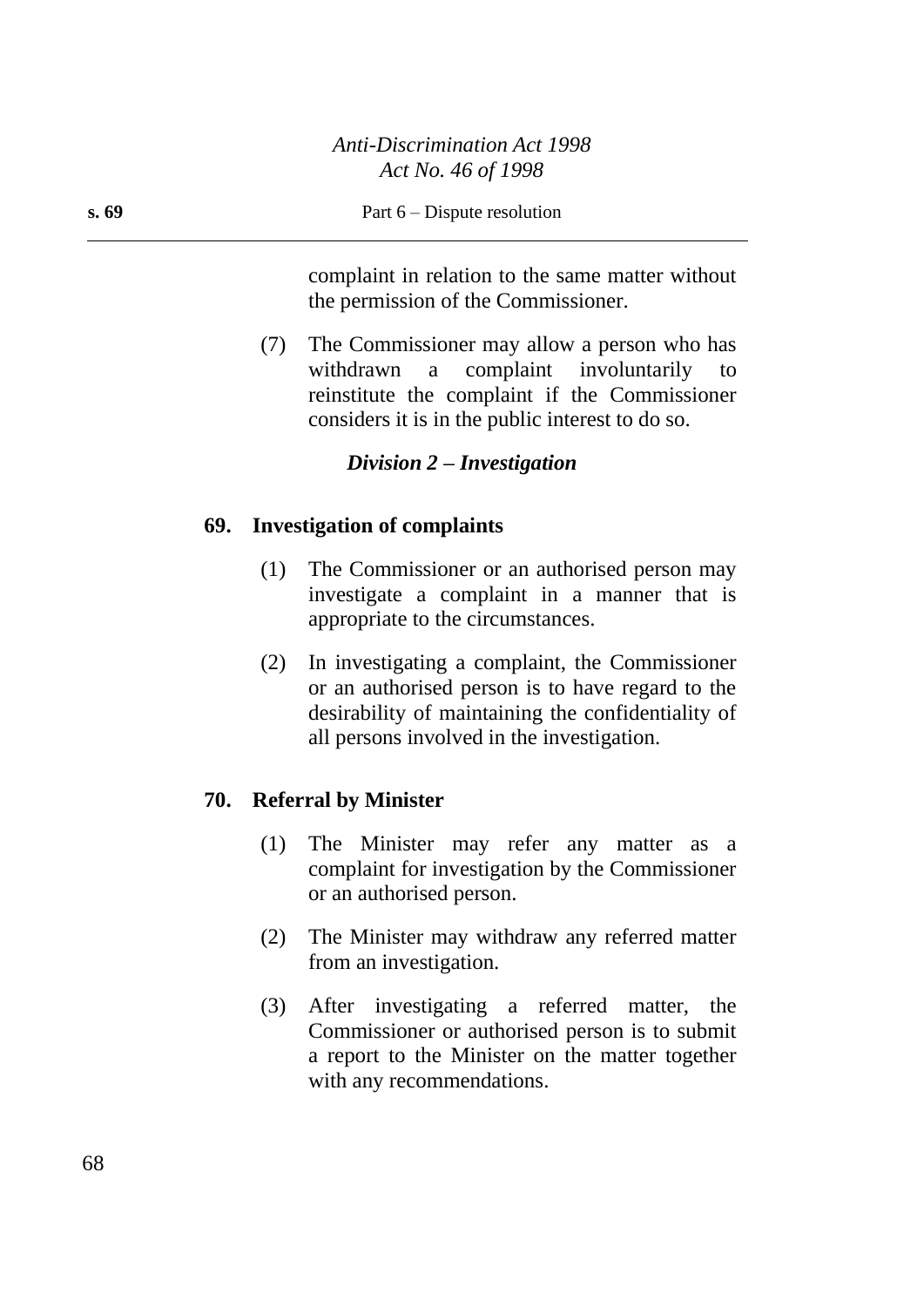complaint in relation to the same matter without the permission of the Commissioner.

(7) The Commissioner may allow a person who has withdrawn a complaint involuntarily to reinstitute the complaint if the Commissioner considers it is in the public interest to do so.

### *Division 2 – Investigation*

#### 69. Investigation of complaints

(1) The Commissioner or an authorised person may investigate a complaint in a manner that is appropriate to the circumstances.

(2) In investigating a complaint, the Commissioner or an authorised person is to have regard to the desirability of maintaining the confidentiality of all persons involved in the investigation.

#### 70. Referral by Minister

(1) The Minister may refer any matter as a complaint for investigation by the Commissioner or an authorised person.

(2) The Minister may withdraw any referred matter from an investigation.

(3) After investigating a referred matter, the Commissioner or authorised person is to submit a report to the Minister on the matter together with any recommendations.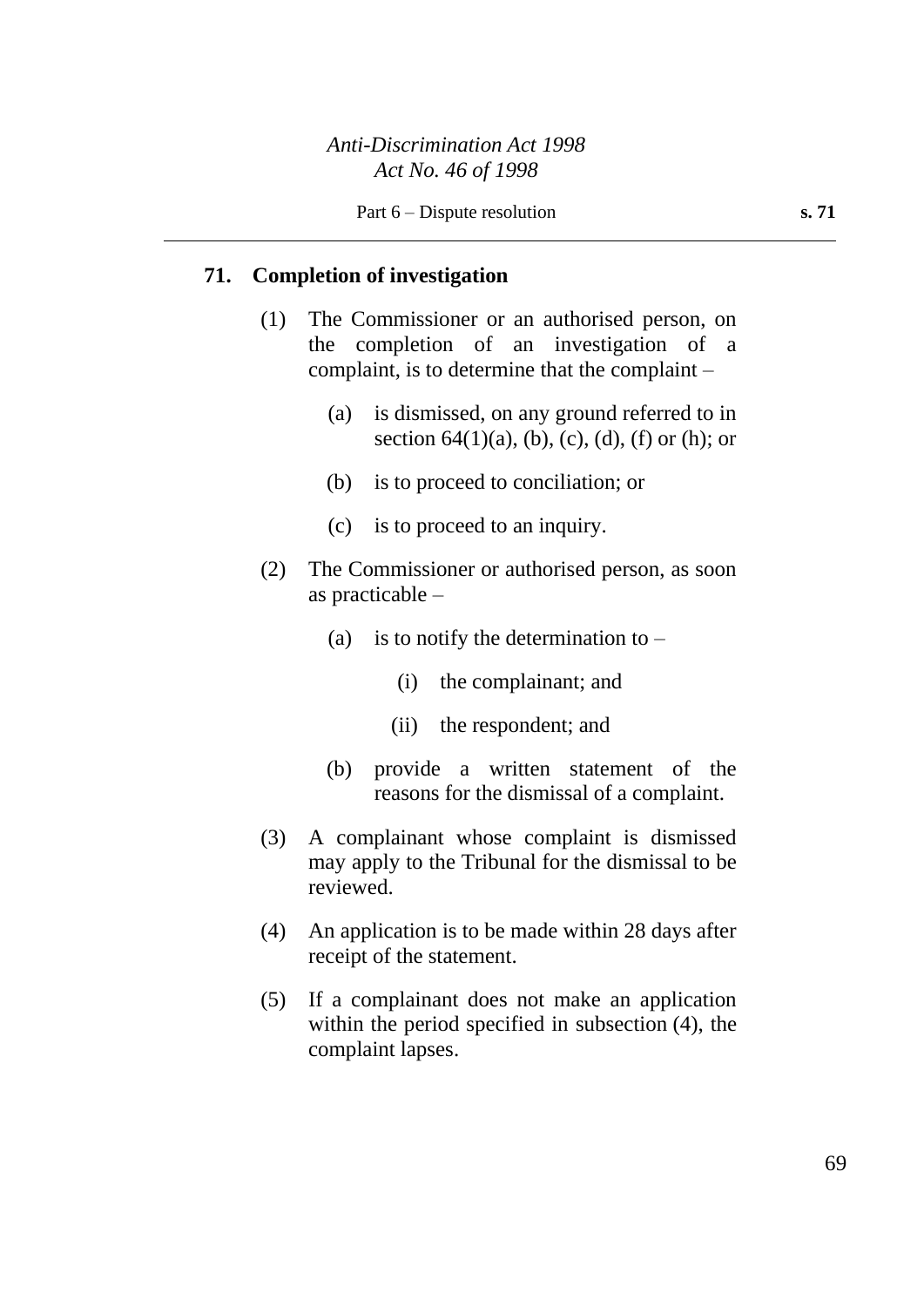## 71. Completion of investigation

(1) The Commissioner or an authorised person, on the completion of an investigation of a complaint, is to determine that the complaint –

(a) is dismissed, on any ground referred to in section 64(1)(a), (b), (c), (d), (f) or (h); or

(b) is to proceed to conciliation; or

(c) is to proceed to an inquiry.

(2) The Commissioner or authorised person, as soon as practicable –

(a) is to notify the determination to –

(i) the complainant; and

(ii) the respondent; and

(b) provide a written statement of the reasons for the dismissal of a complaint.

(3) A complainant whose complaint is dismissed may apply to the Tribunal for the dismissal to be reviewed.

(4) An application is to be made within 28 days after receipt of the statement.

(5) If a complainant does not make an application within the period specified in subsection (4), the complaint lapses.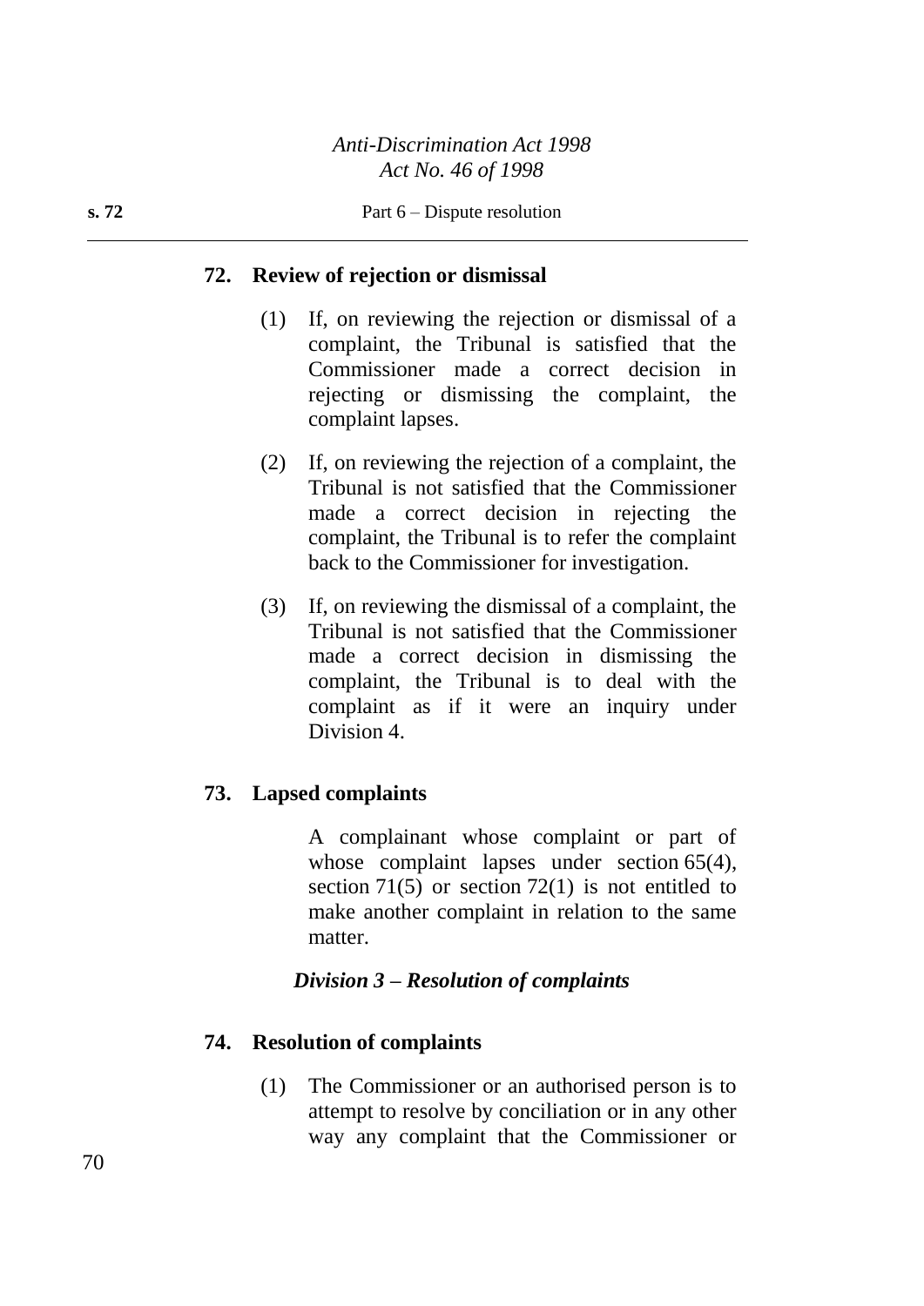**72. Review of rejection or dismissal**

(1) If, on reviewing the rejection or dismissal of a complaint, the Tribunal is satisfied that the Commissioner made a correct decision in rejecting or dismissing the complaint, the complaint lapses.

(2) If, on reviewing the rejection of a complaint, the Tribunal is not satisfied that the Commissioner made a correct decision in rejecting the complaint, the Tribunal is to refer the complaint back to the Commissioner for investigation.

(3) If, on reviewing the dismissal of a complaint, the Tribunal is not satisfied that the Commissioner made a correct decision in dismissing the complaint, the Tribunal is to deal with the complaint as if it were an inquiry under Division 4.

**73. Lapsed complaints**

A complainant whose complaint or part of whose complaint lapses under section 65(4), section 71(5) or section 72(1) is not entitled to make another complaint in relation to the same matter.

### *Division 3 – Resolution of complaints*

**74. Resolution of complaints**

(1) The Commissioner or an authorised person is to attempt to resolve by conciliation or in any other way any complaint that the Commissioner or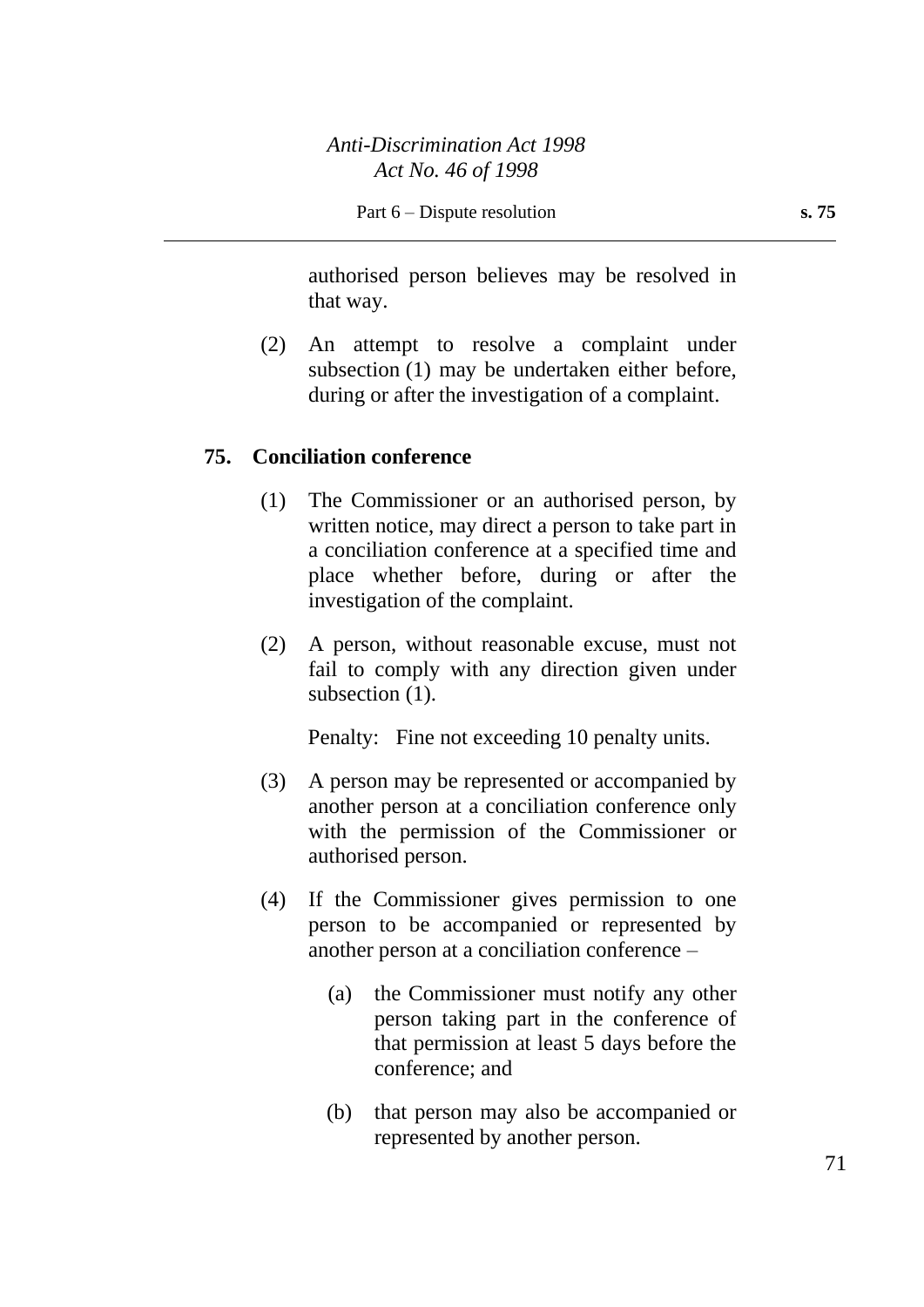authorised person believes may be resolved in that way.

(2) An attempt to resolve a complaint under subsection (1) may be undertaken either before, during or after the investigation of a complaint.

## 75. Conciliation conference

(1) The Commissioner or an authorised person, by written notice, may direct a person to take part in a conciliation conference at a specified time and place whether before, during or after the investigation of the complaint.

(2) A person, without reasonable excuse, must not fail to comply with any direction given under subsection (1).

Penalty: Fine not exceeding 10 penalty units.

(3) A person may be represented or accompanied by another person at a conciliation conference only with the permission of the Commissioner or authorised person.

(4) If the Commissioner gives permission to one person to be accompanied or represented by another person at a conciliation conference –

(a) the Commissioner must notify any other person taking part in the conference of that permission at least 5 days before the conference; and

(b) that person may also be accompanied or represented by another person.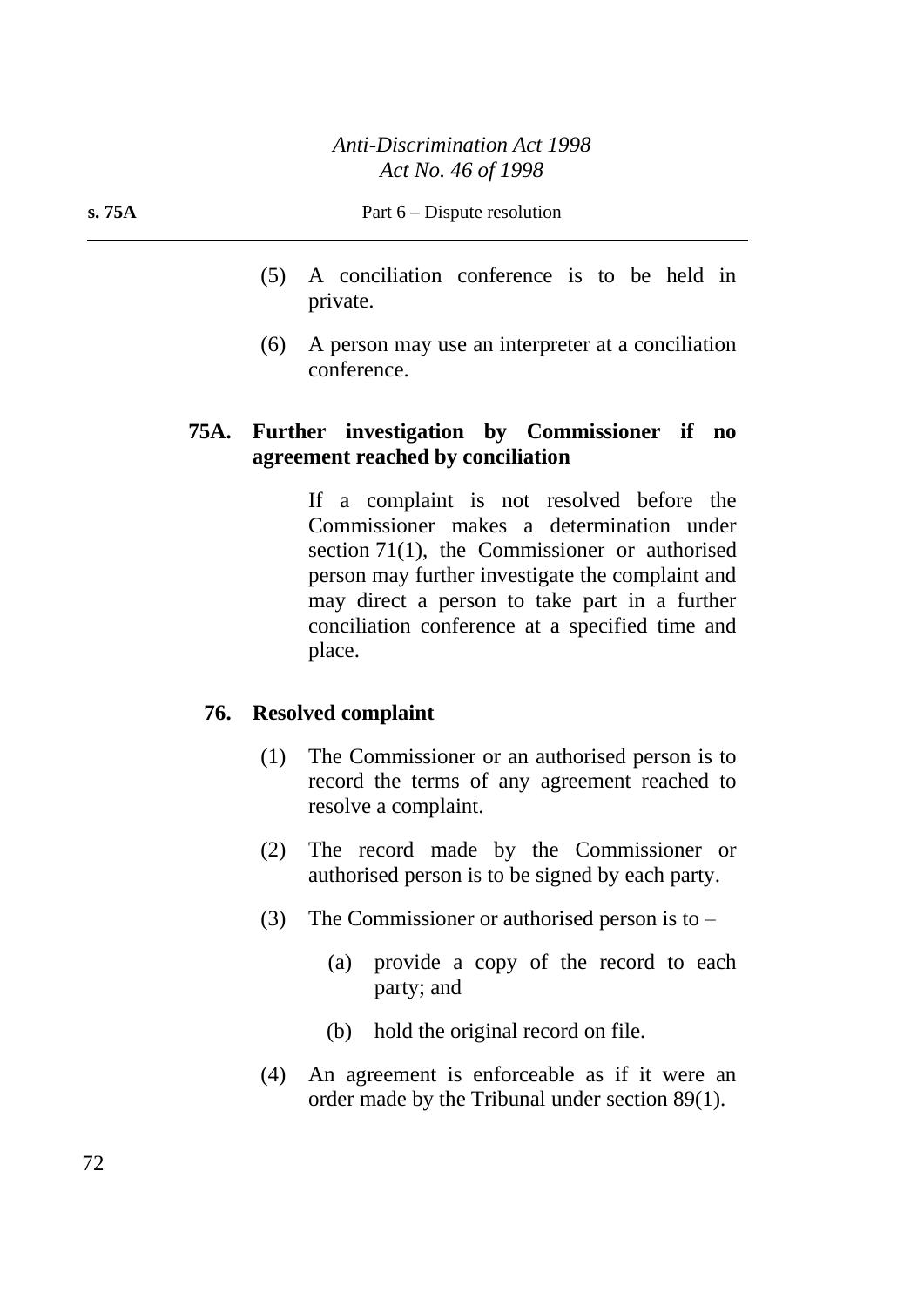(5) A conciliation conference is to be held in private.

(6) A person may use an interpreter at a conciliation conference.

### 75A. Further investigation by Commissioner if no agreement reached by conciliation

If a complaint is not resolved before the Commissioner makes a determination under section 71(1), the Commissioner or authorised person may further investigate the complaint and may direct a person to take part in a further conciliation conference at a specified time and place.

### 76. Resolved complaint

(1) The Commissioner or an authorised person is to record the terms of any agreement reached to resolve a complaint.

(2) The record made by the Commissioner or authorised person is to be signed by each party.

(3) The Commissioner or authorised person is to –

(a) provide a copy of the record to each party; and

(b) hold the original record on file.

(4) An agreement is enforceable as if it were an order made by the Tribunal under section 89(1).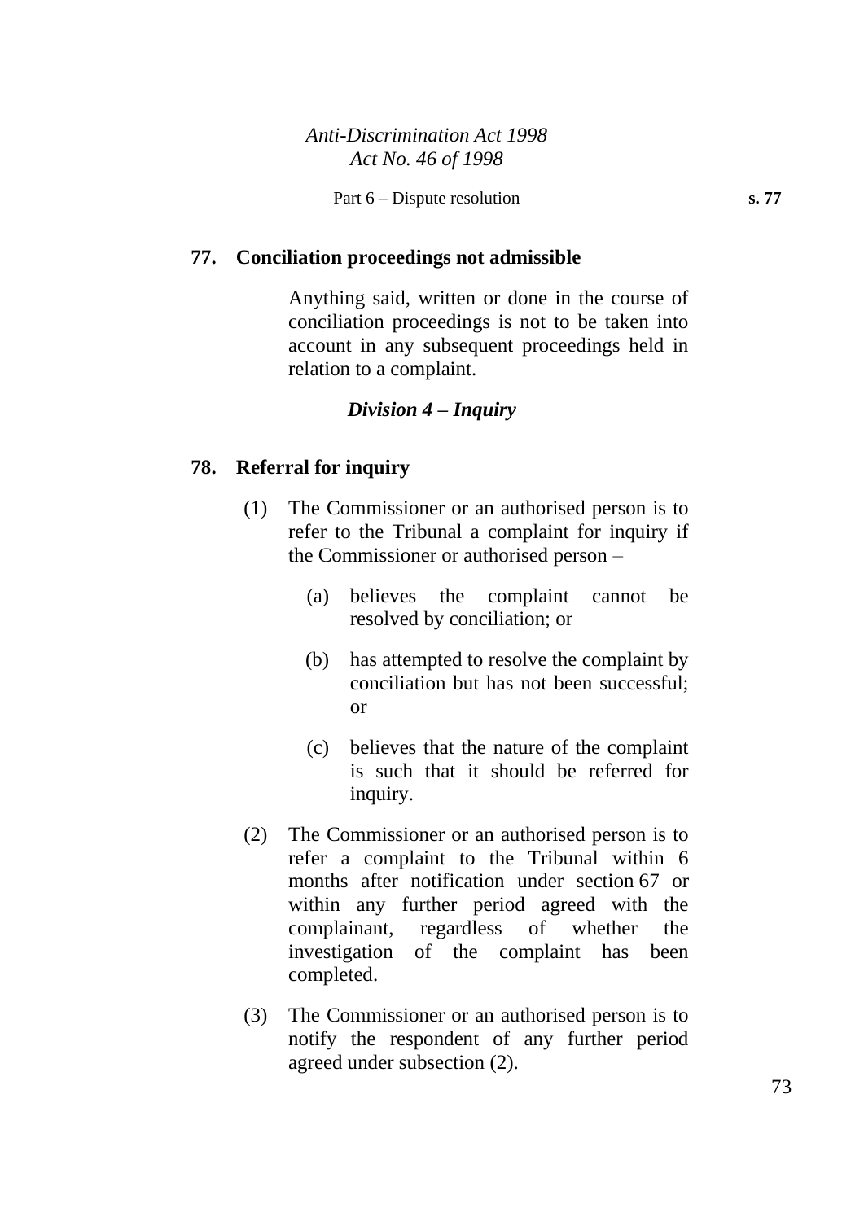## 77. Conciliation proceedings not admissible

Anything said, written or done in the course of conciliation proceedings is not to be taken into account in any subsequent proceedings held in relation to a complaint.

### *Division 4 – Inquiry*

## 78. Referral for inquiry

(1) The Commissioner or an authorised person is to refer to the Tribunal a complaint for inquiry if the Commissioner or authorised person –

(a) believes the complaint cannot be resolved by conciliation; or

(b) has attempted to resolve the complaint by conciliation but has not been successful; or

(c) believes that the nature of the complaint is such that it should be referred for inquiry.

(2) The Commissioner or an authorised person is to refer a complaint to the Tribunal within 6 months after notification under section 67 or within any further period agreed with the complainant, regardless of whether the investigation of the complaint has been completed.

(3) The Commissioner or an authorised person is to notify the respondent of any further period agreed under subsection (2).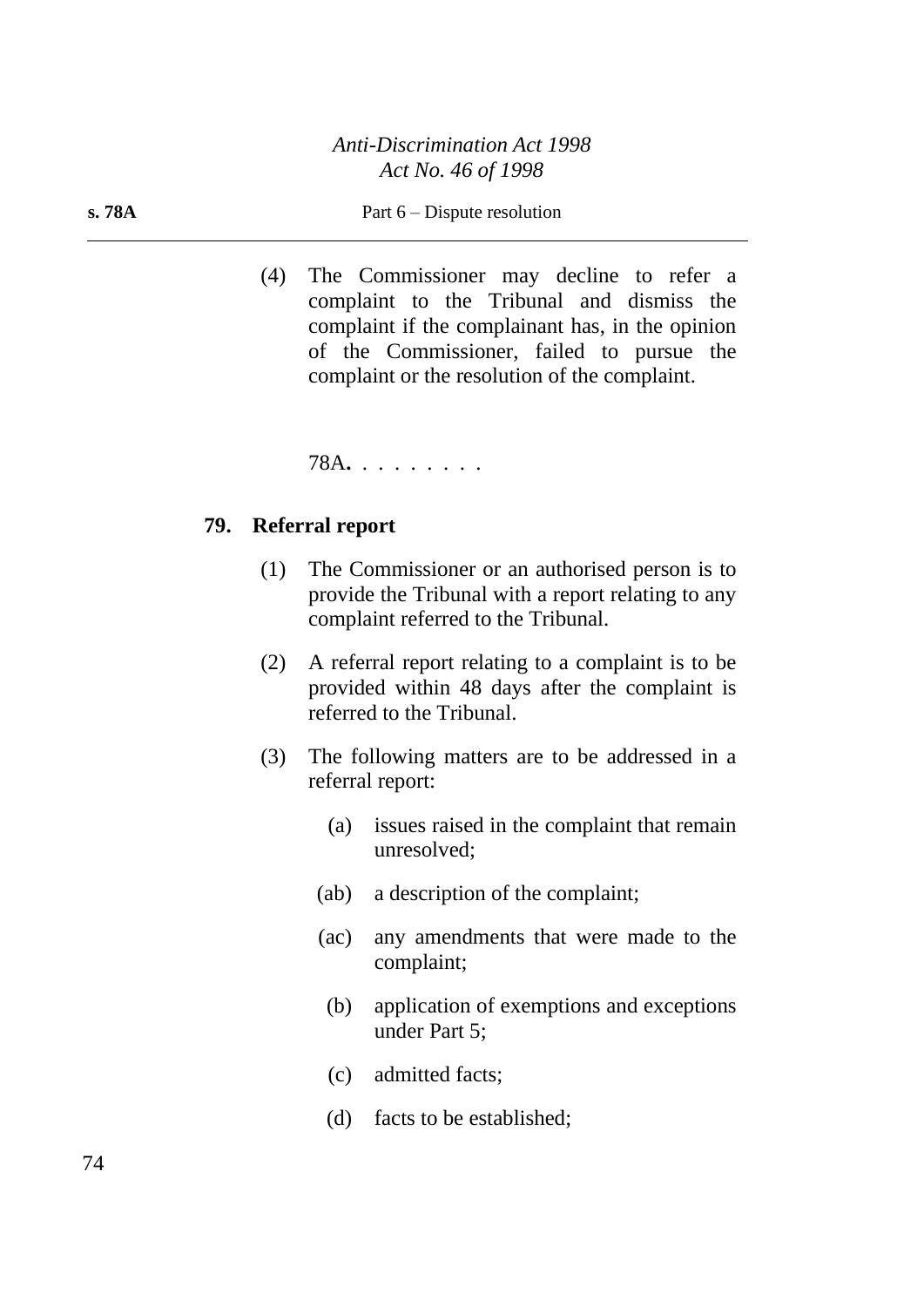(4) The Commissioner may decline to refer a complaint to the Tribunal and dismiss the complaint if the complainant has, in the opinion of the Commissioner, failed to pursue the complaint or the resolution of the complaint.

78A**.** . . . . . . . .

### 79. Referral report

(1) The Commissioner or an authorised person is to provide the Tribunal with a report relating to any complaint referred to the Tribunal.

(2) A referral report relating to a complaint is to be provided within 48 days after the complaint is referred to the Tribunal.

(3) The following matters are to be addressed in a referral report:

- (a) issues raised in the complaint that remain unresolved;
- (ab) a description of the complaint;
- (ac) any amendments that were made to the complaint;
- (b) application of exemptions and exceptions under Part 5;
- (c) admitted facts;
- (d) facts to be established;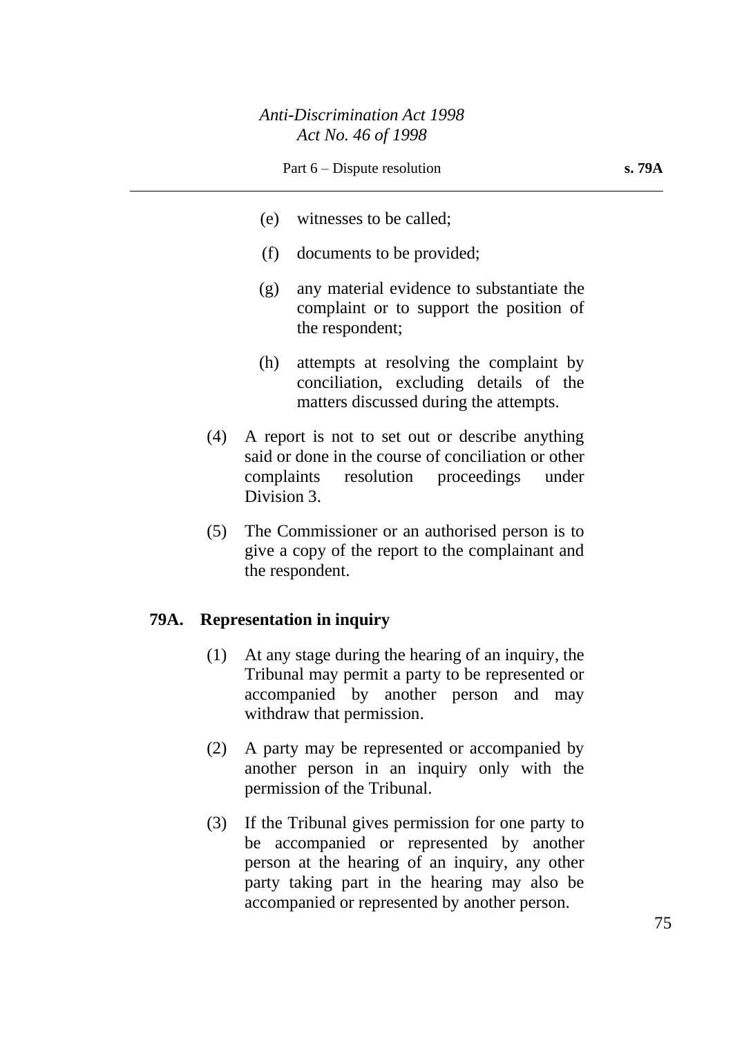(e) witnesses to be called;

(f) documents to be provided;

(g) any material evidence to substantiate the complaint or to support the position of the respondent;

(h) attempts at resolving the complaint by conciliation, excluding details of the matters discussed during the attempts.

(4) A report is not to set out or describe anything said or done in the course of conciliation or other complaints resolution proceedings under Division 3.

(5) The Commissioner or an authorised person is to give a copy of the report to the complainant and the respondent.

## 79A. Representation in inquiry

(1) At any stage during the hearing of an inquiry, the Tribunal may permit a party to be represented or accompanied by another person and may withdraw that permission.

(2) A party may be represented or accompanied by another person in an inquiry only with the permission of the Tribunal.

(3) If the Tribunal gives permission for one party to be accompanied or represented by another person at the hearing of an inquiry, any other party taking part in the hearing may also be accompanied or represented by another person.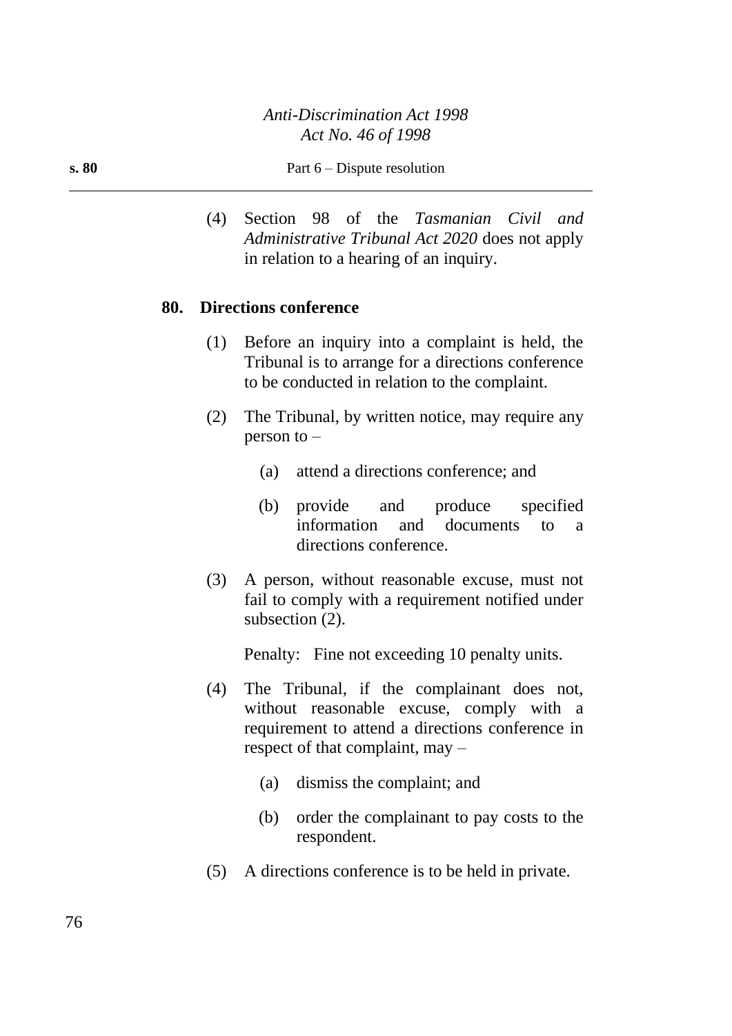(4) Section 98 of the *Tasmanian Civil and Administrative Tribunal Act 2020* does not apply in relation to a hearing of an inquiry.

## 80. Directions conference

(1) Before an inquiry into a complaint is held, the Tribunal is to arrange for a directions conference to be conducted in relation to the complaint.

(2) The Tribunal, by written notice, may require any person to –

(a) attend a directions conference; and

(b) provide and produce specified information and documents to a directions conference.

(3) A person, without reasonable excuse, must not fail to comply with a requirement notified under subsection (2).

Penalty: Fine not exceeding 10 penalty units.

(4) The Tribunal, if the complainant does not, without reasonable excuse, comply with a requirement to attend a directions conference in respect of that complaint, may –

(a) dismiss the complaint; and

(b) order the complainant to pay costs to the respondent.

(5) A directions conference is to be held in private.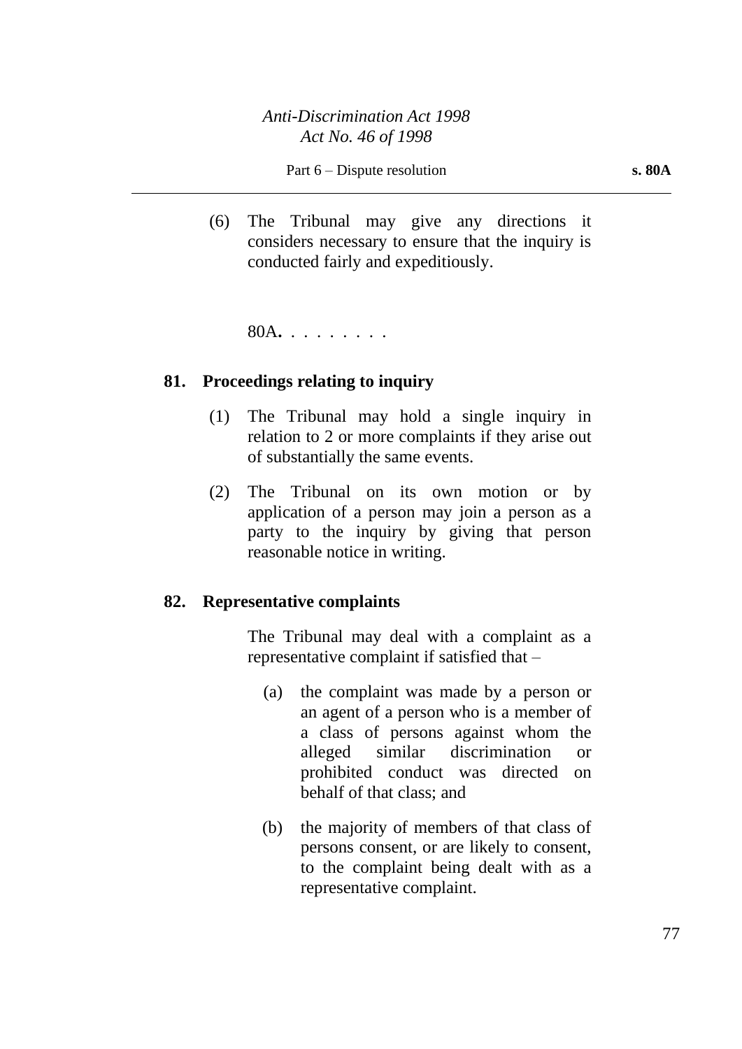(6) The Tribunal may give any directions it considers necessary to ensure that the inquiry is conducted fairly and expeditiously.

80A. . . . . . . . .

**81. Proceedings relating to inquiry**

(1) The Tribunal may hold a single inquiry in relation to 2 or more complaints if they arise out of substantially the same events.

(2) The Tribunal on its own motion or by application of a person may join a person as a party to the inquiry by giving that person reasonable notice in writing.

**82. Representative complaints**

The Tribunal may deal with a complaint as a representative complaint if satisfied that –

(a) the complaint was made by a person or an agent of a person who is a member of a class of persons against whom the alleged similar discrimination or prohibited conduct was directed on behalf of that class; and

(b) the majority of members of that class of persons consent, or are likely to consent, to the complaint being dealt with as a representative complaint.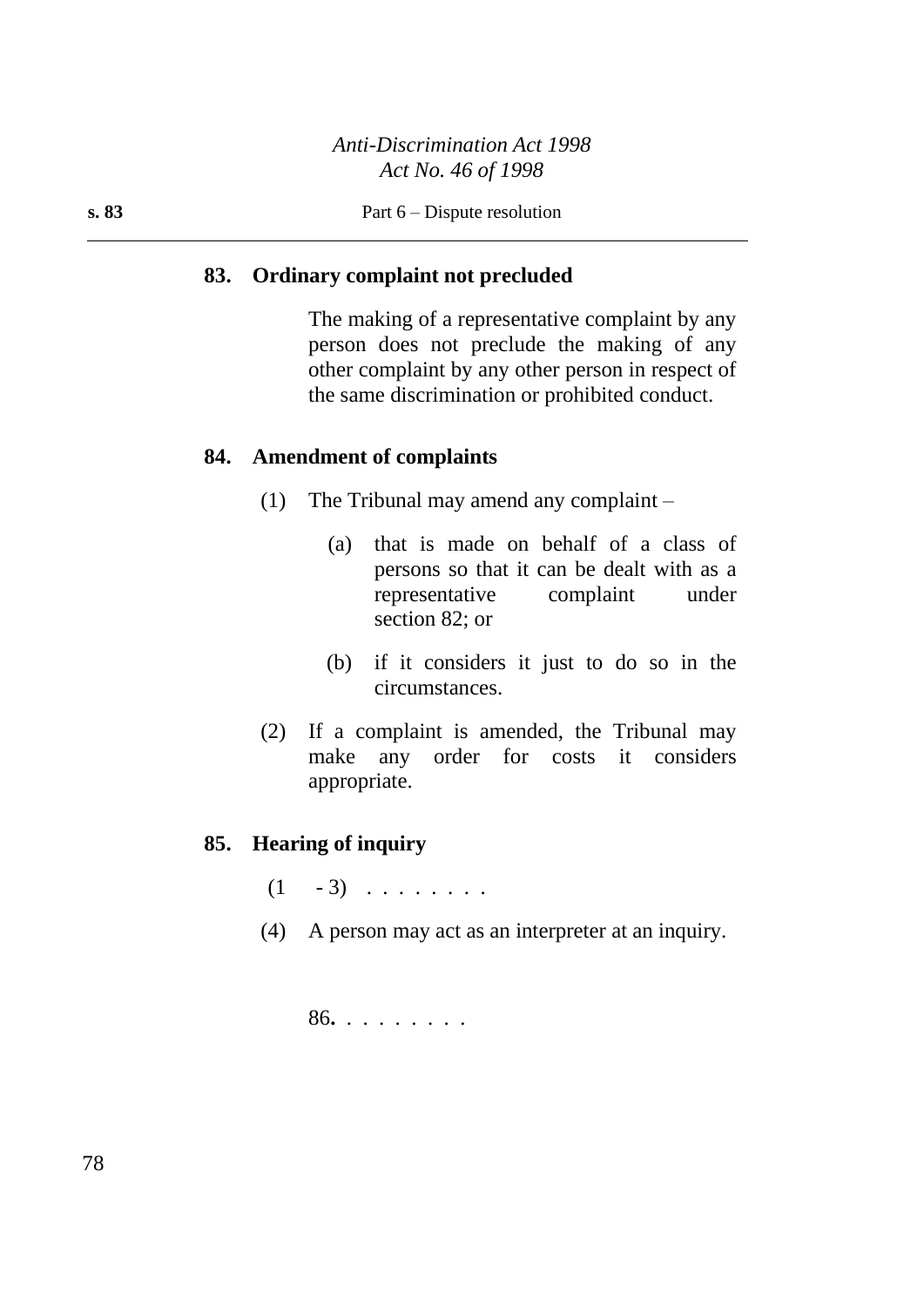**83. Ordinary complaint not precluded**

The making of a representative complaint by any person does not preclude the making of any other complaint by any other person in respect of the same discrimination or prohibited conduct.

**84. Amendment of complaints**

(1) The Tribunal may amend any complaint –

(a) that is made on behalf of a class of persons so that it can be dealt with as a representative complaint under section 82; or

(b) if it considers it just to do so in the circumstances.

(2) If a complaint is amended, the Tribunal may make any order for costs it considers appropriate.

**85. Hearing of inquiry**

(1 - 3) . . . . . . . .

(4) A person may act as an interpreter at an inquiry.

86. . . . . . . . .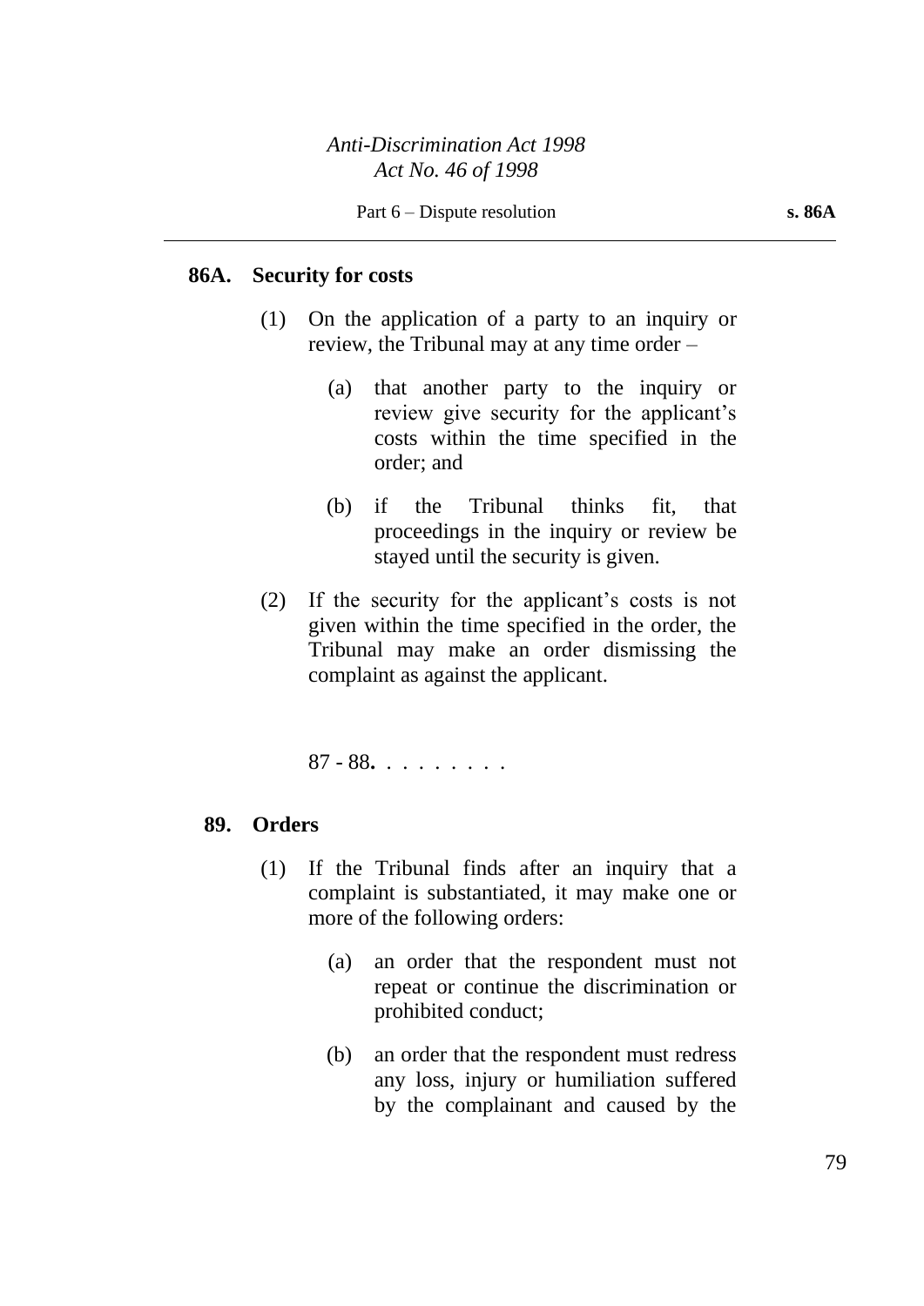**86A. Security for costs**

(1) On the application of a party to an inquiry or review, the Tribunal may at any time order –

(a) that another party to the inquiry or review give security for the applicant's costs within the time specified in the order; and

(b) if the Tribunal thinks fit, that proceedings in the inquiry or review be stayed until the security is given.

(2) If the security for the applicant's costs is not given within the time specified in the order, the Tribunal may make an order dismissing the complaint as against the applicant.

87 - 88**.** . . . . . . . .

**89. Orders**

(1) If the Tribunal finds after an inquiry that a complaint is substantiated, it may make one or more of the following orders:

(a) an order that the respondent must not repeat or continue the discrimination or prohibited conduct;

(b) an order that the respondent must redress any loss, injury or humiliation suffered by the complainant and caused by the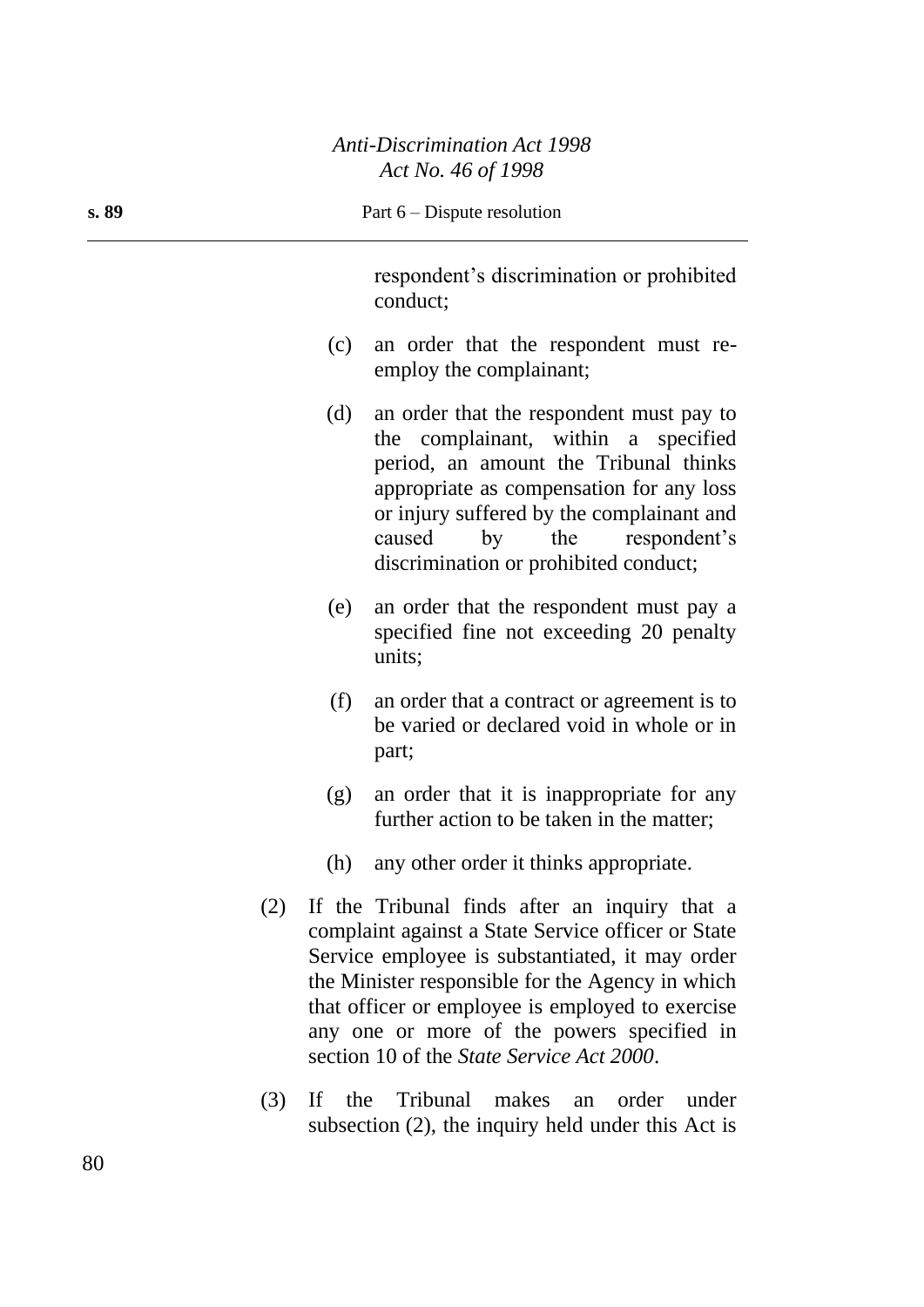respondent's discrimination or prohibited conduct;

(c) an order that the respondent must re-employ the complainant;

(d) an order that the respondent must pay to the complainant, within a specified period, an amount the Tribunal thinks appropriate as compensation for any loss or injury suffered by the complainant and caused by the respondent's discrimination or prohibited conduct;

(e) an order that the respondent must pay a specified fine not exceeding 20 penalty units;

(f) an order that a contract or agreement is to be varied or declared void in whole or in part;

(g) an order that it is inappropriate for any further action to be taken in the matter;

(h) any other order it thinks appropriate.

(2) If the Tribunal finds after an inquiry that a complaint against a State Service officer or State Service employee is substantiated, it may order the Minister responsible for the Agency in which that officer or employee is employed to exercise any one or more of the powers specified in section 10 of the *State Service Act 2000*.

(3) If the Tribunal makes an order under subsection (2), the inquiry held under this Act is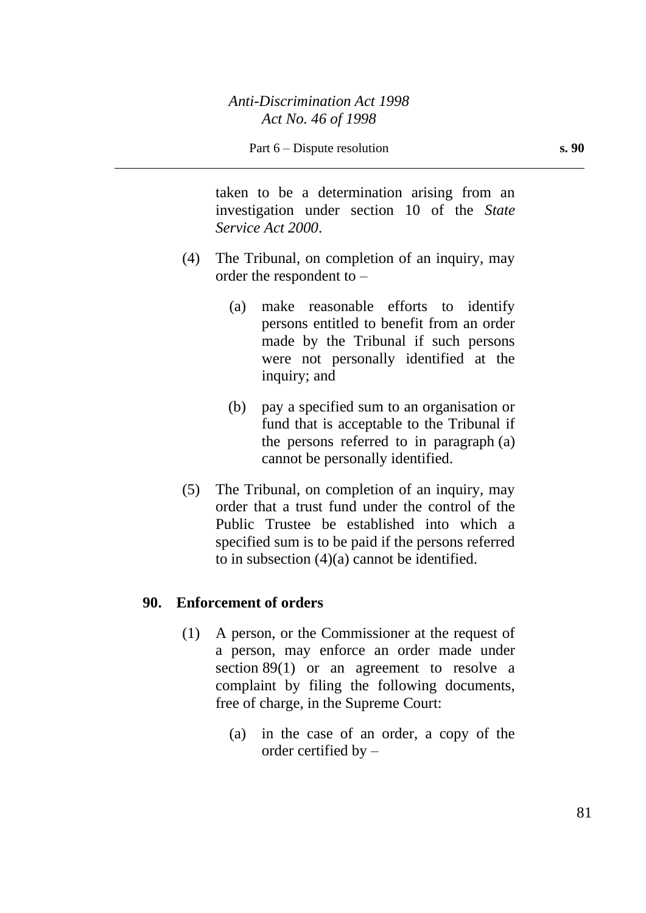taken to be a determination arising from an investigation under section 10 of the *State Service Act 2000*.

(4) The Tribunal, on completion of an inquiry, may order the respondent to –

(a) make reasonable efforts to identify persons entitled to benefit from an order made by the Tribunal if such persons were not personally identified at the inquiry; and

(b) pay a specified sum to an organisation or fund that is acceptable to the Tribunal if the persons referred to in paragraph (a) cannot be personally identified.

(5) The Tribunal, on completion of an inquiry, may order that a trust fund under the control of the Public Trustee be established into which a specified sum is to be paid if the persons referred to in subsection (4)(a) cannot be identified.

**90. Enforcement of orders**

(1) A person, or the Commissioner at the request of a person, may enforce an order made under section 89(1) or an agreement to resolve a complaint by filing the following documents, free of charge, in the Supreme Court:

(a) in the case of an order, a copy of the order certified by –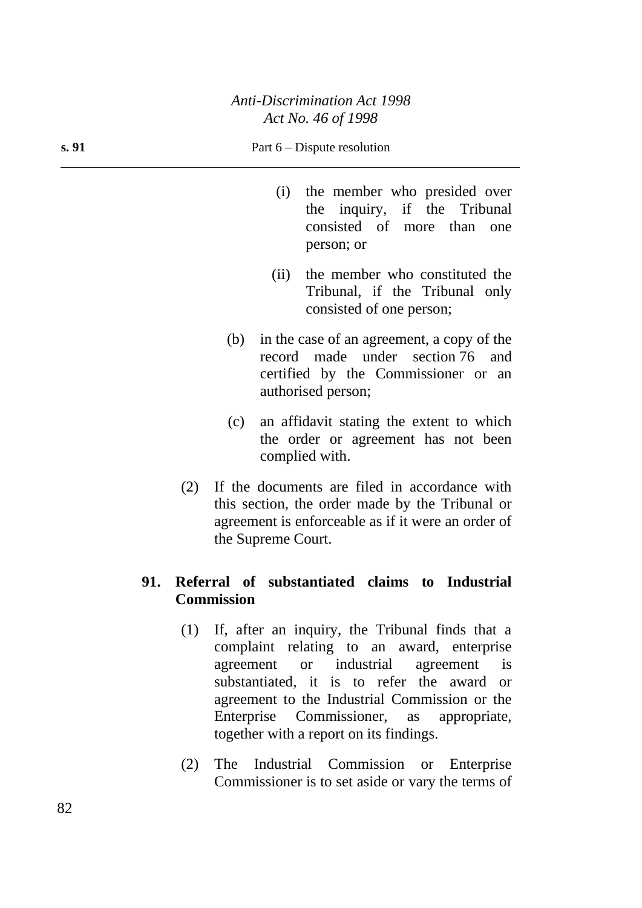(i) the member who presided over the inquiry, if the Tribunal consisted of more than one person; or

(ii) the member who constituted the Tribunal, if the Tribunal only consisted of one person;

(b) in the case of an agreement, a copy of the record made under section 76 and certified by the Commissioner or an authorised person;

(c) an affidavit stating the extent to which the order or agreement has not been complied with.

(2) If the documents are filed in accordance with this section, the order made by the Tribunal or agreement is enforceable as if it were an order of the Supreme Court.

**91. Referral of substantiated claims to Industrial Commission**

(1) If, after an inquiry, the Tribunal finds that a complaint relating to an award, enterprise agreement or industrial agreement is substantiated, it is to refer the award or agreement to the Industrial Commission or the Enterprise Commissioner, as appropriate, together with a report on its findings.

(2) The Industrial Commission or Enterprise Commissioner is to set aside or vary the terms of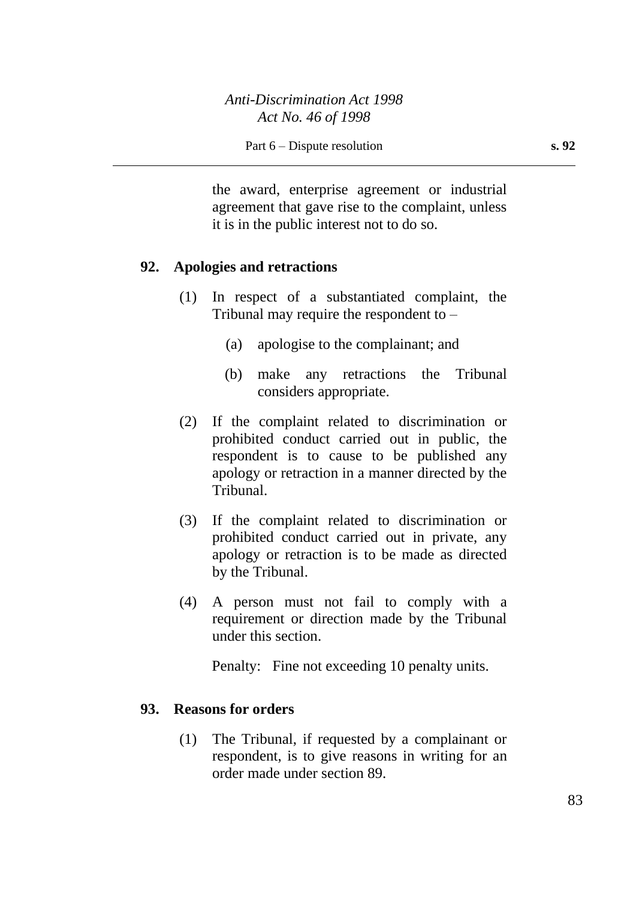the award, enterprise agreement or industrial agreement that gave rise to the complaint, unless it is in the public interest not to do so.

## 92. Apologies and retractions

(1) In respect of a substantiated complaint, the Tribunal may require the respondent to –

(a) apologise to the complainant; and

(b) make any retractions the Tribunal considers appropriate.

(2) If the complaint related to discrimination or prohibited conduct carried out in public, the respondent is to cause to be published any apology or retraction in a manner directed by the Tribunal.

(3) If the complaint related to discrimination or prohibited conduct carried out in private, any apology or retraction is to be made as directed by the Tribunal.

(4) A person must not fail to comply with a requirement or direction made by the Tribunal under this section.

Penalty: Fine not exceeding 10 penalty units.

## 93. Reasons for orders

(1) The Tribunal, if requested by a complainant or respondent, is to give reasons in writing for an order made under section 89.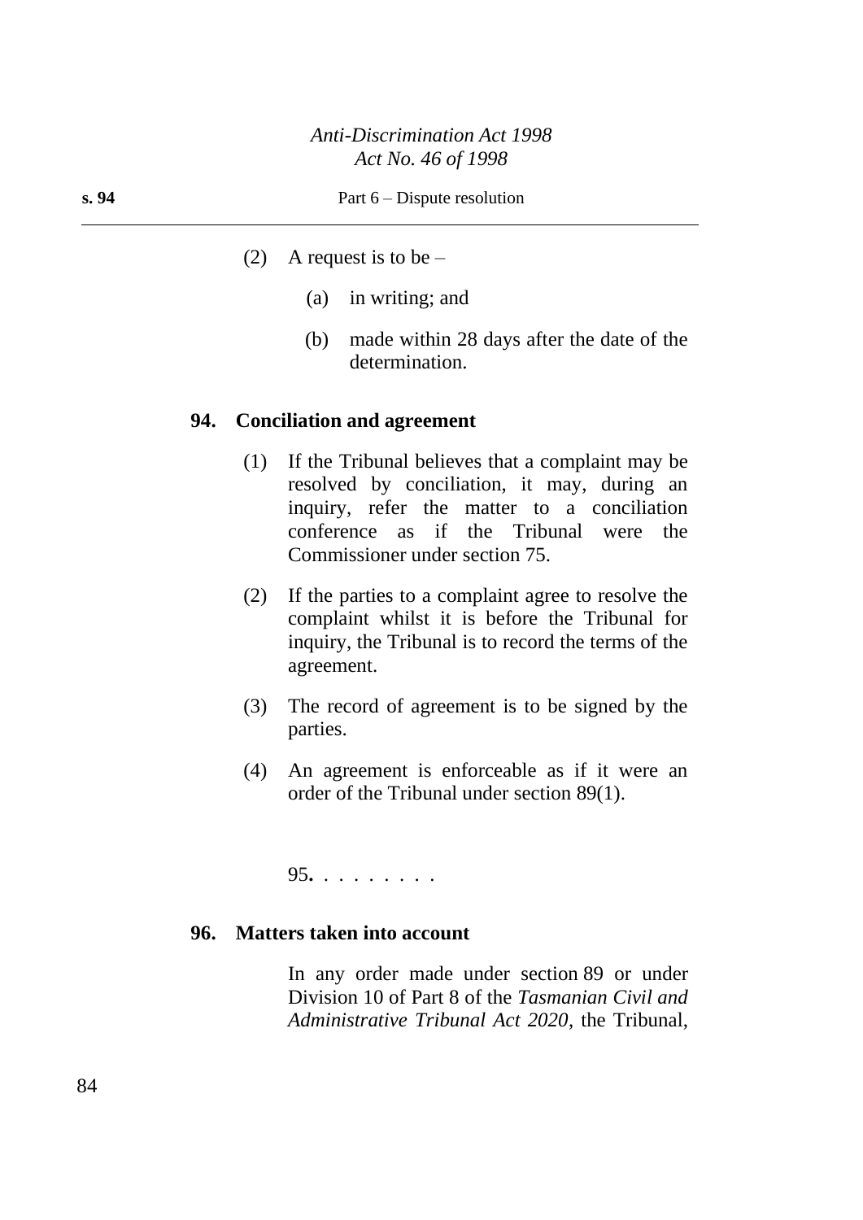(2) A request is to be –

(a) in writing; and

(b) made within 28 days after the date of the determination.

### 94. Conciliation and agreement

(1) If the Tribunal believes that a complaint may be resolved by conciliation, it may, during an inquiry, refer the matter to a conciliation conference as if the Tribunal were the Commissioner under section 75.

(2) If the parties to a complaint agree to resolve the complaint whilst it is before the Tribunal for inquiry, the Tribunal is to record the terms of the agreement.

(3) The record of agreement is to be signed by the parties.

(4) An agreement is enforceable as if it were an order of the Tribunal under section 89(1).

95**.** . . . . . . . .

### 96. Matters taken into account

In any order made under section 89 or under Division 10 of Part 8 of the *Tasmanian Civil and Administrative Tribunal Act 2020*, the Tribunal,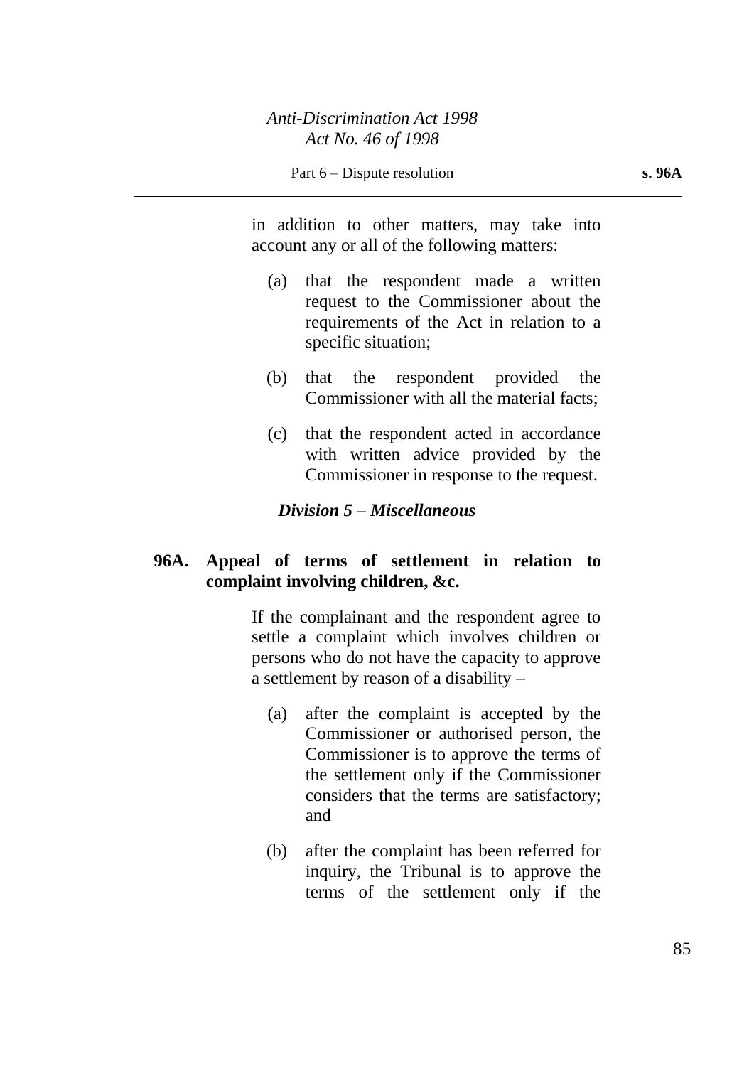in addition to other matters, may take into account any or all of the following matters:

(a) that the respondent made a written request to the Commissioner about the requirements of the Act in relation to a specific situation;

(b) that the respondent provided the Commissioner with all the material facts;

(c) that the respondent acted in accordance with written advice provided by the Commissioner in response to the request.

### *Division 5 – Miscellaneous*

**96A. Appeal of terms of settlement in relation to complaint involving children, &c.**

If the complainant and the respondent agree to settle a complaint which involves children or persons who do not have the capacity to approve a settlement by reason of a disability –

(a) after the complaint is accepted by the Commissioner or authorised person, the Commissioner is to approve the terms of the settlement only if the Commissioner considers that the terms are satisfactory; and

(b) after the complaint has been referred for inquiry, the Tribunal is to approve the terms of the settlement only if the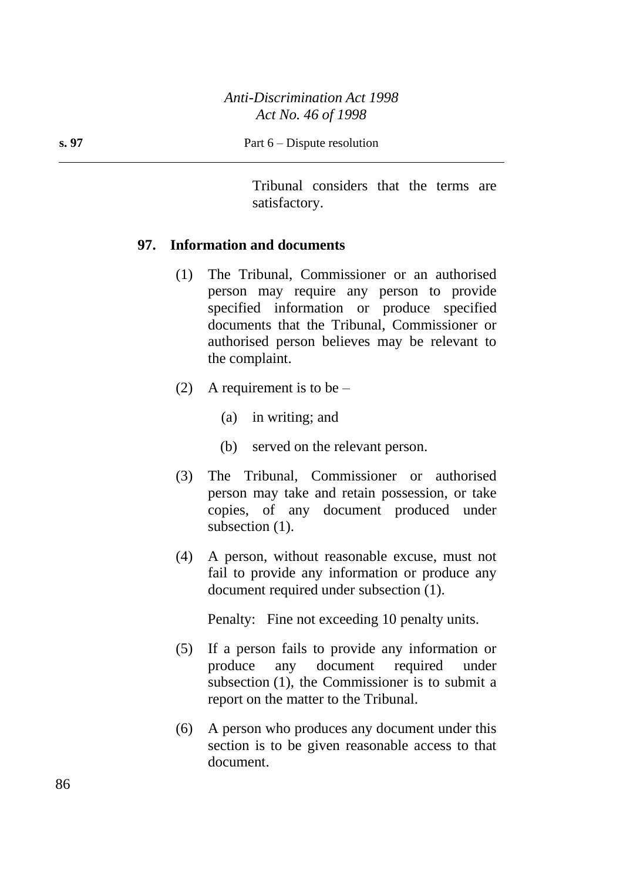Tribunal considers that the terms are satisfactory.

**97. Information and documents**

(1) The Tribunal, Commissioner or an authorised person may require any person to provide specified information or produce specified documents that the Tribunal, Commissioner or authorised person believes may be relevant to the complaint.

(2) A requirement is to be –

(a) in writing; and

(b) served on the relevant person.

(3) The Tribunal, Commissioner or authorised person may take and retain possession, or take copies, of any document produced under subsection (1).

(4) A person, without reasonable excuse, must not fail to provide any information or produce any document required under subsection (1).

Penalty: Fine not exceeding 10 penalty units.

(5) If a person fails to provide any information or produce any document required under subsection (1), the Commissioner is to submit a report on the matter to the Tribunal.

(6) A person who produces any document under this section is to be given reasonable access to that document.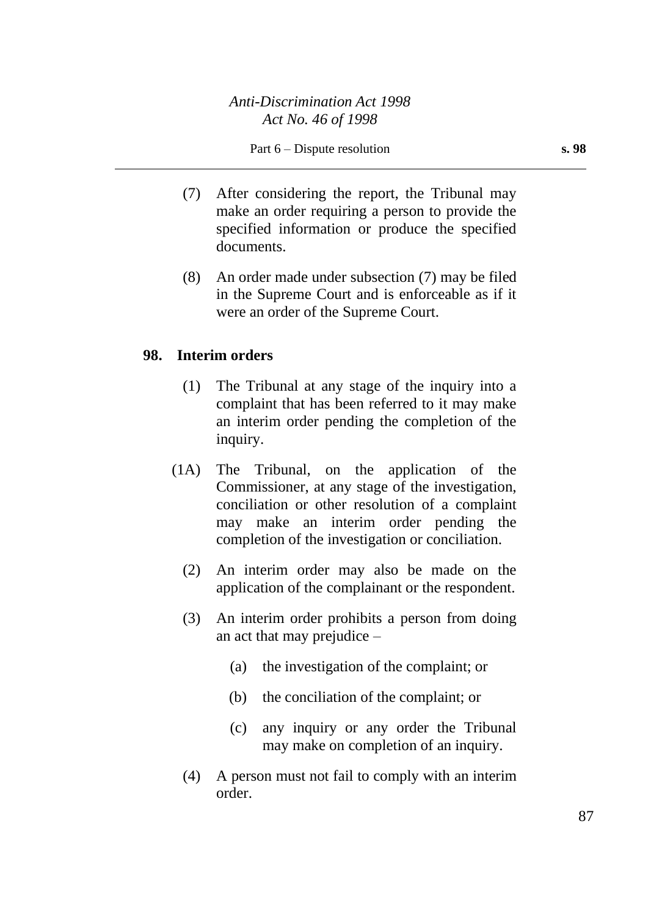(7) After considering the report, the Tribunal may make an order requiring a person to provide the specified information or produce the specified documents.

(8) An order made under subsection (7) may be filed in the Supreme Court and is enforceable as if it were an order of the Supreme Court.

### 98. Interim orders

(1) The Tribunal at any stage of the inquiry into a complaint that has been referred to it may make an interim order pending the completion of the inquiry.

(1A) The Tribunal, on the application of the Commissioner, at any stage of the investigation, conciliation or other resolution of a complaint may make an interim order pending the completion of the investigation or conciliation.

(2) An interim order may also be made on the application of the complainant or the respondent.

(3) An interim order prohibits a person from doing an act that may prejudice –

- (a) the investigation of the complaint; or
- (b) the conciliation of the complaint; or
- (c) any inquiry or any order the Tribunal may make on completion of an inquiry.

(4) A person must not fail to comply with an interim order.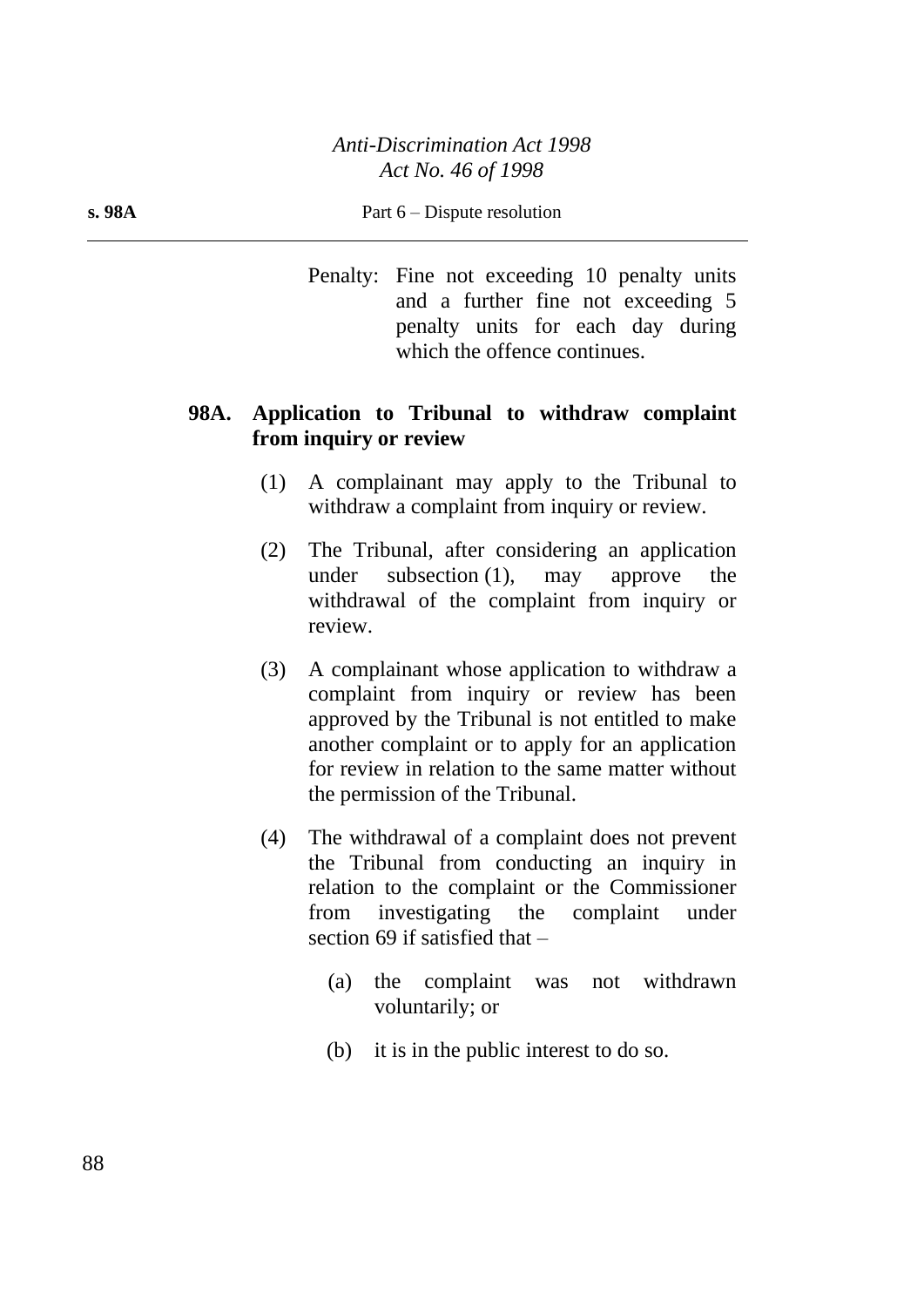Penalty: Fine not exceeding 10 penalty units and a further fine not exceeding 5 penalty units for each day during which the offence continues.

**98A. Application to Tribunal to withdraw complaint from inquiry or review**

(1) A complainant may apply to the Tribunal to withdraw a complaint from inquiry or review.

(2) The Tribunal, after considering an application under subsection (1), may approve the withdrawal of the complaint from inquiry or review.

(3) A complainant whose application to withdraw a complaint from inquiry or review has been approved by the Tribunal is not entitled to make another complaint or to apply for an application for review in relation to the same matter without the permission of the Tribunal.

(4) The withdrawal of a complaint does not prevent the Tribunal from conducting an inquiry in relation to the complaint or the Commissioner from investigating the complaint under section 69 if satisfied that –

(a) the complaint was not withdrawn voluntarily; or

(b) it is in the public interest to do so.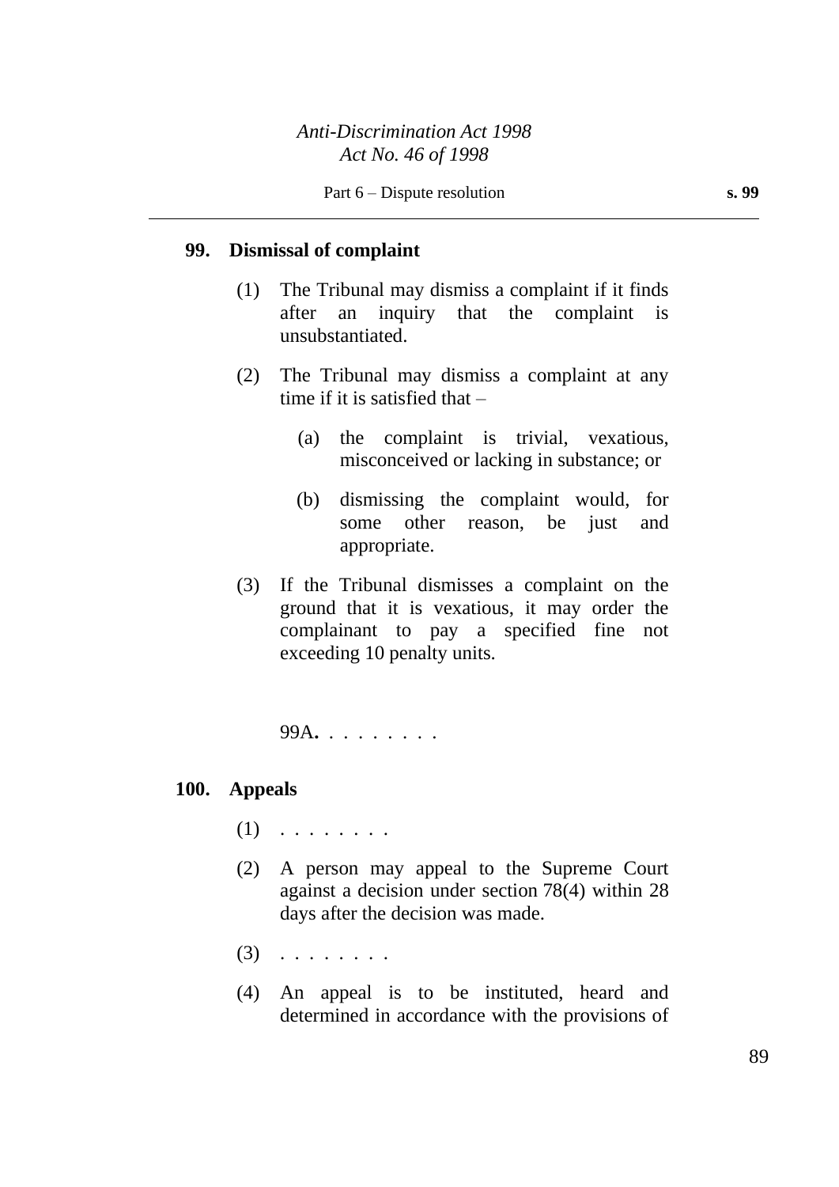## 99. Dismissal of complaint

(1) The Tribunal may dismiss a complaint if it finds after an inquiry that the complaint is unsubstantiated.

(2) The Tribunal may dismiss a complaint at any time if it is satisfied that –

(a) the complaint is trivial, vexatious, misconceived or lacking in substance; or

(b) dismissing the complaint would, for some other reason, be just and appropriate.

(3) If the Tribunal dismisses a complaint on the ground that it is vexatious, it may order the complainant to pay a specified fine not exceeding 10 penalty units.

99A**.** . . . . . . . .

## 100. Appeals

(1) . . . . . . . .

(2) A person may appeal to the Supreme Court against a decision under section 78(4) within 28 days after the decision was made.

(3) . . . . . . . .

(4) An appeal is to be instituted, heard and determined in accordance with the provisions of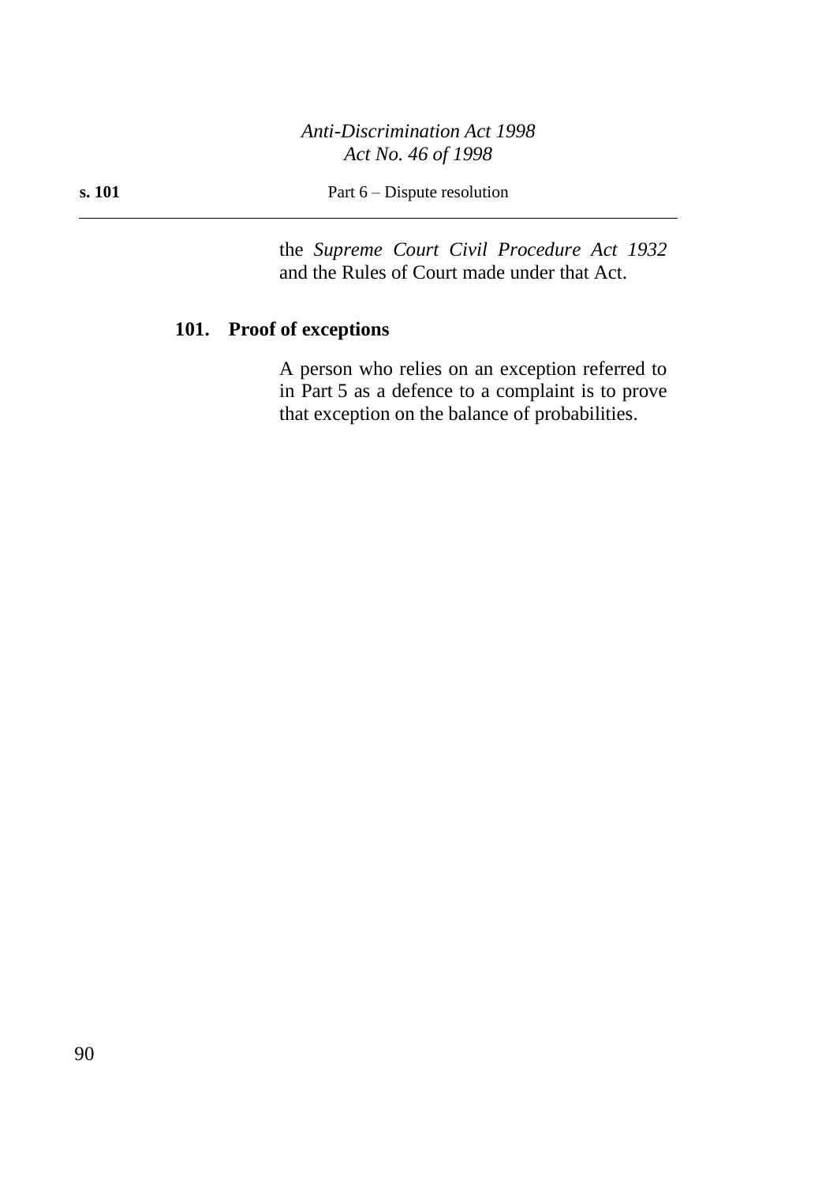the *Supreme Court Civil Procedure Act 1932* and the Rules of Court made under that Act.

### 101. Proof of exceptions

A person who relies on an exception referred to in Part 5 as a defence to a complaint is to prove that exception on the balance of probabilities.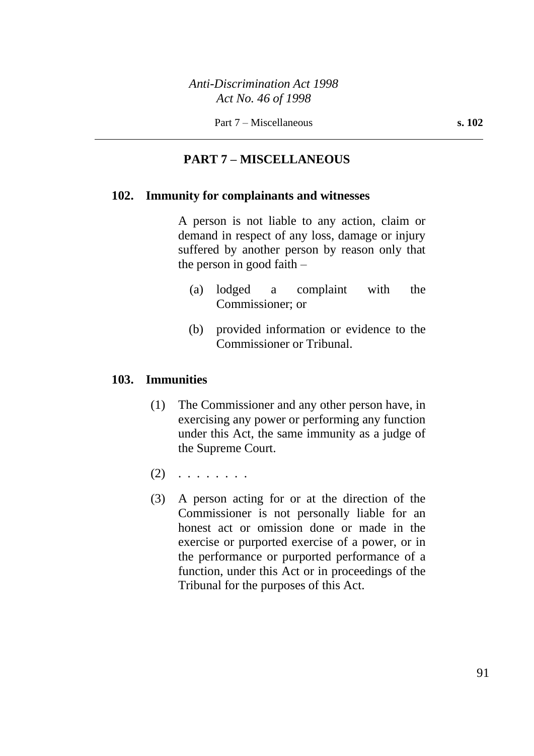## PART 7 – MISCELLANEOUS

### 102. Immunity for complainants and witnesses

A person is not liable to any action, claim or demand in respect of any loss, damage or injury suffered by another person by reason only that the person in good faith –

(a) lodged a complaint with the Commissioner; or

(b) provided information or evidence to the Commissioner or Tribunal.

### 103. Immunities

(1) The Commissioner and any other person have, in exercising any power or performing any function under this Act, the same immunity as a judge of the Supreme Court.

(2) . . . . . . . .

(3) A person acting for or at the direction of the Commissioner is not personally liable for an honest act or omission done or made in the exercise or purported exercise of a power, or in the performance or purported performance of a function, under this Act or in proceedings of the Tribunal for the purposes of this Act.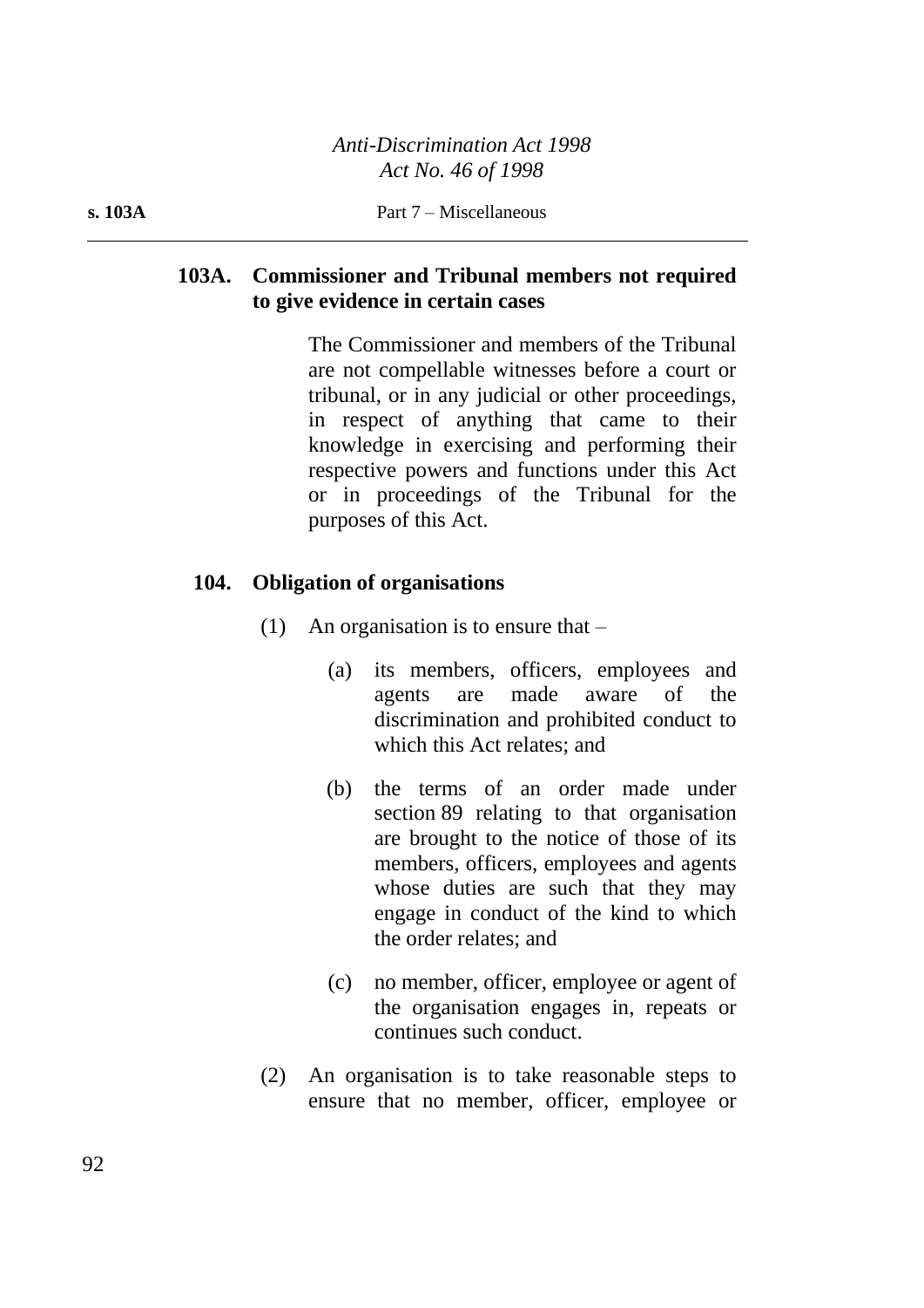### 103A. Commissioner and Tribunal members not required to give evidence in certain cases

The Commissioner and members of the Tribunal are not compellable witnesses before a court or tribunal, or in any judicial or other proceedings, in respect of anything that came to their knowledge in exercising and performing their respective powers and functions under this Act or in proceedings of the Tribunal for the purposes of this Act.

### 104. Obligation of organisations

(1) An organisation is to ensure that –

(a) its members, officers, employees and agents are made aware of the discrimination and prohibited conduct to which this Act relates; and

(b) the terms of an order made under section 89 relating to that organisation are brought to the notice of those of its members, officers, employees and agents whose duties are such that they may engage in conduct of the kind to which the order relates; and

(c) no member, officer, employee or agent of the organisation engages in, repeats or continues such conduct.

(2) An organisation is to take reasonable steps to ensure that no member, officer, employee or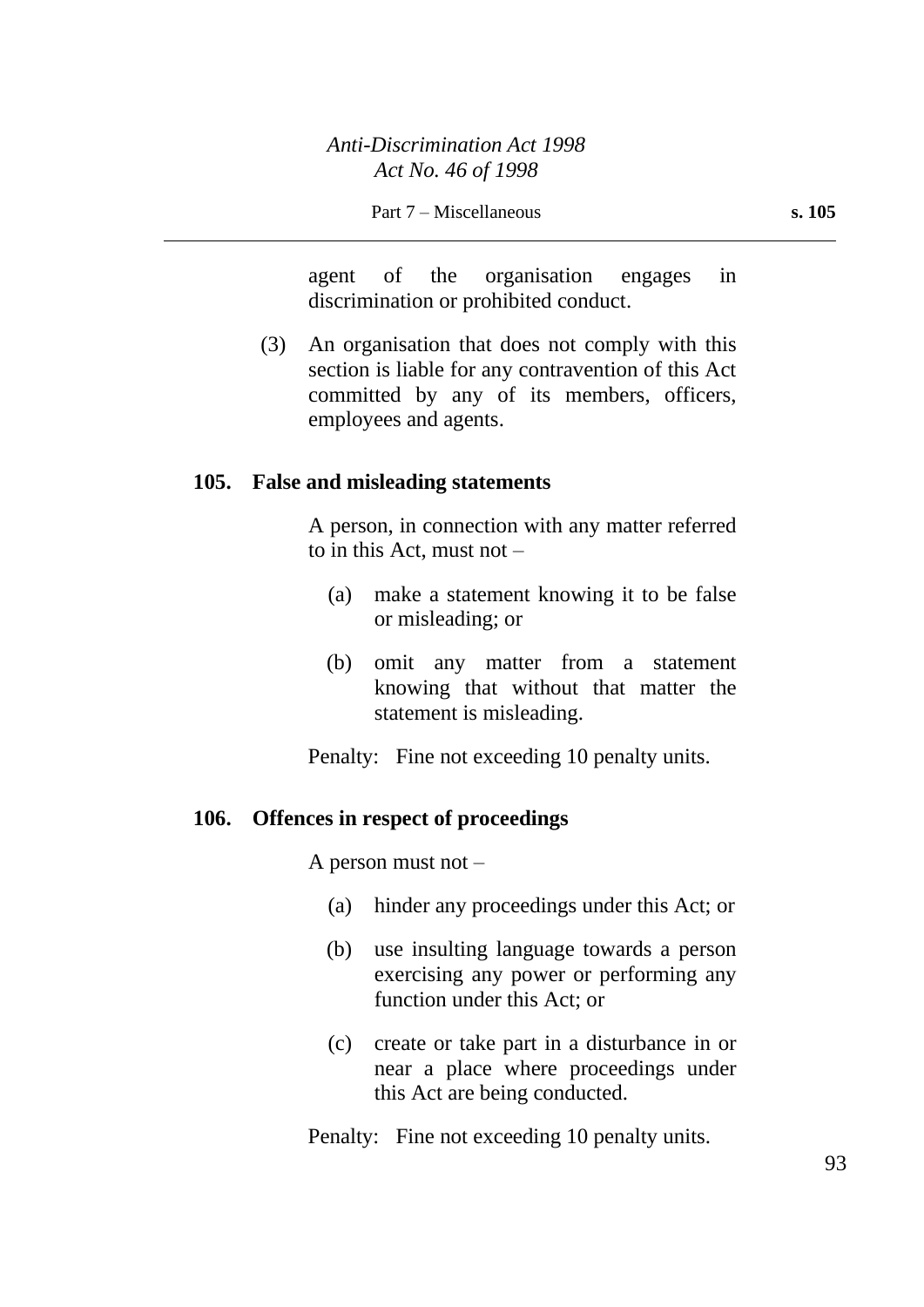agent of the organisation engages in discrimination or prohibited conduct.

(3) An organisation that does not comply with this section is liable for any contravention of this Act committed by any of its members, officers, employees and agents.

### 105. False and misleading statements

A person, in connection with any matter referred to in this Act, must not –

(a) make a statement knowing it to be false or misleading; or

(b) omit any matter from a statement knowing that without that matter the statement is misleading.

Penalty: Fine not exceeding 10 penalty units.

### 106. Offences in respect of proceedings

A person must not –

(a) hinder any proceedings under this Act; or

(b) use insulting language towards a person exercising any power or performing any function under this Act; or

(c) create or take part in a disturbance in or near a place where proceedings under this Act are being conducted.

Penalty: Fine not exceeding 10 penalty units.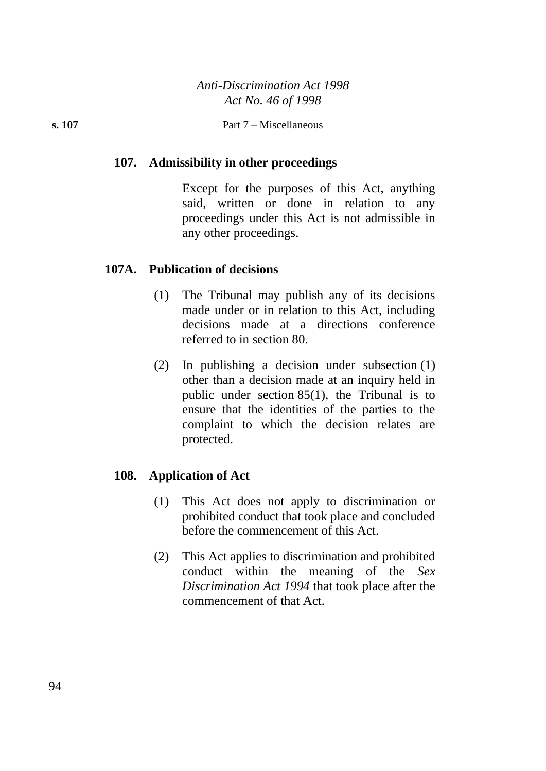### 107. Admissibility in other proceedings

Except for the purposes of this Act, anything said, written or done in relation to any proceedings under this Act is not admissible in any other proceedings.

### 107A. Publication of decisions

(1) The Tribunal may publish any of its decisions made under or in relation to this Act, including decisions made at a directions conference referred to in section 80.

(2) In publishing a decision under subsection (1) other than a decision made at an inquiry held in public under section 85(1), the Tribunal is to ensure that the identities of the parties to the complaint to which the decision relates are protected.

### 108. Application of Act

(1) This Act does not apply to discrimination or prohibited conduct that took place and concluded before the commencement of this Act.

(2) This Act applies to discrimination and prohibited conduct within the meaning of the *Sex Discrimination Act 1994* that took place after the commencement of that Act.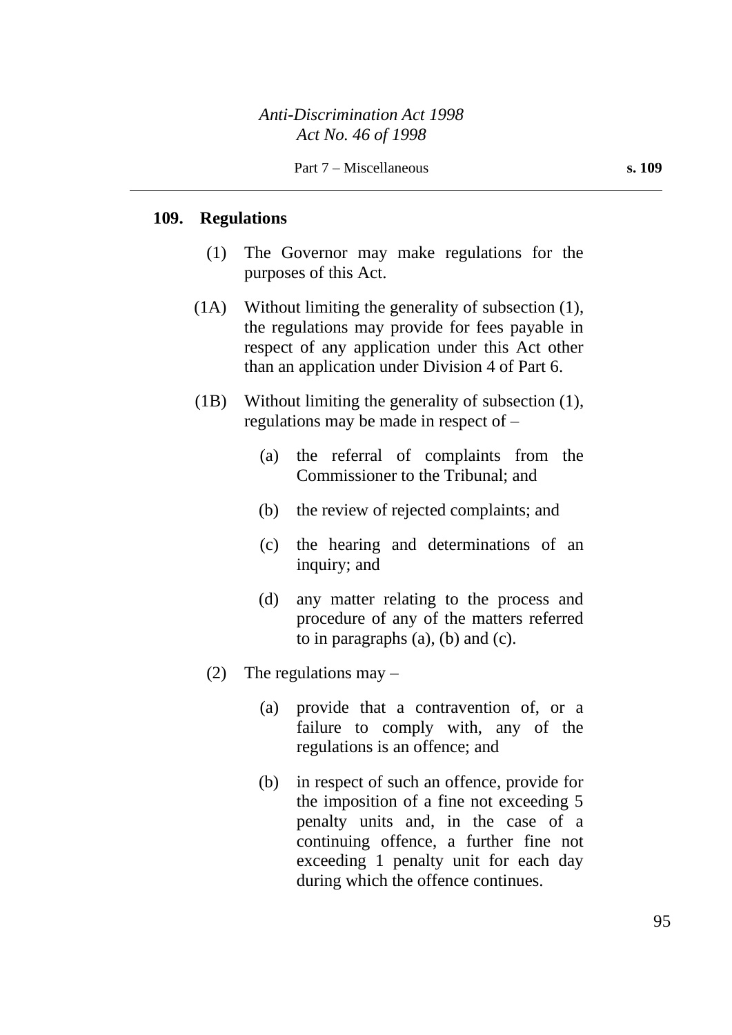## 109. Regulations

(1) The Governor may make regulations for the purposes of this Act.

(1A) Without limiting the generality of subsection (1), the regulations may provide for fees payable in respect of any application under this Act other than an application under Division 4 of Part 6.

(1B) Without limiting the generality of subsection (1), regulations may be made in respect of –

(a) the referral of complaints from the Commissioner to the Tribunal; and

(b) the review of rejected complaints; and

(c) the hearing and determinations of an inquiry; and

(d) any matter relating to the process and procedure of any of the matters referred to in paragraphs (a), (b) and (c).

(2) The regulations may –

(a) provide that a contravention of, or a failure to comply with, any of the regulations is an offence; and

(b) in respect of such an offence, provide for the imposition of a fine not exceeding 5 penalty units and, in the case of a continuing offence, a further fine not exceeding 1 penalty unit for each day during which the offence continues.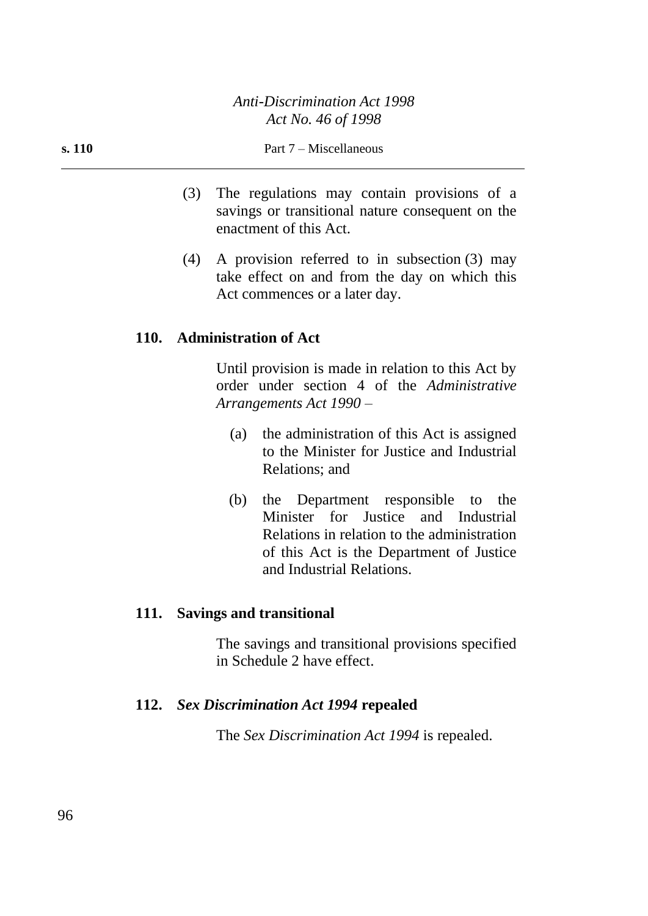(3) The regulations may contain provisions of a savings or transitional nature consequent on the enactment of this Act.

(4) A provision referred to in subsection (3) may take effect on and from the day on which this Act commences or a later day.

### 110. Administration of Act

Until provision is made in relation to this Act by order under section 4 of the *Administrative Arrangements Act 1990* –

(a) the administration of this Act is assigned to the Minister for Justice and Industrial Relations; and

(b) the Department responsible to the Minister for Justice and Industrial Relations in relation to the administration of this Act is the Department of Justice and Industrial Relations.

### 111. Savings and transitional

The savings and transitional provisions specified in Schedule 2 have effect.

### 112. *Sex Discrimination Act 1994* repealed

The *Sex Discrimination Act 1994* is repealed.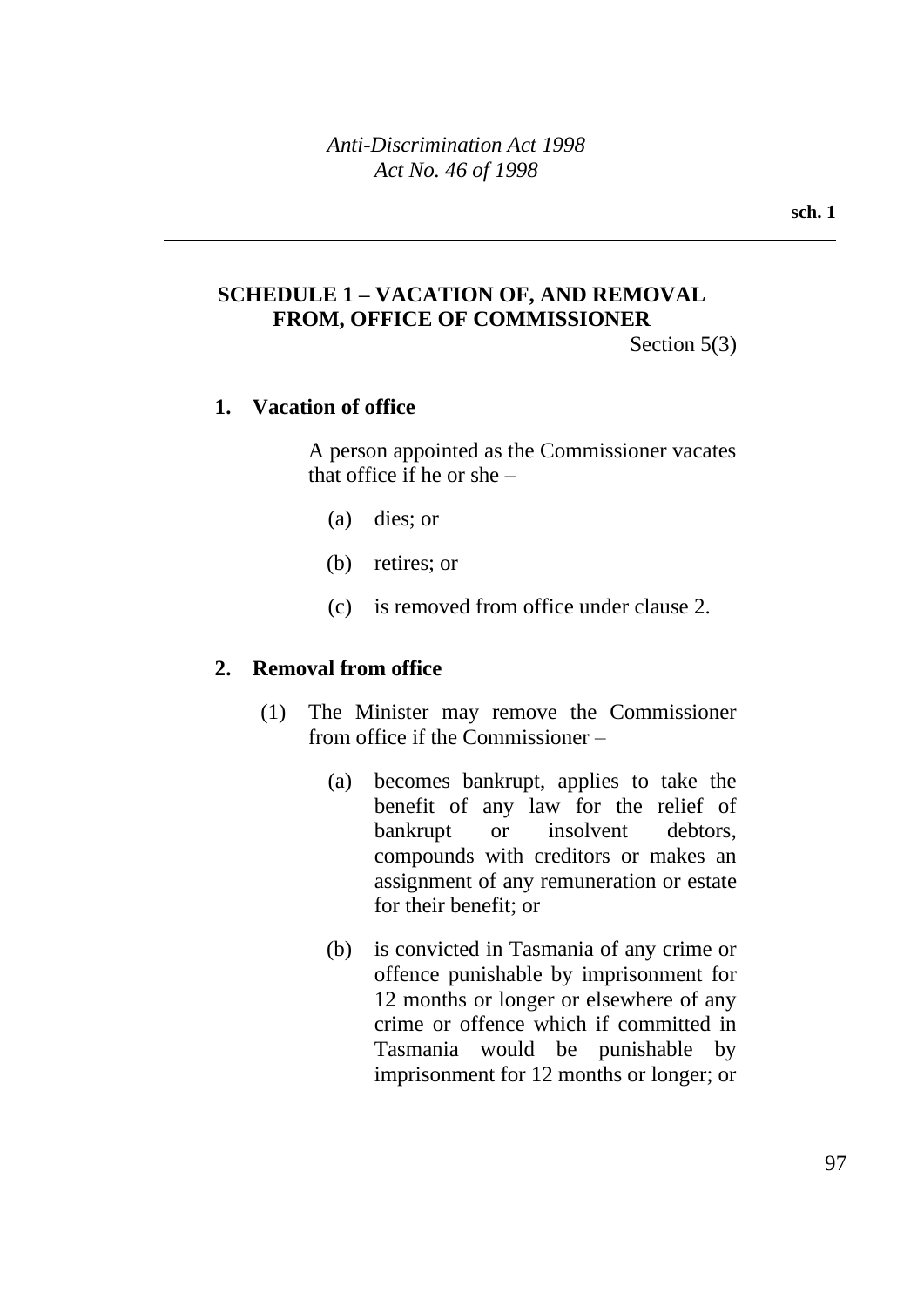## SCHEDULE 1 – VACATION OF, AND REMOVAL FROM, OFFICE OF COMMISSIONER

Section 5(3)

### 1. Vacation of office

A person appointed as the Commissioner vacates that office if he or she –

(a) dies; or

(b) retires; or

(c) is removed from office under clause 2.

### 2. Removal from office

(1) The Minister may remove the Commissioner from office if the Commissioner –

(a) becomes bankrupt, applies to take the benefit of any law for the relief of bankrupt or insolvent debtors, compounds with creditors or makes an assignment of any remuneration or estate for their benefit; or

(b) is convicted in Tasmania of any crime or offence punishable by imprisonment for 12 months or longer or elsewhere of any crime or offence which if committed in Tasmania would be punishable by imprisonment for 12 months or longer; or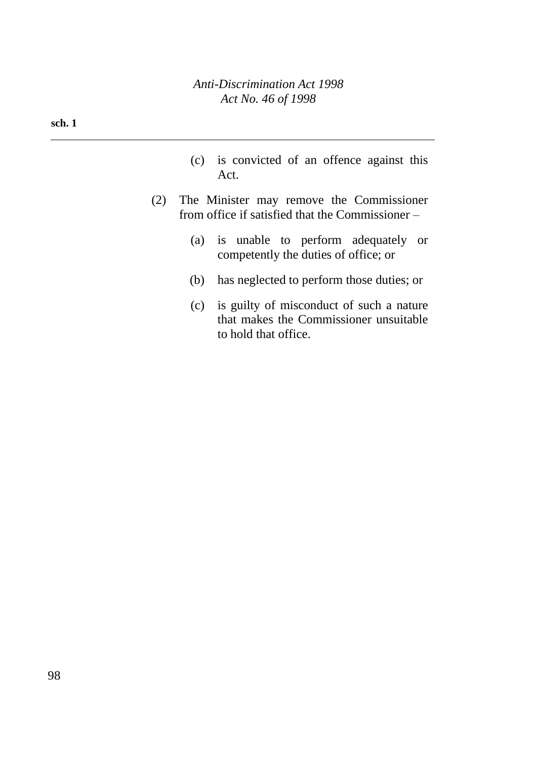(c) is convicted of an offence against this Act.

(2) The Minister may remove the Commissioner from office if satisfied that the Commissioner –

(a) is unable to perform adequately or competently the duties of office; or

(b) has neglected to perform those duties; or

(c) is guilty of misconduct of such a nature that makes the Commissioner unsuitable to hold that office.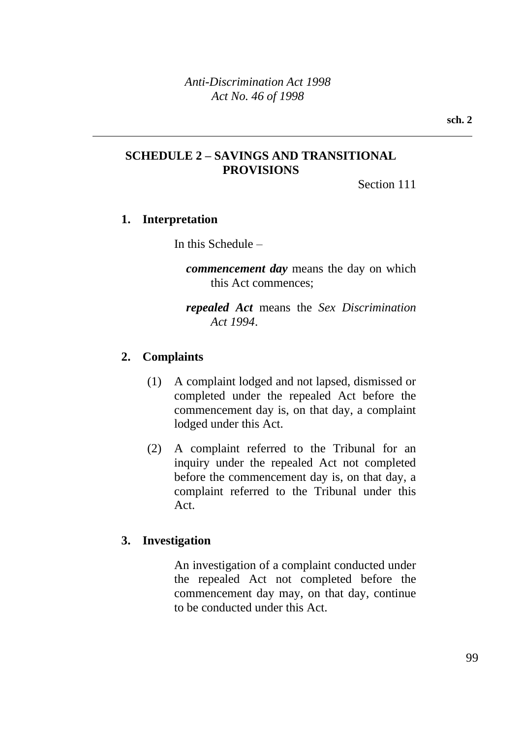## SCHEDULE 2 – SAVINGS AND TRANSITIONAL PROVISIONS

Section 111

### 1. Interpretation

In this Schedule –

***commencement day*** means the day on which this Act commences;

***repealed Act*** means the *Sex Discrimination Act 1994*.

### 2. Complaints

(1) A complaint lodged and not lapsed, dismissed or completed under the repealed Act before the commencement day is, on that day, a complaint lodged under this Act.

(2) A complaint referred to the Tribunal for an inquiry under the repealed Act not completed before the commencement day is, on that day, a complaint referred to the Tribunal under this Act.

### 3. Investigation

An investigation of a complaint conducted under the repealed Act not completed before the commencement day may, on that day, continue to be conducted under this Act.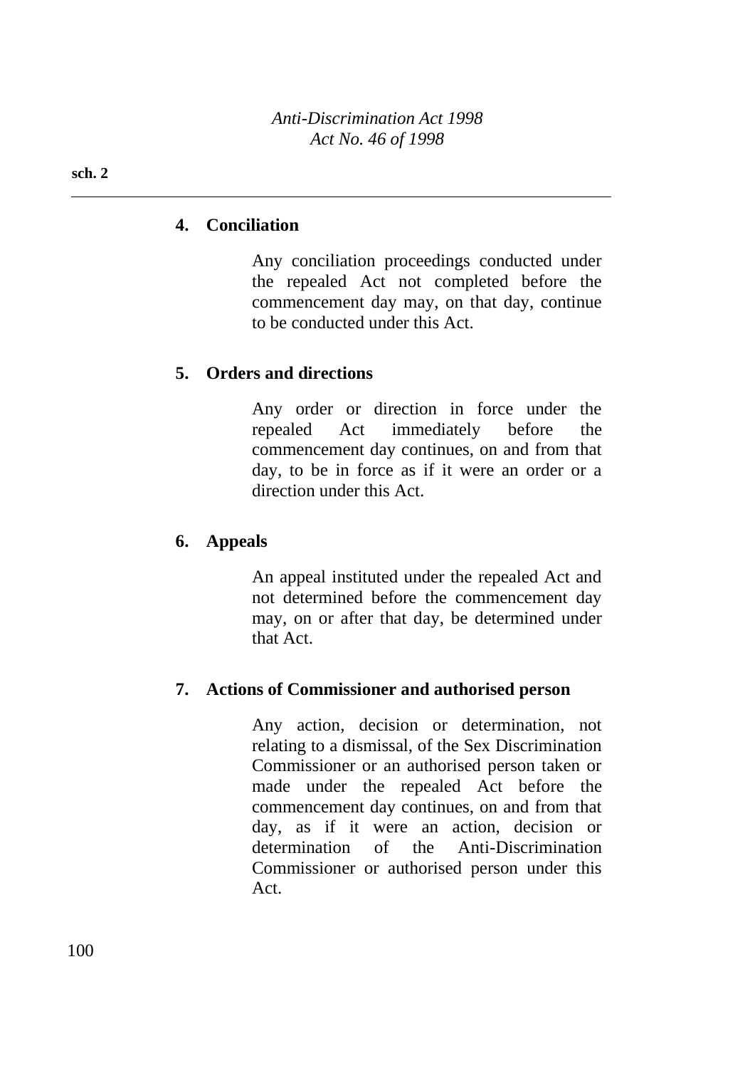## 4. Conciliation

Any conciliation proceedings conducted under the repealed Act not completed before the commencement day may, on that day, continue to be conducted under this Act.

## 5. Orders and directions

Any order or direction in force under the repealed Act immediately before the commencement day continues, on and from that day, to be in force as if it were an order or a direction under this Act.

## 6. Appeals

An appeal instituted under the repealed Act and not determined before the commencement day may, on or after that day, be determined under that Act.

## 7. Actions of Commissioner and authorised person

Any action, decision or determination, not relating to a dismissal, of the Sex Discrimination Commissioner or an authorised person taken or made under the repealed Act before the commencement day continues, on and from that day, as if it were an action, decision or determination of the Anti-Discrimination Commissioner or authorised person under this Act.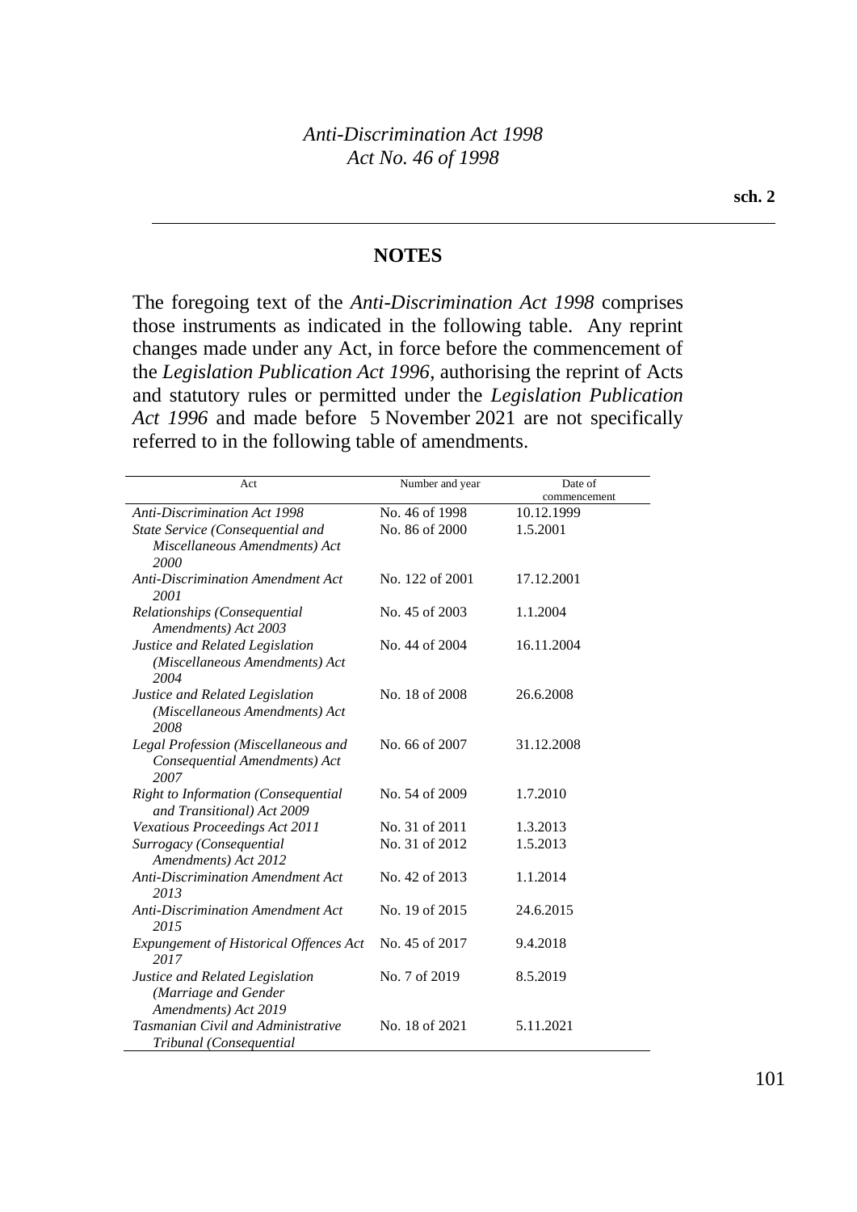## NOTES

The foregoing text of the *Anti-Discrimination Act 1998* comprises those instruments as indicated in the following table. Any reprint changes made under any Act, in force before the commencement of the *Legislation Publication Act 1996*, authorising the reprint of Acts and statutory rules or permitted under the *Legislation Publication Act 1996* and made before 5 November 2021 are not specifically referred to in the following table of amendments.

| Act | Number and year | Date of commencement |
|---|---|---|
| *Anti-Discrimination Act 1998* | No. 46 of 1998 | 10.12.1999 |
| *State Service (Consequential and Miscellaneous Amendments) Act 2000* | No. 86 of 2000 | 1.5.2001 |
| *Anti-Discrimination Amendment Act 2001* | No. 122 of 2001 | 17.12.2001 |
| *Relationships (Consequential Amendments) Act 2003* | No. 45 of 2003 | 1.1.2004 |
| *Justice and Related Legislation (Miscellaneous Amendments) Act 2004* | No. 44 of 2004 | 16.11.2004 |
| *Justice and Related Legislation (Miscellaneous Amendments) Act 2008* | No. 18 of 2008 | 26.6.2008 |
| *Legal Profession (Miscellaneous and Consequential Amendments) Act 2007* | No. 66 of 2007 | 31.12.2008 |
| *Right to Information (Consequential and Transitional) Act 2009* | No. 54 of 2009 | 1.7.2010 |
| *Vexatious Proceedings Act 2011* | No. 31 of 2011 | 1.3.2013 |
| *Surrogacy (Consequential Amendments) Act 2012* | No. 31 of 2012 | 1.5.2013 |
| *Anti-Discrimination Amendment Act 2013* | No. 42 of 2013 | 1.1.2014 |
| *Anti-Discrimination Amendment Act 2015* | No. 19 of 2015 | 24.6.2015 |
| *Expungement of Historical Offences Act 2017* | No. 45 of 2017 | 9.4.2018 |
| *Justice and Related Legislation (Marriage and Gender Amendments) Act 2019* | No. 7 of 2019 | 8.5.2019 |
| *Tasmanian Civil and Administrative Tribunal (Consequential* | No. 18 of 2021 | 5.11.2021 |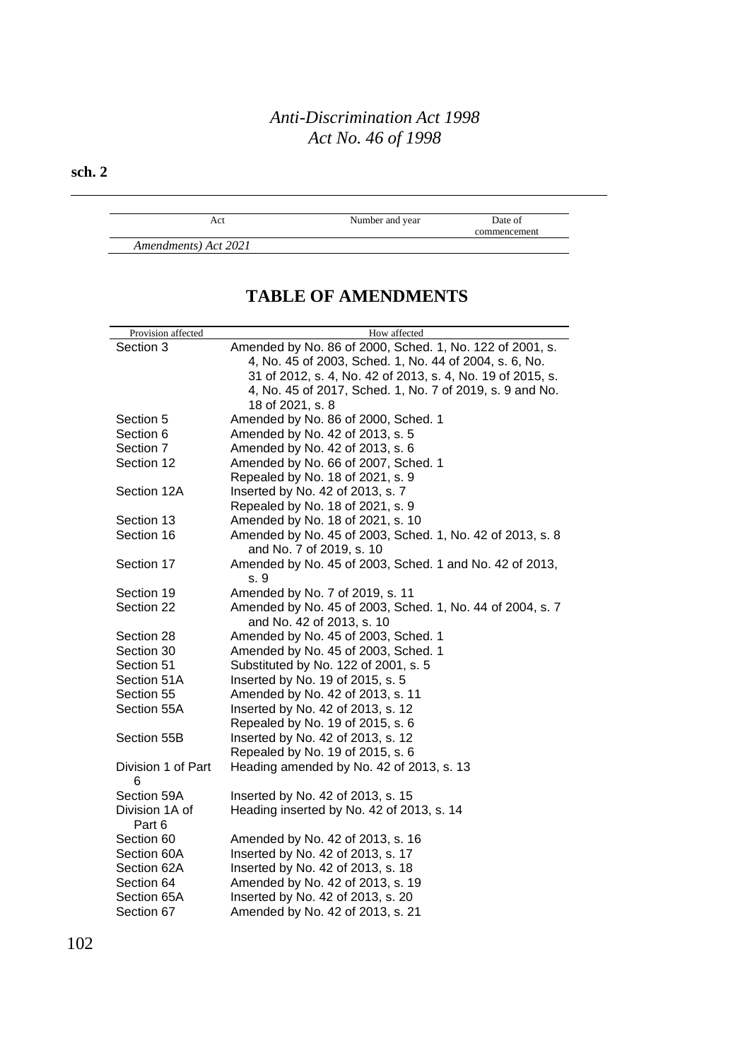| Act | Number and year | Date of commencement |
|---|---|---|
| *Amendments) Act 2021* | | |

## TABLE OF AMENDMENTS

| Provision affected | How affected |
|---|---|
| Section 3 | Amended by No. 86 of 2000, Sched. 1, No. 122 of 2001, s. 4, No. 45 of 2003, Sched. 1, No. 44 of 2004, s. 6, No. 31 of 2012, s. 4, No. 42 of 2013, s. 4, No. 19 of 2015, s. 4, No. 45 of 2017, Sched. 1, No. 7 of 2019, s. 9 and No. 18 of 2021, s. 8 |
| Section 5 | Amended by No. 86 of 2000, Sched. 1 |
| Section 6 | Amended by No. 42 of 2013, s. 5 |
| Section 7 | Amended by No. 42 of 2013, s. 6 |
| Section 12 | Amended by No. 66 of 2007, Sched. 1<br>Repealed by No. 18 of 2021, s. 9 |
| Section 12A | Inserted by No. 42 of 2013, s. 7<br>Repealed by No. 18 of 2021, s. 9 |
| Section 13 | Amended by No. 18 of 2021, s. 10 |
| Section 16 | Amended by No. 45 of 2003, Sched. 1, No. 42 of 2013, s. 8 and No. 7 of 2019, s. 10 |
| Section 17 | Amended by No. 45 of 2003, Sched. 1 and No. 42 of 2013, s. 9 |
| Section 19 | Amended by No. 7 of 2019, s. 11 |
| Section 22 | Amended by No. 45 of 2003, Sched. 1, No. 44 of 2004, s. 7 and No. 42 of 2013, s. 10 |
| Section 28 | Amended by No. 45 of 2003, Sched. 1 |
| Section 30 | Amended by No. 45 of 2003, Sched. 1 |
| Section 51 | Substituted by No. 122 of 2001, s. 5 |
| Section 51A | Inserted by No. 19 of 2015, s. 5 |
| Section 55 | Amended by No. 42 of 2013, s. 11 |
| Section 55A | Inserted by No. 42 of 2013, s. 12<br>Repealed by No. 19 of 2015, s. 6 |
| Section 55B | Inserted by No. 42 of 2013, s. 12<br>Repealed by No. 19 of 2015, s. 6 |
| Division 1 of Part 6 | Heading amended by No. 42 of 2013, s. 13 |
| Section 59A | Inserted by No. 42 of 2013, s. 15 |
| Division 1A of Part 6 | Heading inserted by No. 42 of 2013, s. 14 |
| Section 60 | Amended by No. 42 of 2013, s. 16 |
| Section 60A | Inserted by No. 42 of 2013, s. 17 |
| Section 62A | Inserted by No. 42 of 2013, s. 18 |
| Section 64 | Amended by No. 42 of 2013, s. 19 |
| Section 65A | Inserted by No. 42 of 2013, s. 20 |
| Section 67 | Amended by No. 42 of 2013, s. 21 |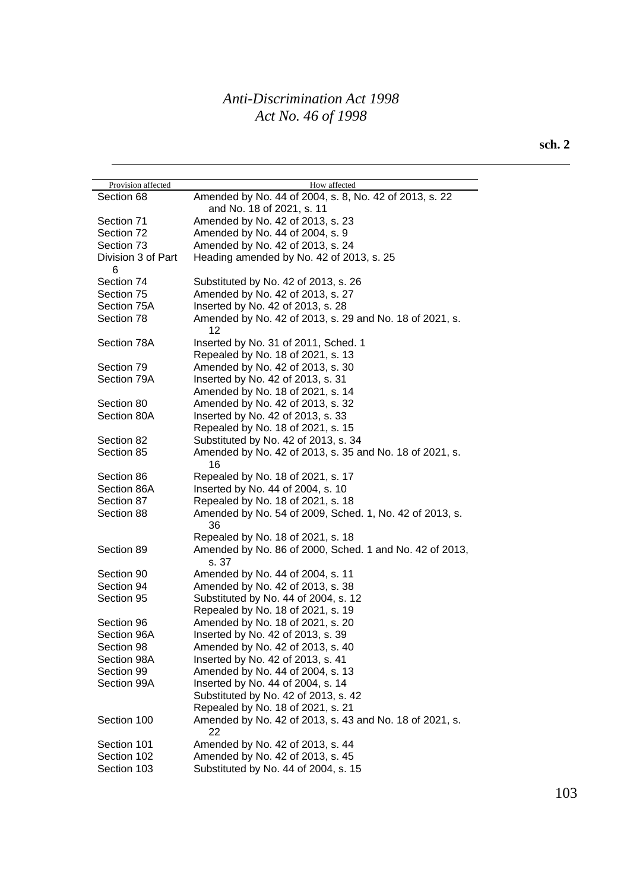| Provision affected | How affected |
|---|---|
| Section 68 | Amended by No. 44 of 2004, s. 8, No. 42 of 2013, s. 22 and No. 18 of 2021, s. 11 |
| Section 71 | Amended by No. 42 of 2013, s. 23 |
| Section 72 | Amended by No. 44 of 2004, s. 9 |
| Section 73 | Amended by No. 42 of 2013, s. 24 |
| Division 3 of Part 6 | Heading amended by No. 42 of 2013, s. 25 |
| Section 74 | Substituted by No. 42 of 2013, s. 26 |
| Section 75 | Amended by No. 42 of 2013, s. 27 |
| Section 75A | Inserted by No. 42 of 2013, s. 28 |
| Section 78 | Amended by No. 42 of 2013, s. 29 and No. 18 of 2021, s. 12 |
| Section 78A | Inserted by No. 31 of 2011, Sched. 1 |
| | Repealed by No. 18 of 2021, s. 13 |
| Section 79 | Amended by No. 42 of 2013, s. 30 |
| Section 79A | Inserted by No. 42 of 2013, s. 31 |
| | Amended by No. 18 of 2021, s. 14 |
| Section 80 | Amended by No. 42 of 2013, s. 32 |
| Section 80A | Inserted by No. 42 of 2013, s. 33 |
| | Repealed by No. 18 of 2021, s. 15 |
| Section 82 | Substituted by No. 42 of 2013, s. 34 |
| Section 85 | Amended by No. 42 of 2013, s. 35 and No. 18 of 2021, s. 16 |
| Section 86 | Repealed by No. 18 of 2021, s. 17 |
| Section 86A | Inserted by No. 44 of 2004, s. 10 |
| Section 87 | Repealed by No. 18 of 2021, s. 18 |
| Section 88 | Amended by No. 54 of 2009, Sched. 1, No. 42 of 2013, s. 36 |
| | Repealed by No. 18 of 2021, s. 18 |
| Section 89 | Amended by No. 86 of 2000, Sched. 1 and No. 42 of 2013, s. 37 |
| Section 90 | Amended by No. 44 of 2004, s. 11 |
| Section 94 | Amended by No. 42 of 2013, s. 38 |
| Section 95 | Substituted by No. 44 of 2004, s. 12 |
| | Repealed by No. 18 of 2021, s. 19 |
| Section 96 | Amended by No. 18 of 2021, s. 20 |
| Section 96A | Inserted by No. 42 of 2013, s. 39 |
| Section 98 | Amended by No. 42 of 2013, s. 40 |
| Section 98A | Inserted by No. 42 of 2013, s. 41 |
| Section 99 | Amended by No. 44 of 2004, s. 13 |
| Section 99A | Inserted by No. 44 of 2004, s. 14 |
| | Substituted by No. 42 of 2013, s. 42 |
| | Repealed by No. 18 of 2021, s. 21 |
| Section 100 | Amended by No. 42 of 2013, s. 43 and No. 18 of 2021, s. 22 |
| Section 101 | Amended by No. 42 of 2013, s. 44 |
| Section 102 | Amended by No. 42 of 2013, s. 45 |
| Section 103 | Substituted by No. 44 of 2004, s. 15 |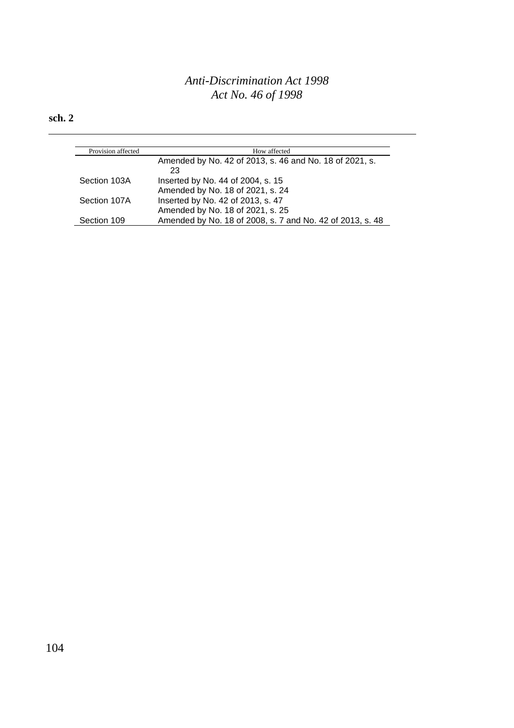| Provision affected | How affected |
|---|---|
| | Amended by No. 42 of 2013, s. 46 and No. 18 of 2021, s. 23 |
| Section 103A | Inserted by No. 44 of 2004, s. 15 |
| | Amended by No. 18 of 2021, s. 24 |
| Section 107A | Inserted by No. 42 of 2013, s. 47 |
| | Amended by No. 18 of 2021, s. 25 |
| Section 109 | Amended by No. 18 of 2008, s. 7 and No. 42 of 2013, s. 48 |